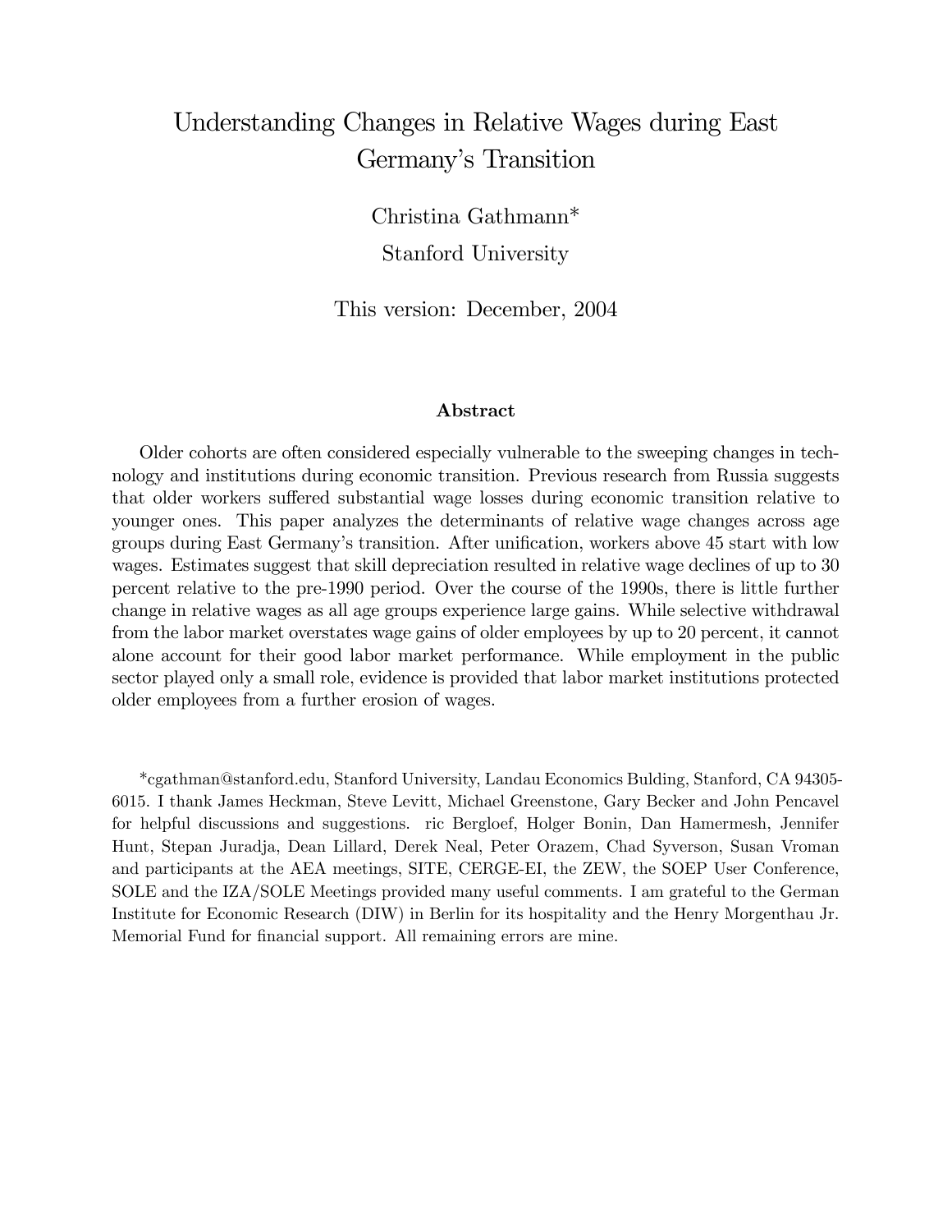# Understanding Changes in Relative Wages during East Germany's Transition

Christina Gathmann*

Stanford University

This version: December, 2004

## Abstract

Older cohorts are often considered especially vulnerable to the sweeping changes in technology and institutions during economic transition. Previous research from Russia suggests that older workers suffered substantial wage losses during economic transition relative to younger ones. This paper analyzes the determinants of relative wage changes across age groups during East Germany's transition. After unification, workers above 45 start with low wages. Estimates suggest that skill depreciation resulted in relative wage declines of up to 30 percent relative to the pre-1990 period. Over the course of the 1990s, there is little further change in relative wages as all age groups experience large gains. While selective withdrawal from the labor market overstates wage gains of older employees by up to 20 percent, it cannot alone account for their good labor market performance. While employment in the public sector played only a small role, evidence is provided that labor market institutions protected older employees from a further erosion of wages.

*cgathman@stanford.edu, Stanford University, Landau Economics Bulding, Stanford, CA 94305-6015. I thank James Heckman, Steve Levitt, Michael Greenstone, Gary Becker and John Pencavel for helpful discussions and suggestions. ric Bergloef, Holger Bonin, Dan Hamermesh, Jennifer Hunt, Stepan Juradja, Dean Lillard, Derek Neal, Peter Orazem, Chad Syverson, Susan Vroman and participants at the AEA meetings, SITE, CERGE-EI, the ZEW, the SOEP User Conference, SOLE and the IZA/SOLE Meetings provided many useful comments. I am grateful to the German Institute for Economic Research (DIW) in Berlin for its hospitality and the Henry Morgenthau Jr. Memorial Fund for financial support. All remaining errors are mine.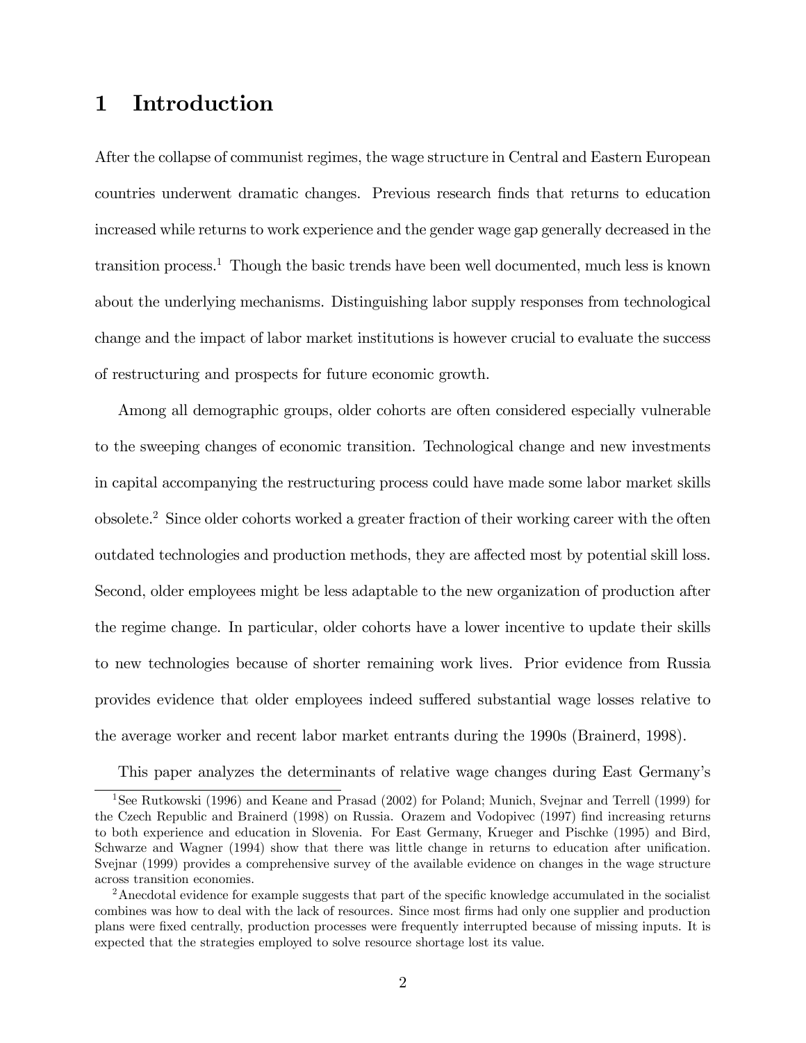# 1 Introduction

After the collapse of communist regimes, the wage structure in Central and Eastern European countries underwent dramatic changes. Previous research finds that returns to education increased while returns to work experience and the gender wage gap generally decreased in the transition process.[1] Though the basic trends have been well documented, much less is known about the underlying mechanisms. Distinguishing labor supply responses from technological change and the impact of labor market institutions is however crucial to evaluate the success of restructuring and prospects for future economic growth.

Among all demographic groups, older cohorts are often considered especially vulnerable to the sweeping changes of economic transition. Technological change and new investments in capital accompanying the restructuring process could have made some labor market skills obsolete.[2] Since older cohorts worked a greater fraction of their working career with the often outdated technologies and production methods, they are affected most by potential skill loss. Second, older employees might be less adaptable to the new organization of production after the regime change. In particular, older cohorts have a lower incentive to update their skills to new technologies because of shorter remaining work lives. Prior evidence from Russia provides evidence that older employees indeed suffered substantial wage losses relative to the average worker and recent labor market entrants during the 1990s (Brainerd, 1998).

This paper analyzes the determinants of relative wage changes during East Germany's

---

[1] See Rutkowski (1996) and Keane and Prasad (2002) for Poland; Munich, Svejnar and Terrell (1999) for the Czech Republic and Brainerd (1998) on Russia. Orazem and Vodopivec (1997) find increasing returns to both experience and education in Slovenia. For East Germany, Krueger and Pischke (1995) and Bird, Schwarze and Wagner (1994) show that there was little change in returns to education after unification. Svejnar (1999) provides a comprehensive survey of the available evidence on changes in the wage structure across transition economies.

[2] Anecdotal evidence for example suggests that part of the specific knowledge accumulated in the socialist combines was how to deal with the lack of resources. Since most firms had only one supplier and production plans were fixed centrally, production processes were frequently interrupted because of missing inputs. It is expected that the strategies employed to solve resource shortage lost its value.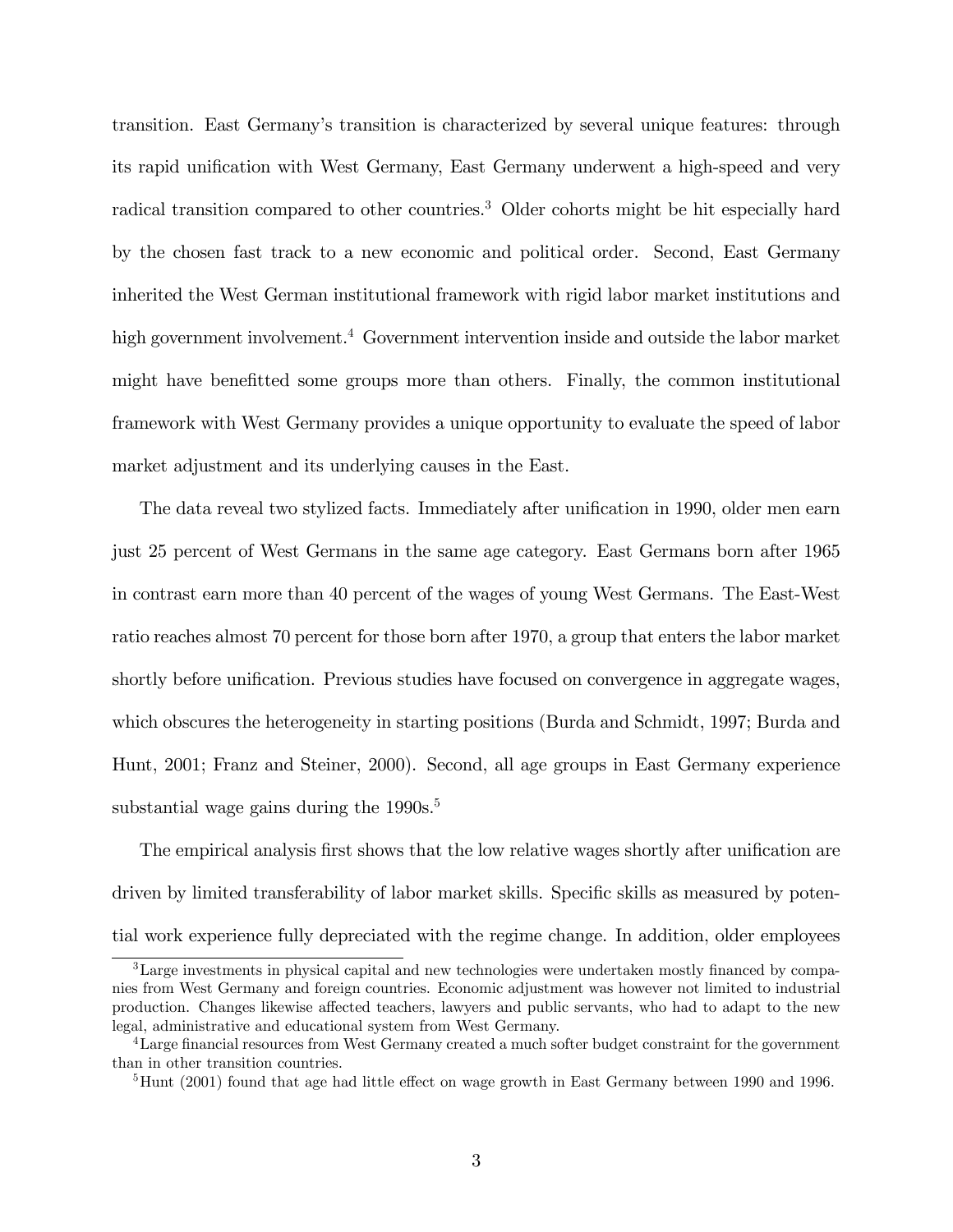transition. East Germany's transition is characterized by several unique features: through its rapid unification with West Germany, East Germany underwent a high-speed and very radical transition compared to other countries.[3] Older cohorts might be hit especially hard by the chosen fast track to a new economic and political order. Second, East Germany inherited the West German institutional framework with rigid labor market institutions and high government involvement.[4] Government intervention inside and outside the labor market might have benefitted some groups more than others. Finally, the common institutional framework with West Germany provides a unique opportunity to evaluate the speed of labor market adjustment and its underlying causes in the East.

The data reveal two stylized facts. Immediately after unification in 1990, older men earn just 25 percent of West Germans in the same age category. East Germans born after 1965 in contrast earn more than 40 percent of the wages of young West Germans. The East-West ratio reaches almost 70 percent for those born after 1970, a group that enters the labor market shortly before unification. Previous studies have focused on convergence in aggregate wages, which obscures the heterogeneity in starting positions (Burda and Schmidt, 1997; Burda and Hunt, 2001; Franz and Steiner, 2000). Second, all age groups in East Germany experience substantial wage gains during the 1990s.[5]

The empirical analysis first shows that the low relative wages shortly after unification are driven by limited transferability of labor market skills. Specific skills as measured by potential work experience fully depreciated with the regime change. In addition, older employees

---

[3] Large investments in physical capital and new technologies were undertaken mostly financed by companies from West Germany and foreign countries. Economic adjustment was however not limited to industrial production. Changes likewise affected teachers, lawyers and public servants, who had to adapt to the new legal, administrative and educational system from West Germany.

[4] Large financial resources from West Germany created a much softer budget constraint for the government than in other transition countries.

[5] Hunt (2001) found that age had little effect on wage growth in East Germany between 1990 and 1996.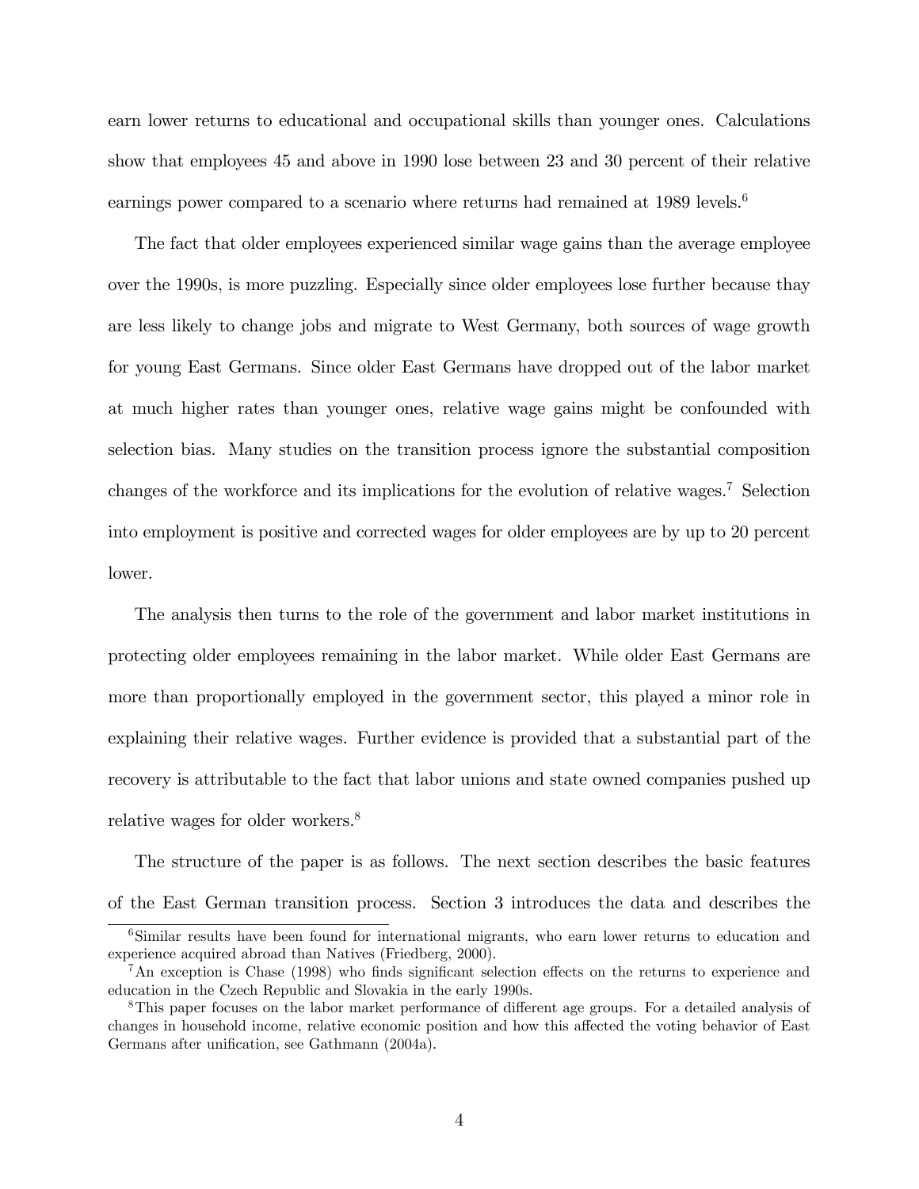earn lower returns to educational and occupational skills than younger ones. Calculations show that employees 45 and above in 1990 lose between 23 and 30 percent of their relative earnings power compared to a scenario where returns had remained at 1989 levels.[6]

The fact that older employees experienced similar wage gains than the average employee over the 1990s, is more puzzling. Especially since older employees lose further because thay are less likely to change jobs and migrate to West Germany, both sources of wage growth for young East Germans. Since older East Germans have dropped out of the labor market at much higher rates than younger ones, relative wage gains might be confounded with selection bias. Many studies on the transition process ignore the substantial composition changes of the workforce and its implications for the evolution of relative wages.[7] Selection into employment is positive and corrected wages for older employees are by up to 20 percent lower.

The analysis then turns to the role of the government and labor market institutions in protecting older employees remaining in the labor market. While older East Germans are more than proportionally employed in the government sector, this played a minor role in explaining their relative wages. Further evidence is provided that a substantial part of the recovery is attributable to the fact that labor unions and state owned companies pushed up relative wages for older workers.[8]

The structure of the paper is as follows. The next section describes the basic features of the East German transition process. Section 3 introduces the data and describes the

[6] Similar results have been found for international migrants, who earn lower returns to education and experience acquired abroad than Natives (Friedberg, 2000).

[7] An exception is Chase (1998) who finds significant selection effects on the returns to experience and education in the Czech Republic and Slovakia in the early 1990s.

[8] This paper focuses on the labor market performance of different age groups. For a detailed analysis of changes in household income, relative economic position and how this affected the voting behavior of East Germans after unification, see Gathmann (2004a).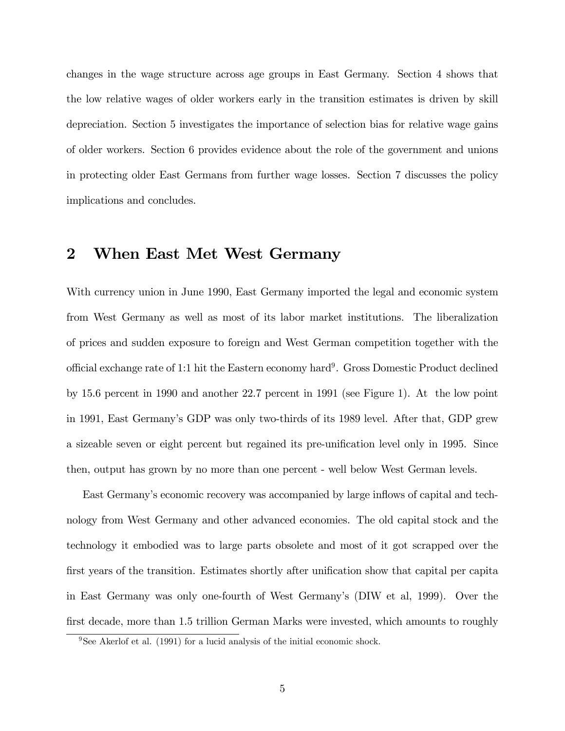changes in the wage structure across age groups in East Germany. Section 4 shows that the low relative wages of older workers early in the transition estimates is driven by skill depreciation. Section 5 investigates the importance of selection bias for relative wage gains of older workers. Section 6 provides evidence about the role of the government and unions in protecting older East Germans from further wage losses. Section 7 discusses the policy implications and concludes.

## 2 When East Met West Germany

With currency union in June 1990, East Germany imported the legal and economic system from West Germany as well as most of its labor market institutions. The liberalization of prices and sudden exposure to foreign and West German competition together with the official exchange rate of 1:1 hit the Eastern economy hard[9]. Gross Domestic Product declined by 15.6 percent in 1990 and another 22.7 percent in 1991 (see Figure 1). At the low point in 1991, East Germany's GDP was only two-thirds of its 1989 level. After that, GDP grew a sizeable seven or eight percent but regained its pre-unification level only in 1995. Since then, output has grown by no more than one percent - well below West German levels.

East Germany's economic recovery was accompanied by large inflows of capital and technology from West Germany and other advanced economies. The old capital stock and the technology it embodied was to large parts obsolete and most of it got scrapped over the first years of the transition. Estimates shortly after unification show that capital per capita in East Germany was only one-fourth of West Germany's (DIW et al, 1999). Over the first decade, more than 1.5 trillion German Marks were invested, which amounts to roughly

[9] See Akerlof et al. (1991) for a lucid analysis of the initial economic shock.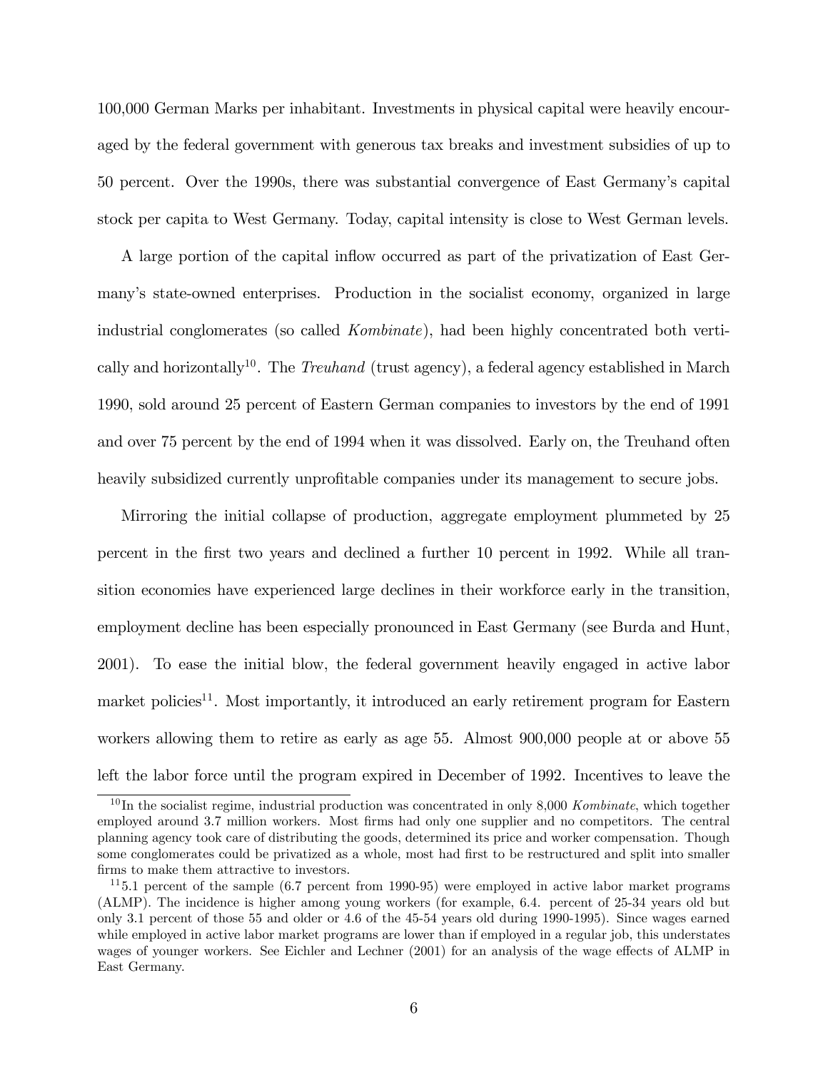100,000 German Marks per inhabitant. Investments in physical capital were heavily encouraged by the federal government with generous tax breaks and investment subsidies of up to 50 percent. Over the 1990s, there was substantial convergence of East Germany's capital stock per capita to West Germany. Today, capital intensity is close to West German levels.

A large portion of the capital inflow occurred as part of the privatization of East Germany's state-owned enterprises. Production in the socialist economy, organized in large industrial conglomerates (so called *Kombinate*), had been highly concentrated both vertically and horizontally[10]. The *Treuhand* (trust agency), a federal agency established in March 1990, sold around 25 percent of Eastern German companies to investors by the end of 1991 and over 75 percent by the end of 1994 when it was dissolved. Early on, the Treuhand often heavily subsidized currently unprofitable companies under its management to secure jobs.

Mirroring the initial collapse of production, aggregate employment plummeted by 25 percent in the first two years and declined a further 10 percent in 1992. While all transition economies have experienced large declines in their workforce early in the transition, employment decline has been especially pronounced in East Germany (see Burda and Hunt, 2001). To ease the initial blow, the federal government heavily engaged in active labor market policies[11]. Most importantly, it introduced an early retirement program for Eastern workers allowing them to retire as early as age 55. Almost 900,000 people at or above 55 left the labor force until the program expired in December of 1992. Incentives to leave the

[10] In the socialist regime, industrial production was concentrated in only 8,000 *Kombinate*, which together employed around 3.7 million workers. Most firms had only one supplier and no competitors. The central planning agency took care of distributing the goods, determined its price and worker compensation. Though some conglomerates could be privatized as a whole, most had first to be restructured and split into smaller firms to make them attractive to investors.

[11] 5.1 percent of the sample (6.7 percent from 1990-95) were employed in active labor market programs (ALMP). The incidence is higher among young workers (for example, 6.4. percent of 25-34 years old but only 3.1 percent of those 55 and older or 4.6 of the 45-54 years old during 1990-1995). Since wages earned while employed in active labor market programs are lower than if employed in a regular job, this understates wages of younger workers. See Eichler and Lechner (2001) for an analysis of the wage effects of ALMP in East Germany.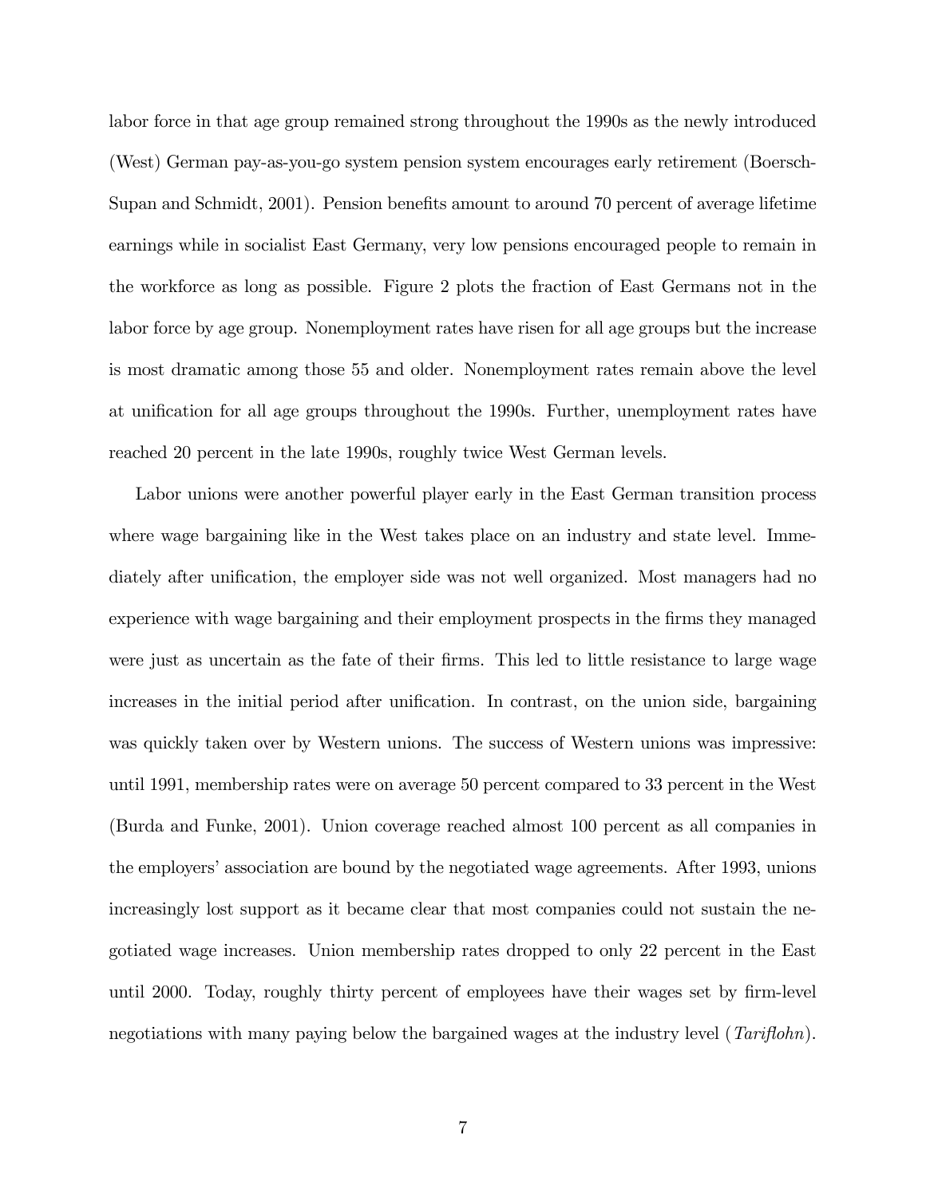labor force in that age group remained strong throughout the 1990s as the newly introduced (West) German pay-as-you-go system pension system encourages early retirement (Boersch-Supan and Schmidt, 2001). Pension benefits amount to around 70 percent of average lifetime earnings while in socialist East Germany, very low pensions encouraged people to remain in the workforce as long as possible. Figure 2 plots the fraction of East Germans not in the labor force by age group. Nonemployment rates have risen for all age groups but the increase is most dramatic among those 55 and older. Nonemployment rates remain above the level at unification for all age groups throughout the 1990s. Further, unemployment rates have reached 20 percent in the late 1990s, roughly twice West German levels.

Labor unions were another powerful player early in the East German transition process where wage bargaining like in the West takes place on an industry and state level. Immediately after unification, the employer side was not well organized. Most managers had no experience with wage bargaining and their employment prospects in the firms they managed were just as uncertain as the fate of their firms. This led to little resistance to large wage increases in the initial period after unification. In contrast, on the union side, bargaining was quickly taken over by Western unions. The success of Western unions was impressive: until 1991, membership rates were on average 50 percent compared to 33 percent in the West (Burda and Funke, 2001). Union coverage reached almost 100 percent as all companies in the employers' association are bound by the negotiated wage agreements. After 1993, unions increasingly lost support as it became clear that most companies could not sustain the negotiated wage increases. Union membership rates dropped to only 22 percent in the East until 2000. Today, roughly thirty percent of employees have their wages set by firm-level negotiations with many paying below the bargained wages at the industry level (*Tariflohn*).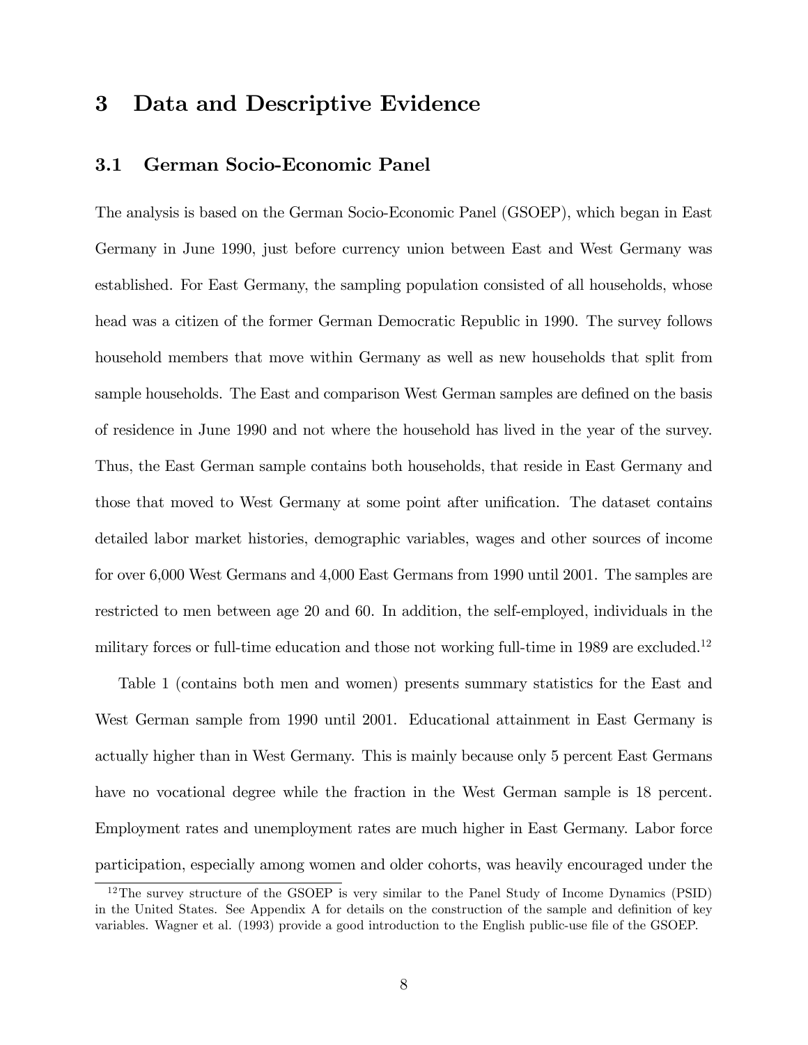# 3 Data and Descriptive Evidence

## 3.1 German Socio-Economic Panel

The analysis is based on the German Socio-Economic Panel (GSOEP), which began in East Germany in June 1990, just before currency union between East and West Germany was established. For East Germany, the sampling population consisted of all households, whose head was a citizen of the former German Democratic Republic in 1990. The survey follows household members that move within Germany as well as new households that split from sample households. The East and comparison West German samples are defined on the basis of residence in June 1990 and not where the household has lived in the year of the survey. Thus, the East German sample contains both households, that reside in East Germany and those that moved to West Germany at some point after unification. The dataset contains detailed labor market histories, demographic variables, wages and other sources of income for over 6,000 West Germans and 4,000 East Germans from 1990 until 2001. The samples are restricted to men between age 20 and 60. In addition, the self-employed, individuals in the military forces or full-time education and those not working full-time in 1989 are excluded.[12]

Table 1 (contains both men and women) presents summary statistics for the East and West German sample from 1990 until 2001. Educational attainment in East Germany is actually higher than in West Germany. This is mainly because only 5 percent East Germans have no vocational degree while the fraction in the West German sample is 18 percent. Employment rates and unemployment rates are much higher in East Germany. Labor force participation, especially among women and older cohorts, was heavily encouraged under the

[12] The survey structure of the GSOEP is very similar to the Panel Study of Income Dynamics (PSID) in the United States. See Appendix A for details on the construction of the sample and definition of key variables. Wagner et al. (1993) provide a good introduction to the English public-use file of the GSOEP.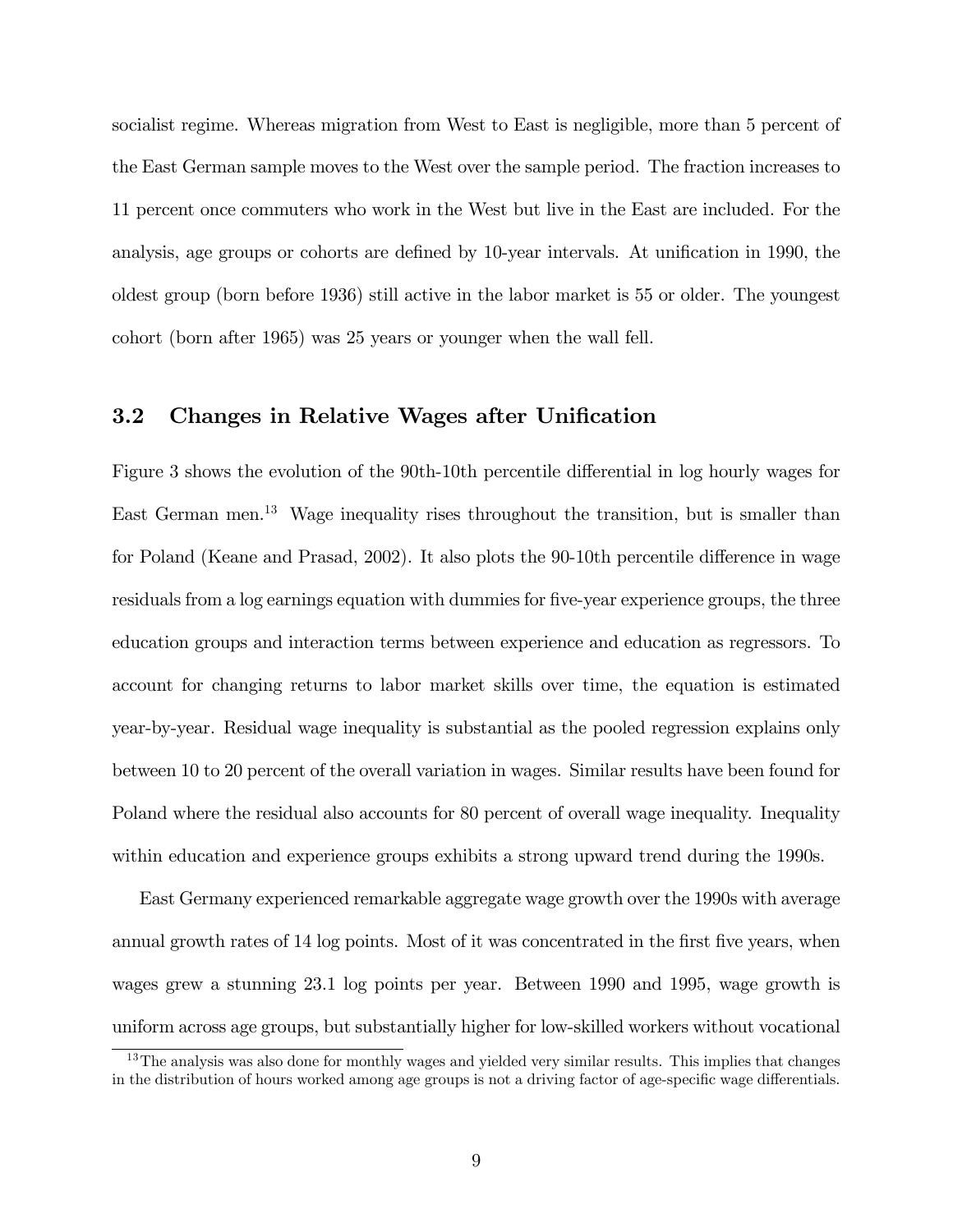socialist regime. Whereas migration from West to East is negligible, more than 5 percent of the East German sample moves to the West over the sample period. The fraction increases to 11 percent once commuters who work in the West but live in the East are included. For the analysis, age groups or cohorts are defined by 10-year intervals. At unification in 1990, the oldest group (born before 1936) still active in the labor market is 55 or older. The youngest cohort (born after 1965) was 25 years or younger when the wall fell.

## 3.2 Changes in Relative Wages after Unification

Figure 3 shows the evolution of the 90th-10th percentile differential in log hourly wages for East German men.[13] Wage inequality rises throughout the transition, but is smaller than for Poland (Keane and Prasad, 2002). It also plots the 90-10th percentile difference in wage residuals from a log earnings equation with dummies for five-year experience groups, the three education groups and interaction terms between experience and education as regressors. To account for changing returns to labor market skills over time, the equation is estimated year-by-year. Residual wage inequality is substantial as the pooled regression explains only between 10 to 20 percent of the overall variation in wages. Similar results have been found for Poland where the residual also accounts for 80 percent of overall wage inequality. Inequality within education and experience groups exhibits a strong upward trend during the 1990s.

East Germany experienced remarkable aggregate wage growth over the 1990s with average annual growth rates of 14 log points. Most of it was concentrated in the first five years, when wages grew a stunning 23.1 log points per year. Between 1990 and 1995, wage growth is uniform across age groups, but substantially higher for low-skilled workers without vocational

[13] The analysis was also done for monthly wages and yielded very similar results. This implies that changes in the distribution of hours worked among age groups is not a driving factor of age-specific wage differentials.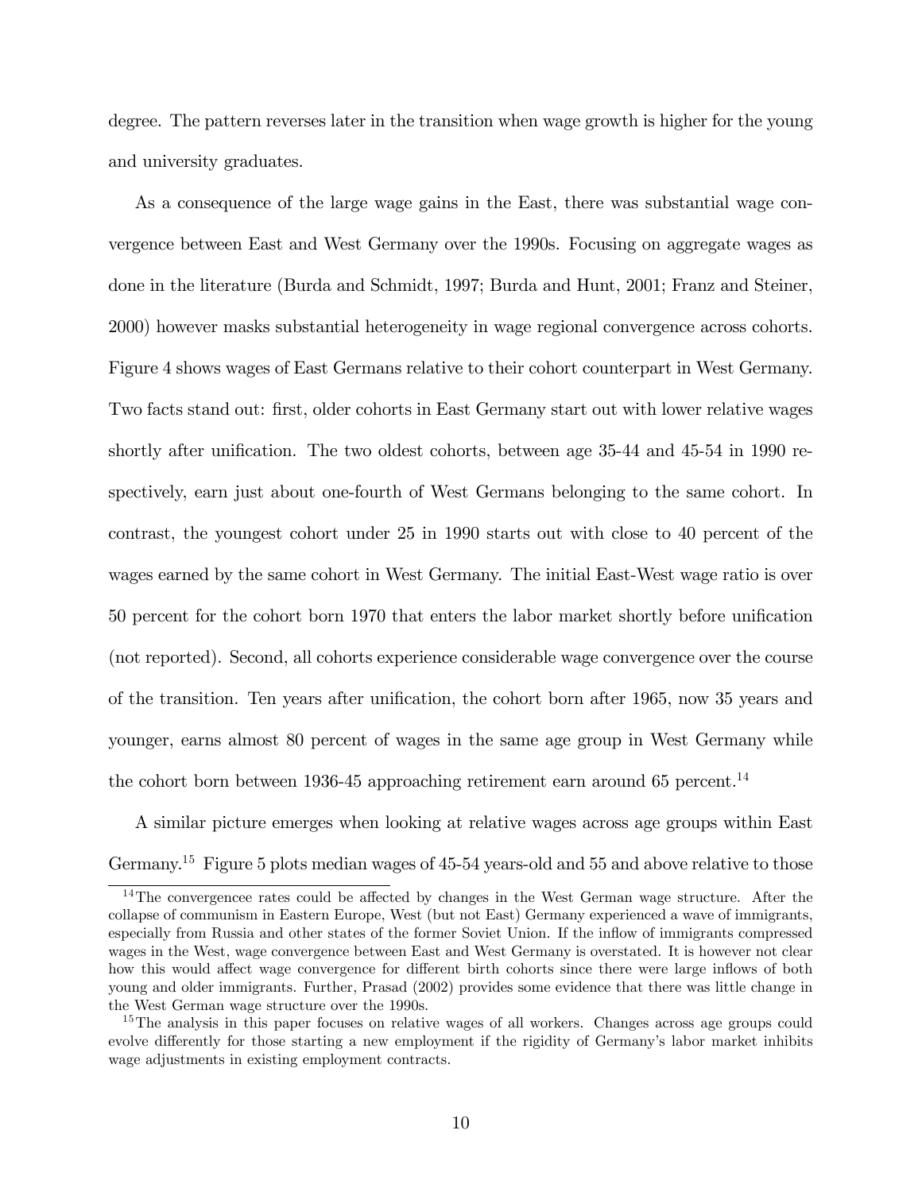degree. The pattern reverses later in the transition when wage growth is higher for the young and university graduates.

As a consequence of the large wage gains in the East, there was substantial wage convergence between East and West Germany over the 1990s. Focusing on aggregate wages as done in the literature (Burda and Schmidt, 1997; Burda and Hunt, 2001; Franz and Steiner, 2000) however masks substantial heterogeneity in wage regional convergence across cohorts. Figure 4 shows wages of East Germans relative to their cohort counterpart in West Germany. Two facts stand out: first, older cohorts in East Germany start out with lower relative wages shortly after unification. The two oldest cohorts, between age 35-44 and 45-54 in 1990 respectively, earn just about one-fourth of West Germans belonging to the same cohort. In contrast, the youngest cohort under 25 in 1990 starts out with close to 40 percent of the wages earned by the same cohort in West Germany. The initial East-West wage ratio is over 50 percent for the cohort born 1970 that enters the labor market shortly before unification (not reported). Second, all cohorts experience considerable wage convergence over the course of the transition. Ten years after unification, the cohort born after 1965, now 35 years and younger, earns almost 80 percent of wages in the same age group in West Germany while the cohort born between 1936-45 approaching retirement earn around 65 percent.[14]

A similar picture emerges when looking at relative wages across age groups within East Germany.[15] Figure 5 plots median wages of 45-54 years-old and 55 and above relative to those

[14] The convergencee rates could be affected by changes in the West German wage structure. After the collapse of communism in Eastern Europe, West (but not East) Germany experienced a wave of immigrants, especially from Russia and other states of the former Soviet Union. If the inflow of immigrants compressed wages in the West, wage convergence between East and West Germany is overstated. It is however not clear how this would affect wage convergence for different birth cohorts since there were large inflows of both young and older immigrants. Further, Prasad (2002) provides some evidence that there was little change in the West German wage structure over the 1990s.

[15] The analysis in this paper focuses on relative wages of all workers. Changes across age groups could evolve differently for those starting a new employment if the rigidity of Germany's labor market inhibits wage adjustments in existing employment contracts.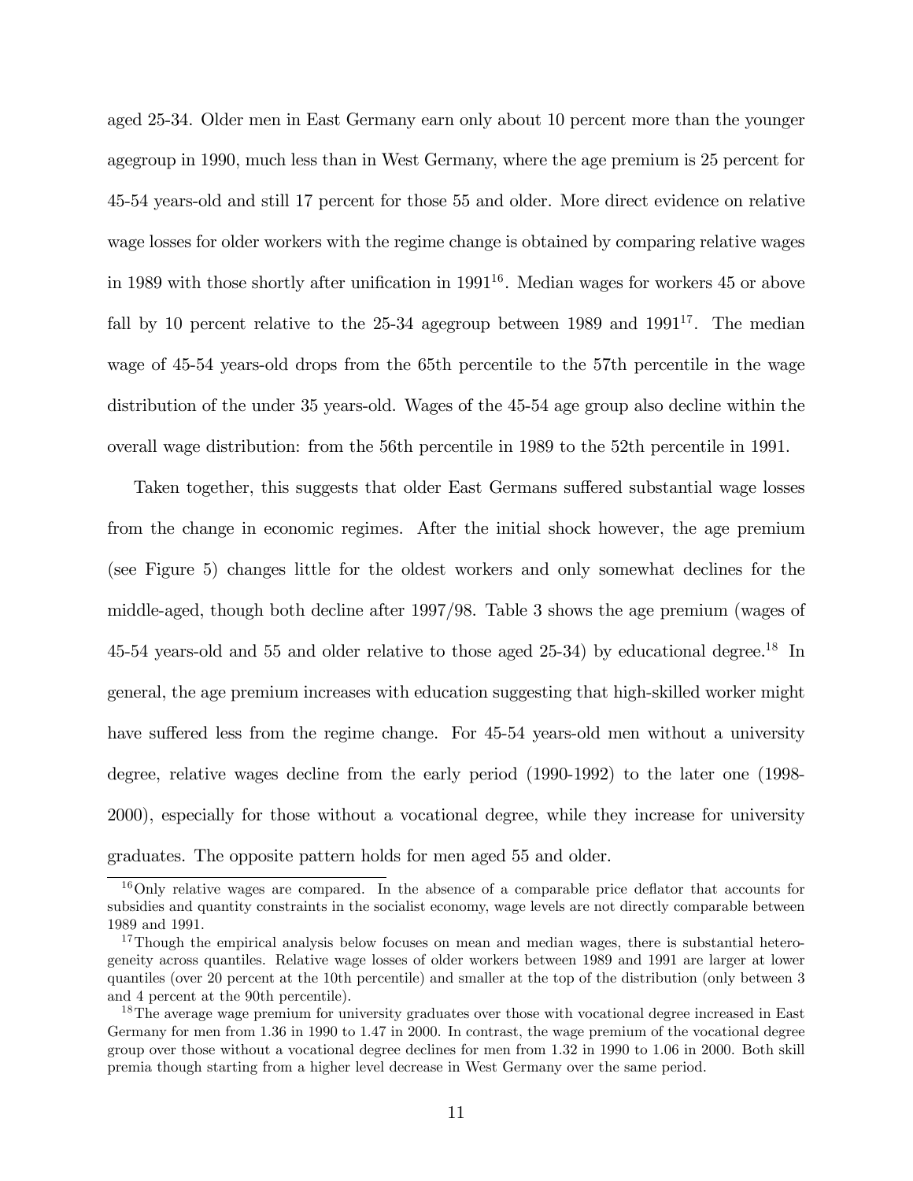aged 25-34. Older men in East Germany earn only about 10 percent more than the younger agegroup in 1990, much less than in West Germany, where the age premium is 25 percent for 45-54 years-old and still 17 percent for those 55 and older. More direct evidence on relative wage losses for older workers with the regime change is obtained by comparing relative wages in 1989 with those shortly after unification in 1991[16]. Median wages for workers 45 or above fall by 10 percent relative to the 25-34 agegroup between 1989 and 1991[17]. The median wage of 45-54 years-old drops from the 65th percentile to the 57th percentile in the wage distribution of the under 35 years-old. Wages of the 45-54 age group also decline within the overall wage distribution: from the 56th percentile in 1989 to the 52th percentile in 1991.

Taken together, this suggests that older East Germans suffered substantial wage losses from the change in economic regimes. After the initial shock however, the age premium (see Figure 5) changes little for the oldest workers and only somewhat declines for the middle-aged, though both decline after 1997/98. Table 3 shows the age premium (wages of 45-54 years-old and 55 and older relative to those aged 25-34) by educational degree.[18] In general, the age premium increases with education suggesting that high-skilled worker might have suffered less from the regime change. For 45-54 years-old men without a university degree, relative wages decline from the early period (1990-1992) to the later one (1998-2000), especially for those without a vocational degree, while they increase for university graduates. The opposite pattern holds for men aged 55 and older.

[16] Only relative wages are compared. In the absence of a comparable price deflator that accounts for subsidies and quantity constraints in the socialist economy, wage levels are not directly comparable between 1989 and 1991.

[17] Though the empirical analysis below focuses on mean and median wages, there is substantial heterogeneity across quantiles. Relative wage losses of older workers between 1989 and 1991 are larger at lower quantiles (over 20 percent at the 10th percentile) and smaller at the top of the distribution (only between 3 and 4 percent at the 90th percentile).

[18] The average wage premium for university graduates over those with vocational degree increased in East Germany for men from 1.36 in 1990 to 1.47 in 2000. In contrast, the wage premium of the vocational degree group over those without a vocational degree declines for men from 1.32 in 1990 to 1.06 in 2000. Both skill premia though starting from a higher level decrease in West Germany over the same period.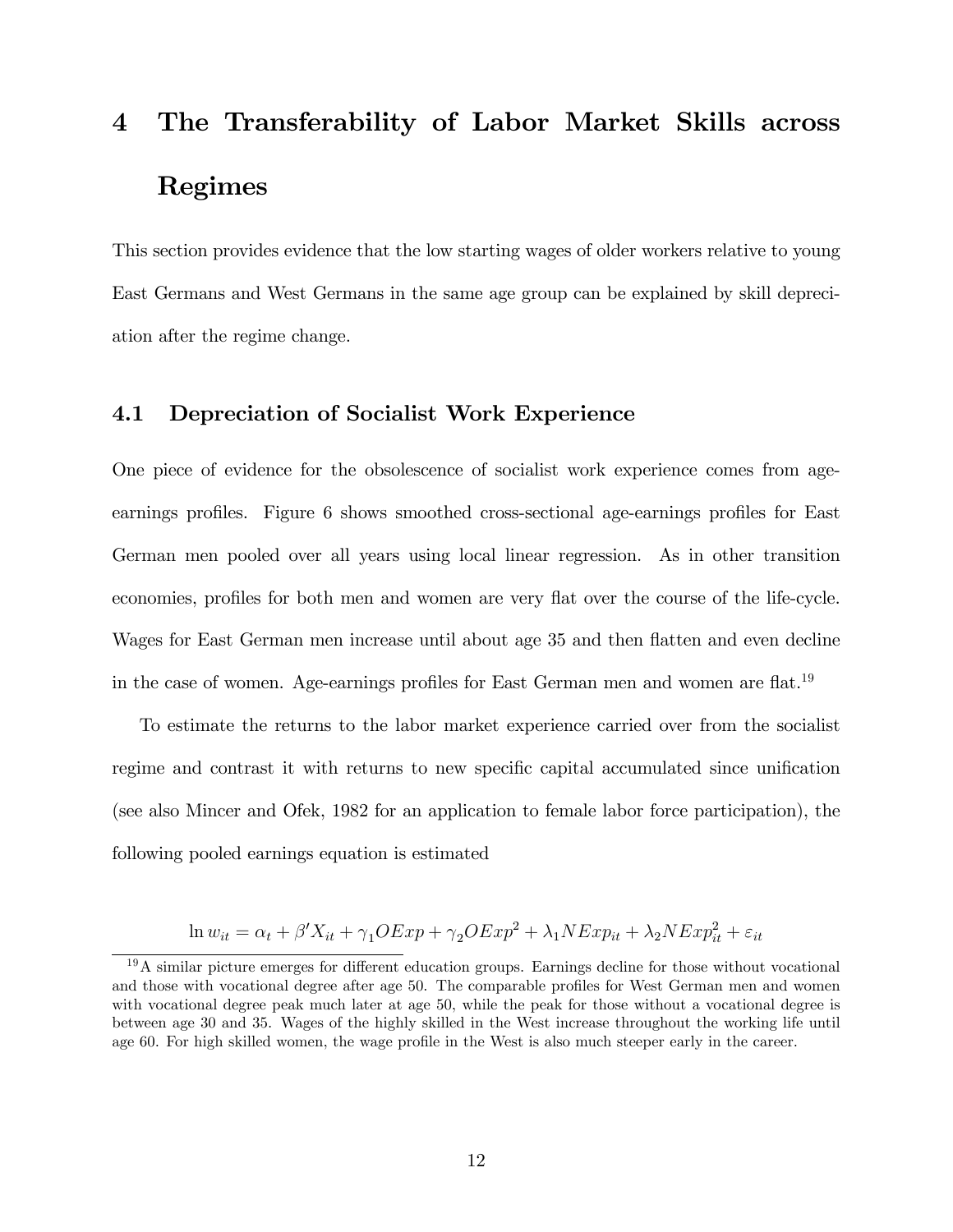# 4 The Transferability of Labor Market Skills across Regimes

This section provides evidence that the low starting wages of older workers relative to young East Germans and West Germans in the same age group can be explained by skill depreciation after the regime change.

## 4.1 Depreciation of Socialist Work Experience

One piece of evidence for the obsolescence of socialist work experience comes from age-earnings profiles. Figure 6 shows smoothed cross-sectional age-earnings profiles for East German men pooled over all years using local linear regression. As in other transition economies, profiles for both men and women are very flat over the course of the life-cycle. Wages for East German men increase until about age 35 and then flatten and even decline in the case of women. Age-earnings profiles for East German men and women are flat.[19]

To estimate the returns to the labor market experience carried over from the socialist regime and contrast it with returns to new specific capital accumulated since unification (see also Mincer and Ofek, 1982 for an application to female labor force participation), the following pooled earnings equation is estimated

$$\ln w_{it} = \alpha_t + \beta' X_{it} + \gamma_1 OExp + \gamma_2 OExp^2 + \lambda_1 NExp_{it} + \lambda_2 NExp_{it}^2 + \varepsilon_{it}$$

[19] A similar picture emerges for different education groups. Earnings decline for those without vocational and those with vocational degree after age 50. The comparable profiles for West German men and women with vocational degree peak much later at age 50, while the peak for those without a vocational degree is between age 30 and 35. Wages of the highly skilled in the West increase throughout the working life until age 60. For high skilled women, the wage profile in the West is also much steeper early in the career.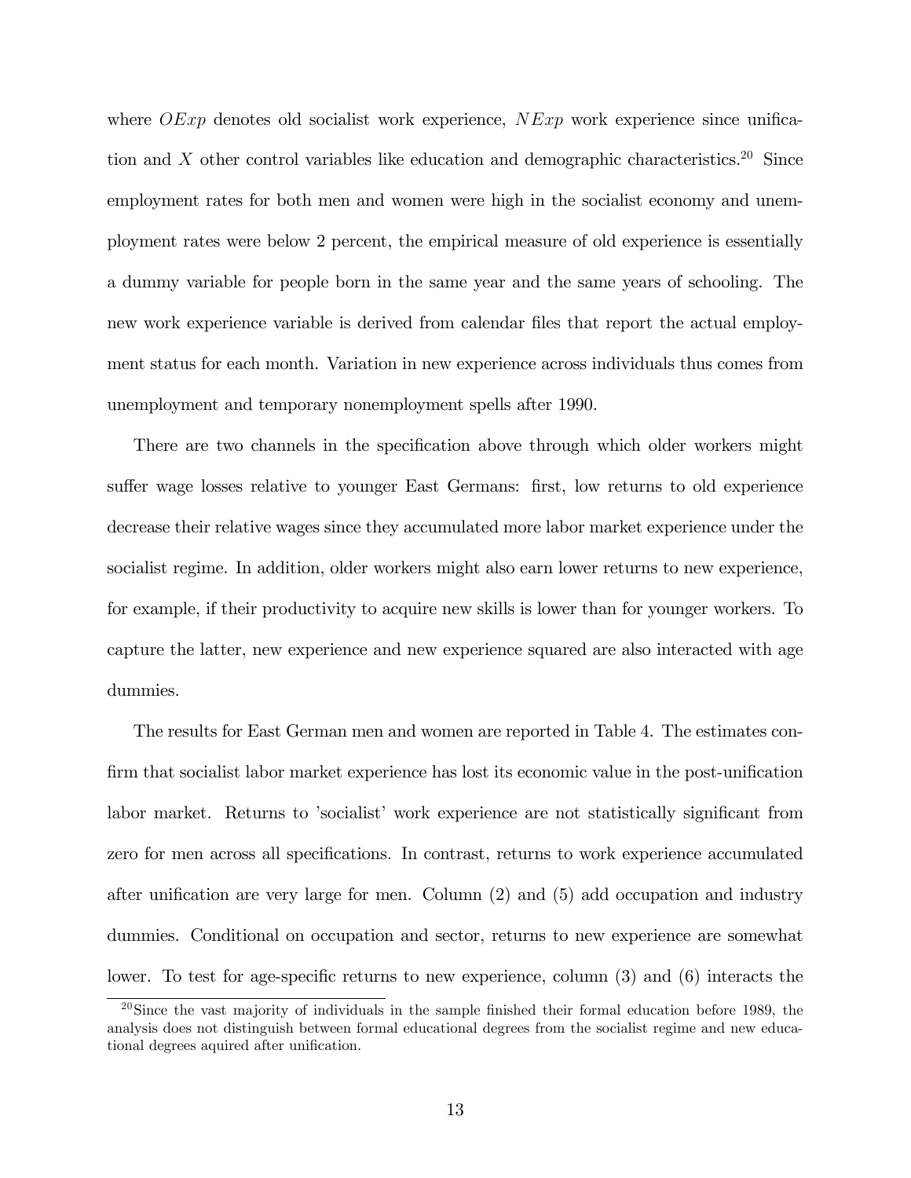where $OExp$ denotes old socialist work experience, $NExp$ work experience since unification and $X$ other control variables like education and demographic characteristics.[20] Since employment rates for both men and women were high in the socialist economy and unemployment rates were below 2 percent, the empirical measure of old experience is essentially a dummy variable for people born in the same year and the same years of schooling. The new work experience variable is derived from calendar files that report the actual employment status for each month. Variation in new experience across individuals thus comes from unemployment and temporary nonemployment spells after 1990.

There are two channels in the specification above through which older workers might suffer wage losses relative to younger East Germans: first, low returns to old experience decrease their relative wages since they accumulated more labor market experience under the socialist regime. In addition, older workers might also earn lower returns to new experience, for example, if their productivity to acquire new skills is lower than for younger workers. To capture the latter, new experience and new experience squared are also interacted with age dummies.

The results for East German men and women are reported in Table 4. The estimates confirm that socialist labor market experience has lost its economic value in the post-unification labor market. Returns to 'socialist' work experience are not statistically significant from zero for men across all specifications. In contrast, returns to work experience accumulated after unification are very large for men. Column (2) and (5) add occupation and industry dummies. Conditional on occupation and sector, returns to new experience are somewhat lower. To test for age-specific returns to new experience, column (3) and (6) interacts the

[20] Since the vast majority of individuals in the sample finished their formal education before 1989, the analysis does not distinguish between formal educational degrees from the socialist regime and new educational degrees aquired after unification.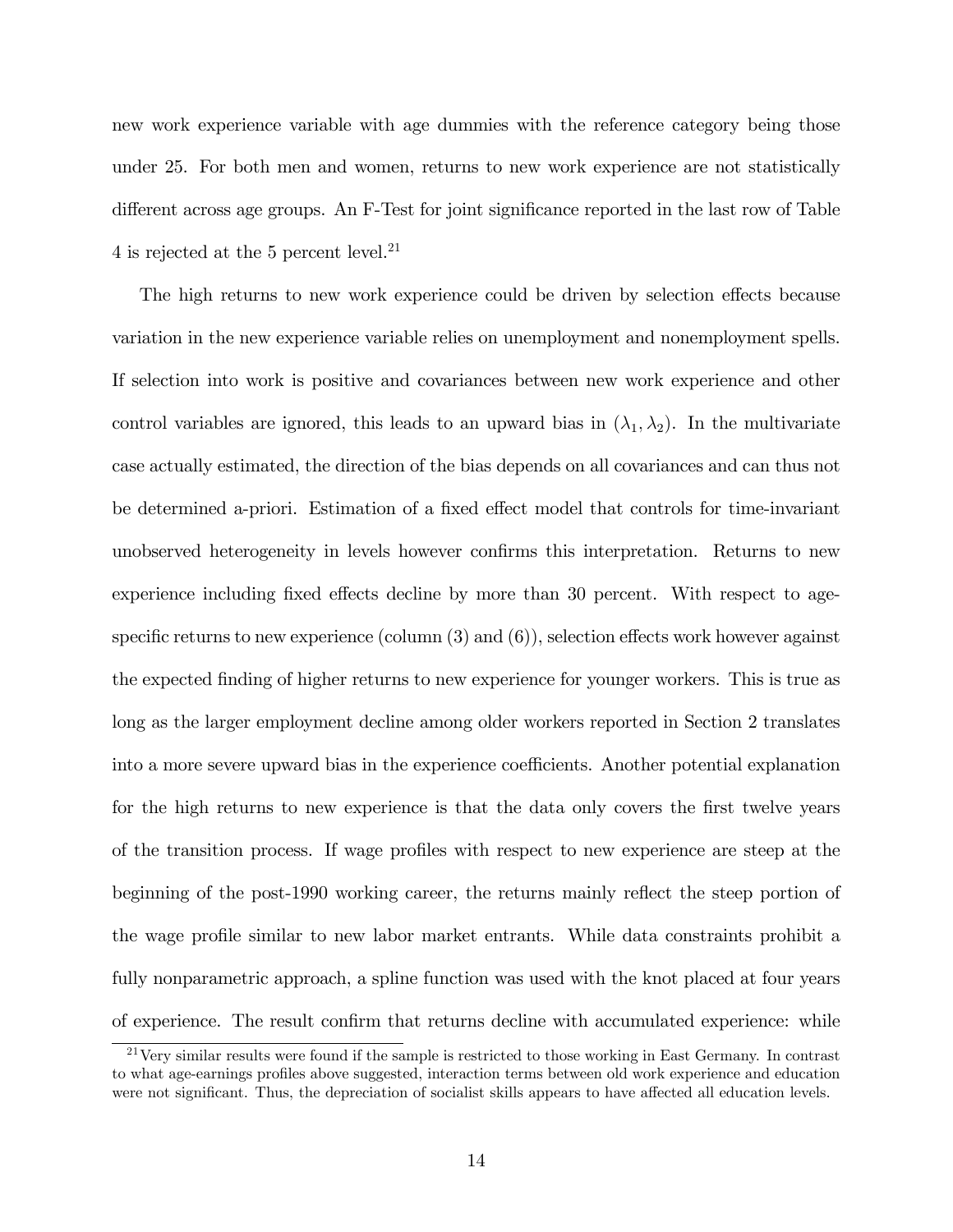new work experience variable with age dummies with the reference category being those under 25. For both men and women, returns to new work experience are not statistically different across age groups. An F-Test for joint significance reported in the last row of Table 4 is rejected at the 5 percent level.[21]

The high returns to new work experience could be driven by selection effects because variation in the new experience variable relies on unemployment and nonemployment spells. If selection into work is positive and covariances between new work experience and other control variables are ignored, this leads to an upward bias in $(\lambda_1, \lambda_2)$. In the multivariate case actually estimated, the direction of the bias depends on all covariances and can thus not be determined a-priori. Estimation of a fixed effect model that controls for time-invariant unobserved heterogeneity in levels however confirms this interpretation. Returns to new experience including fixed effects decline by more than 30 percent. With respect to age-specific returns to new experience (column (3) and (6)), selection effects work however against the expected finding of higher returns to new experience for younger workers. This is true as long as the larger employment decline among older workers reported in Section 2 translates into a more severe upward bias in the experience coefficients. Another potential explanation for the high returns to new experience is that the data only covers the first twelve years of the transition process. If wage profiles with respect to new experience are steep at the beginning of the post-1990 working career, the returns mainly reflect the steep portion of the wage profile similar to new labor market entrants. While data constraints prohibit a fully nonparametric approach, a spline function was used with the knot placed at four years of experience. The result confirm that returns decline with accumulated experience: while

[21]Very similar results were found if the sample is restricted to those working in East Germany. In contrast to what age-earnings profiles above suggested, interaction terms between old work experience and education were not significant. Thus, the depreciation of socialist skills appears to have affected all education levels.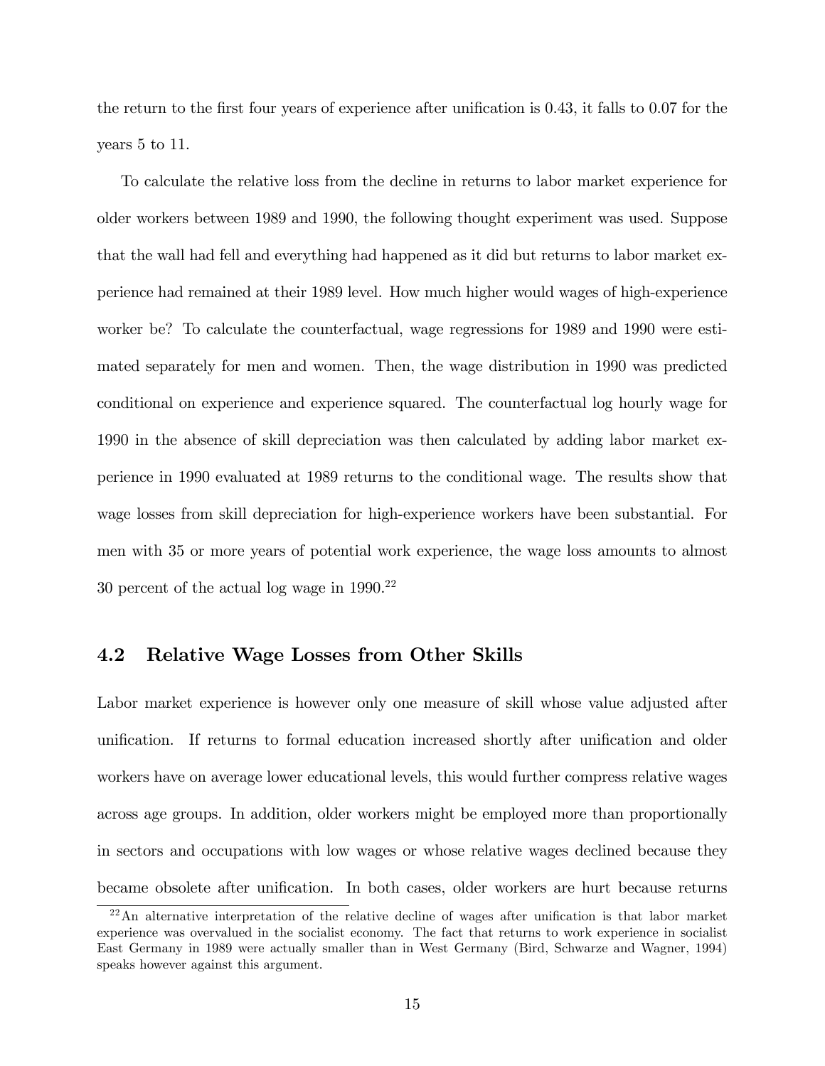the return to the first four years of experience after unification is 0.43, it falls to 0.07 for the years 5 to 11.

To calculate the relative loss from the decline in returns to labor market experience for older workers between 1989 and 1990, the following thought experiment was used. Suppose that the wall had fell and everything had happened as it did but returns to labor market experience had remained at their 1989 level. How much higher would wages of high-experience worker be? To calculate the counterfactual, wage regressions for 1989 and 1990 were estimated separately for men and women. Then, the wage distribution in 1990 was predicted conditional on experience and experience squared. The counterfactual log hourly wage for 1990 in the absence of skill depreciation was then calculated by adding labor market experience in 1990 evaluated at 1989 returns to the conditional wage. The results show that wage losses from skill depreciation for high-experience workers have been substantial. For men with 35 or more years of potential work experience, the wage loss amounts to almost 30 percent of the actual log wage in 1990.[22]

## 4.2 Relative Wage Losses from Other Skills

Labor market experience is however only one measure of skill whose value adjusted after unification. If returns to formal education increased shortly after unification and older workers have on average lower educational levels, this would further compress relative wages across age groups. In addition, older workers might be employed more than proportionally in sectors and occupations with low wages or whose relative wages declined because they became obsolete after unification. In both cases, older workers are hurt because returns

[22] An alternative interpretation of the relative decline of wages after unification is that labor market experience was overvalued in the socialist economy. The fact that returns to work experience in socialist East Germany in 1989 were actually smaller than in West Germany (Bird, Schwarze and Wagner, 1994) speaks however against this argument.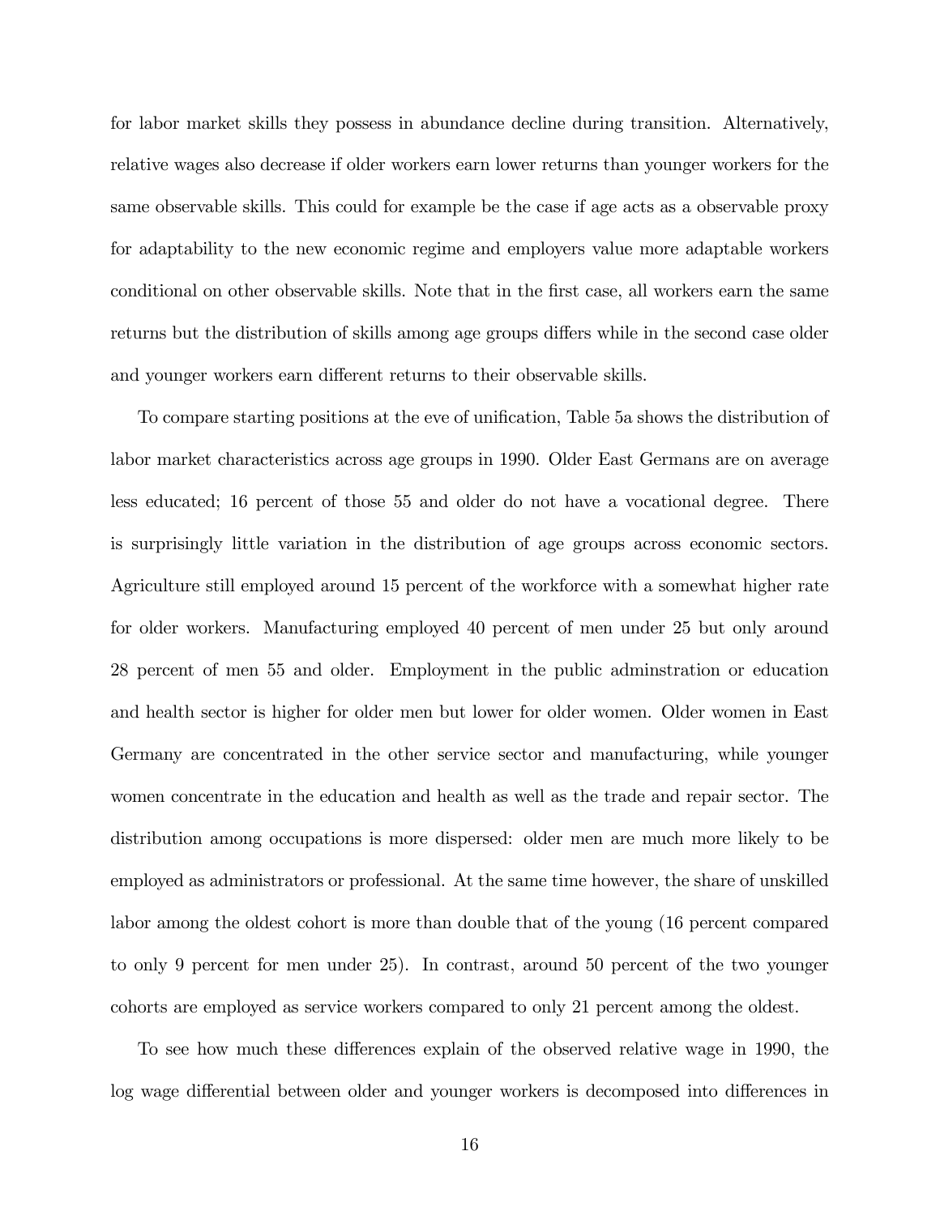for labor market skills they possess in abundance decline during transition. Alternatively, relative wages also decrease if older workers earn lower returns than younger workers for the same observable skills. This could for example be the case if age acts as a observable proxy for adaptability to the new economic regime and employers value more adaptable workers conditional on other observable skills. Note that in the first case, all workers earn the same returns but the distribution of skills among age groups differs while in the second case older and younger workers earn different returns to their observable skills.

To compare starting positions at the eve of unification, Table 5a shows the distribution of labor market characteristics across age groups in 1990. Older East Germans are on average less educated; 16 percent of those 55 and older do not have a vocational degree. There is surprisingly little variation in the distribution of age groups across economic sectors. Agriculture still employed around 15 percent of the workforce with a somewhat higher rate for older workers. Manufacturing employed 40 percent of men under 25 but only around 28 percent of men 55 and older. Employment in the public adminstration or education and health sector is higher for older men but lower for older women. Older women in East Germany are concentrated in the other service sector and manufacturing, while younger women concentrate in the education and health as well as the trade and repair sector. The distribution among occupations is more dispersed: older men are much more likely to be employed as administrators or professional. At the same time however, the share of unskilled labor among the oldest cohort is more than double that of the young (16 percent compared to only 9 percent for men under 25). In contrast, around 50 percent of the two younger cohorts are employed as service workers compared to only 21 percent among the oldest.

To see how much these differences explain of the observed relative wage in 1990, the log wage differential between older and younger workers is decomposed into differences in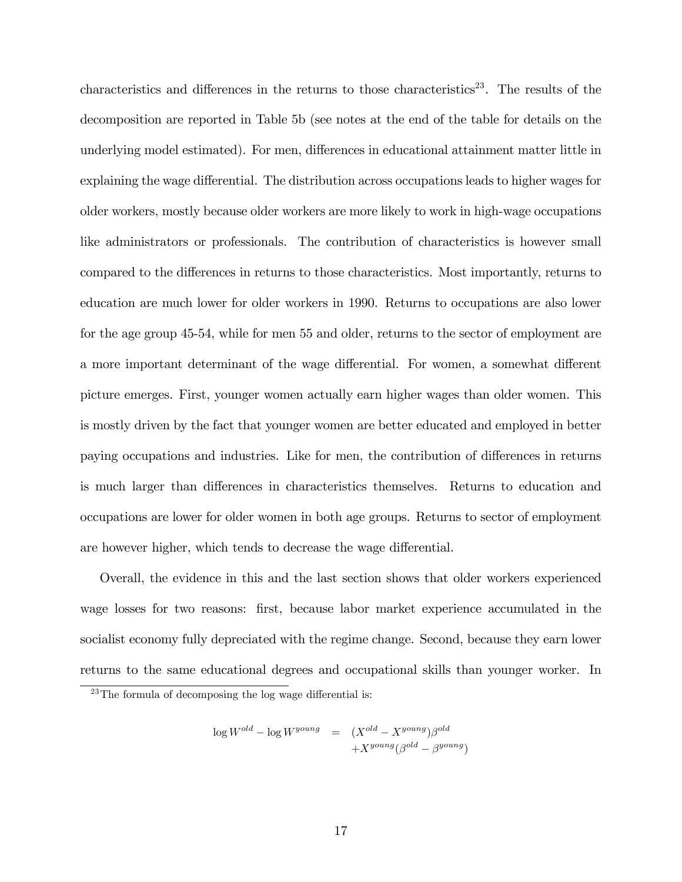characteristics and differences in the returns to those characteristics[23]. The results of the decomposition are reported in Table 5b (see notes at the end of the table for details on the underlying model estimated). For men, differences in educational attainment matter little in explaining the wage differential. The distribution across occupations leads to higher wages for older workers, mostly because older workers are more likely to work in high-wage occupations like administrators or professionals. The contribution of characteristics is however small compared to the differences in returns to those characteristics. Most importantly, returns to education are much lower for older workers in 1990. Returns to occupations are also lower for the age group 45-54, while for men 55 and older, returns to the sector of employment are a more important determinant of the wage differential. For women, a somewhat different picture emerges. First, younger women actually earn higher wages than older women. This is mostly driven by the fact that younger women are better educated and employed in better paying occupations and industries. Like for men, the contribution of differences in returns is much larger than differences in characteristics themselves. Returns to education and occupations are lower for older women in both age groups. Returns to sector of employment are however higher, which tends to decrease the wage differential.

Overall, the evidence in this and the last section shows that older workers experienced wage losses for two reasons: first, because labor market experience accumulated in the socialist economy fully depreciated with the regime change. Second, because they earn lower returns to the same educational degrees and occupational skills than younger worker. In

[23]The formula of decomposing the log wage differential is:

$$
\begin{aligned}
\log W^{old} - \log W^{young} &= (X^{old} - X^{young})\beta^{old} \\
&\quad + X^{young}(\beta^{old} - \beta^{young})
\end{aligned}
$$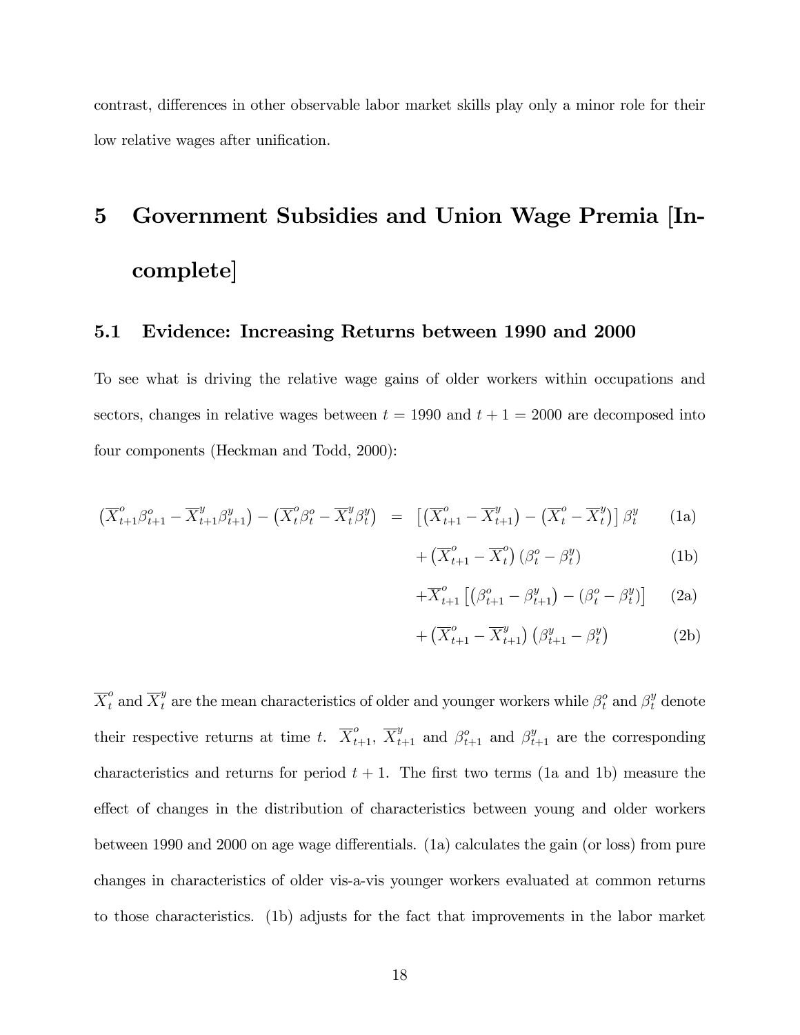contrast, differences in other observable labor market skills play only a minor role for their low relative wages after unification.

# 5 Government Subsidies and Union Wage Premia [Incomplete]

## 5.1 Evidence: Increasing Returns between 1990 and 2000

To see what is driving the relative wage gains of older workers within occupations and sectors, changes in relative wages between $t = 1990$ and $t + 1 = 2000$ are decomposed into four components (Heckman and Todd, 2000):

$$
\begin{aligned}
\left(\overline{X}^o_{t+1}\beta^o_{t+1} - \overline{X}^y_{t+1}\beta^y_{t+1}\right) - \left(\overline{X}^o_t\beta^o_t - \overline{X}^y_t\beta^y_t\right) &= \left[\left(\overline{X}^o_{t+1} - \overline{X}^y_{t+1}\right) - \left(\overline{X}^o_t - \overline{X}^y_t\right)\right]\beta^y_t && \text{(1a)} \\
&\quad + \left(\overline{X}^o_{t+1} - \overline{X}^o_t\right)\left(\beta^o_t - \beta^y_t\right) && \text{(1b)} \\
&\quad + \overline{X}^o_{t+1}\left[\left(\beta^o_{t+1} - \beta^y_{t+1}\right) - \left(\beta^o_t - \beta^y_t\right)\right] && \text{(2a)} \\
&\quad + \left(\overline{X}^o_{t+1} - \overline{X}^y_{t+1}\right)\left(\beta^y_{t+1} - \beta^y_t\right) && \text{(2b)}
\end{aligned}
$$

$\overline{X}^o_t$ and $\overline{X}^y_t$ are the mean characteristics of older and younger workers while $\beta^o_t$ and $\beta^y_t$ denote their respective returns at time $t$. $\overline{X}^o_{t+1}$, $\overline{X}^y_{t+1}$ and $\beta^o_{t+1}$ and $\beta^y_{t+1}$ are the corresponding characteristics and returns for period $t + 1$. The first two terms (1a and 1b) measure the effect of changes in the distribution of characteristics between young and older workers between 1990 and 2000 on age wage differentials. (1a) calculates the gain (or loss) from pure changes in characteristics of older vis-a-vis younger workers evaluated at common returns to those characteristics. (1b) adjusts for the fact that improvements in the labor market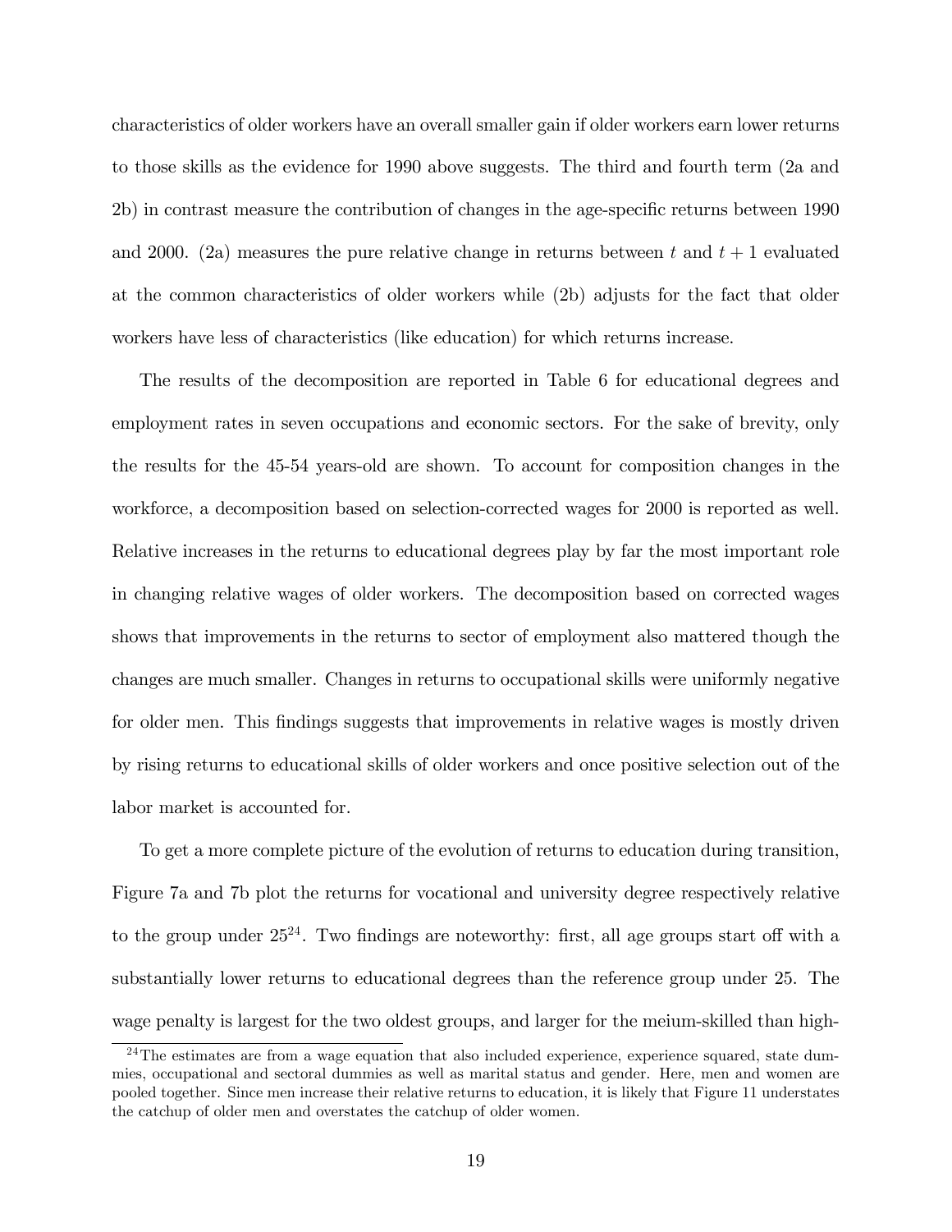characteristics of older workers have an overall smaller gain if older workers earn lower returns to those skills as the evidence for 1990 above suggests. The third and fourth term (2a and 2b) in contrast measure the contribution of changes in the age-specific returns between 1990 and 2000. (2a) measures the pure relative change in returns between $t$ and $t+1$ evaluated at the common characteristics of older workers while (2b) adjusts for the fact that older workers have less of characteristics (like education) for which returns increase.

The results of the decomposition are reported in Table 6 for educational degrees and employment rates in seven occupations and economic sectors. For the sake of brevity, only the results for the 45-54 years-old are shown. To account for composition changes in the workforce, a decomposition based on selection-corrected wages for 2000 is reported as well. Relative increases in the returns to educational degrees play by far the most important role in changing relative wages of older workers. The decomposition based on corrected wages shows that improvements in the returns to sector of employment also mattered though the changes are much smaller. Changes in returns to occupational skills were uniformly negative for older men. This findings suggests that improvements in relative wages is mostly driven by rising returns to educational skills of older workers and once positive selection out of the labor market is accounted for.

To get a more complete picture of the evolution of returns to education during transition, Figure 7a and 7b plot the returns for vocational and university degree respectively relative to the group under 25[24]. Two findings are noteworthy: first, all age groups start off with a substantially lower returns to educational degrees than the reference group under 25. The wage penalty is largest for the two oldest groups, and larger for the meium-skilled than high-

[24] The estimates are from a wage equation that also included experience, experience squared, state dummies, occupational and sectoral dummies as well as marital status and gender. Here, men and women are pooled together. Since men increase their relative returns to education, it is likely that Figure 11 understates the catchup of older men and overstates the catchup of older women.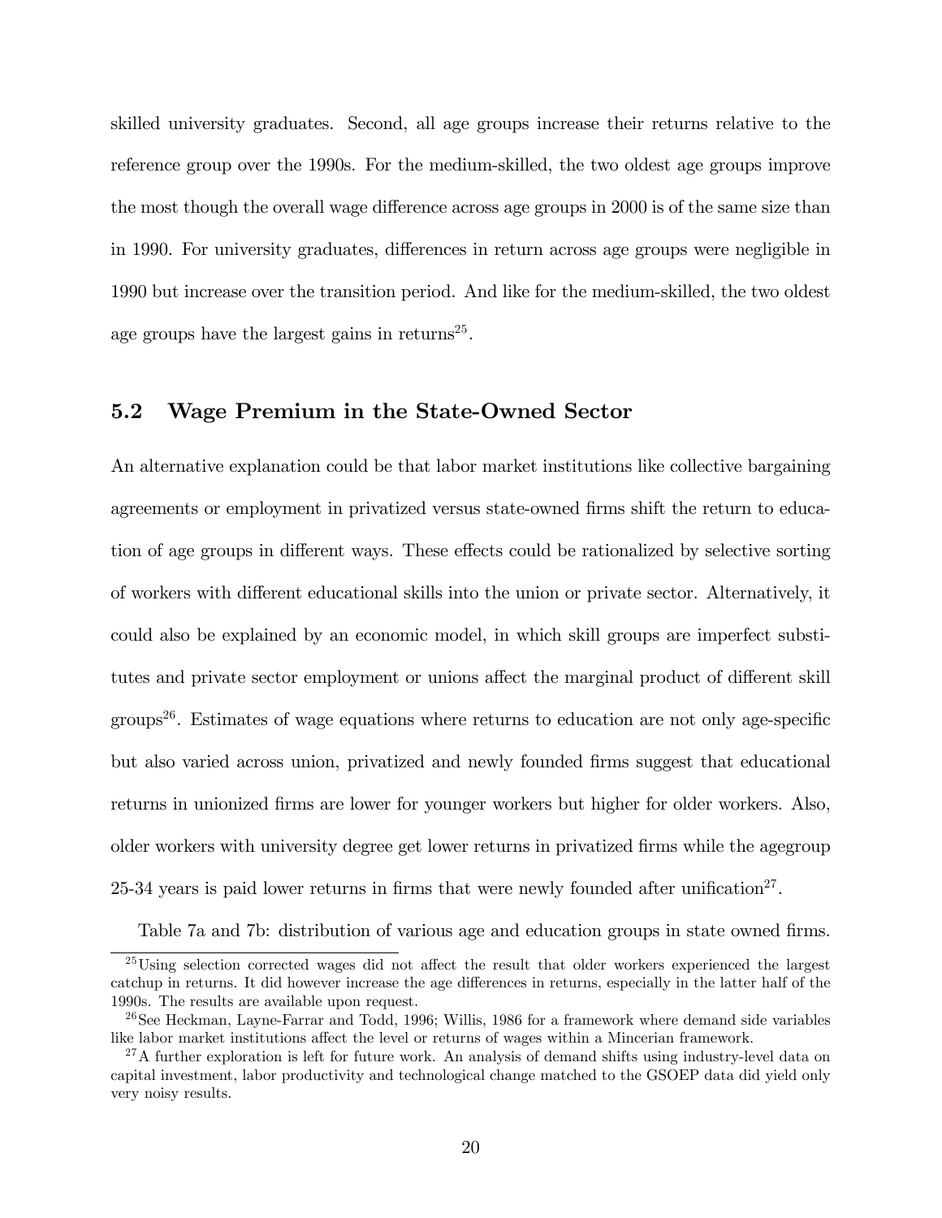skilled university graduates. Second, all age groups increase their returns relative to the reference group over the 1990s. For the medium-skilled, the two oldest age groups improve the most though the overall wage difference across age groups in 2000 is of the same size than in 1990. For university graduates, differences in return across age groups were negligible in 1990 but increase over the transition period. And like for the medium-skilled, the two oldest age groups have the largest gains in returns[25].

## 5.2 Wage Premium in the State-Owned Sector

An alternative explanation could be that labor market institutions like collective bargaining agreements or employment in privatized versus state-owned firms shift the return to education of age groups in different ways. These effects could be rationalized by selective sorting of workers with different educational skills into the union or private sector. Alternatively, it could also be explained by an economic model, in which skill groups are imperfect substitutes and private sector employment or unions affect the marginal product of different skill groups[26]. Estimates of wage equations where returns to education are not only age-specific but also varied across union, privatized and newly founded firms suggest that educational returns in unionized firms are lower for younger workers but higher for older workers. Also, older workers with university degree get lower returns in privatized firms while the agegroup 25-34 years is paid lower returns in firms that were newly founded after unification[27].

Table 7a and 7b: distribution of various age and education groups in state owned firms.

[25] Using selection corrected wages did not affect the result that older workers experienced the largest catchup in returns. It did however increase the age differences in returns, especially in the latter half of the 1990s. The results are available upon request.

[26] See Heckman, Layne-Farrar and Todd, 1996; Willis, 1986 for a framework where demand side variables like labor market institutions affect the level or returns of wages within a Mincerian framework.

[27] A further exploration is left for future work. An analysis of demand shifts using industry-level data on capital investment, labor productivity and technological change matched to the GSOEP data did yield only very noisy results.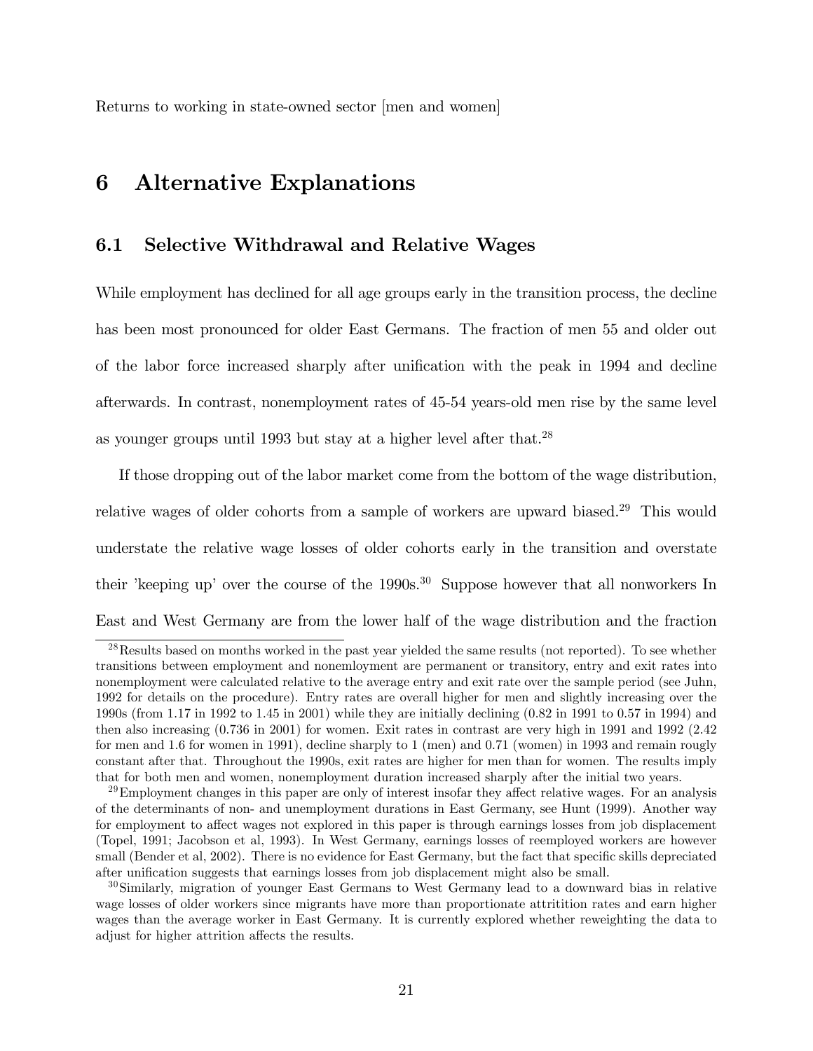Returns to working in state-owned sector [men and women]

# 6 Alternative Explanations

## 6.1 Selective Withdrawal and Relative Wages

While employment has declined for all age groups early in the transition process, the decline has been most pronounced for older East Germans. The fraction of men 55 and older out of the labor force increased sharply after unification with the peak in 1994 and decline afterwards. In contrast, nonemployment rates of 45-54 years-old men rise by the same level as younger groups until 1993 but stay at a higher level after that.[28]

If those dropping out of the labor market come from the bottom of the wage distribution, relative wages of older cohorts from a sample of workers are upward biased.[29] This would understate the relative wage losses of older cohorts early in the transition and overstate their 'keeping up' over the course of the 1990s.[30] Suppose however that all nonworkers In East and West Germany are from the lower half of the wage distribution and the fraction

[28] Results based on months worked in the past year yielded the same results (not reported). To see whether transitions between employment and nonemloyment are permanent or transitory, entry and exit rates into nonemployment were calculated relative to the average entry and exit rate over the sample period (see Juhn, 1992 for details on the procedure). Entry rates are overall higher for men and slightly increasing over the 1990s (from 1.17 in 1992 to 1.45 in 2001) while they are initially declining (0.82 in 1991 to 0.57 in 1994) and then also increasing (0.736 in 2001) for women. Exit rates in contrast are very high in 1991 and 1992 (2.42 for men and 1.6 for women in 1991), decline sharply to 1 (men) and 0.71 (women) in 1993 and remain rougly constant after that. Throughout the 1990s, exit rates are higher for men than for women. The results imply that for both men and women, nonemployment duration increased sharply after the initial two years.

[29] Employment changes in this paper are only of interest insofar they affect relative wages. For an analysis of the determinants of non- and unemployment durations in East Germany, see Hunt (1999). Another way for employment to affect wages not explored in this paper is through earnings losses from job displacement (Topel, 1991; Jacobson et al, 1993). In West Germany, earnings losses of reemployed workers are however small (Bender et al, 2002). There is no evidence for East Germany, but the fact that specific skills depreciated after unification suggests that earnings losses from job displacement might also be small.

[30] Similarly, migration of younger East Germans to West Germany lead to a downward bias in relative wage losses of older workers since migrants have more than proportionate attritition rates and earn higher wages than the average worker in East Germany. It is currently explored whether reweighting the data to adjust for higher attrition affects the results.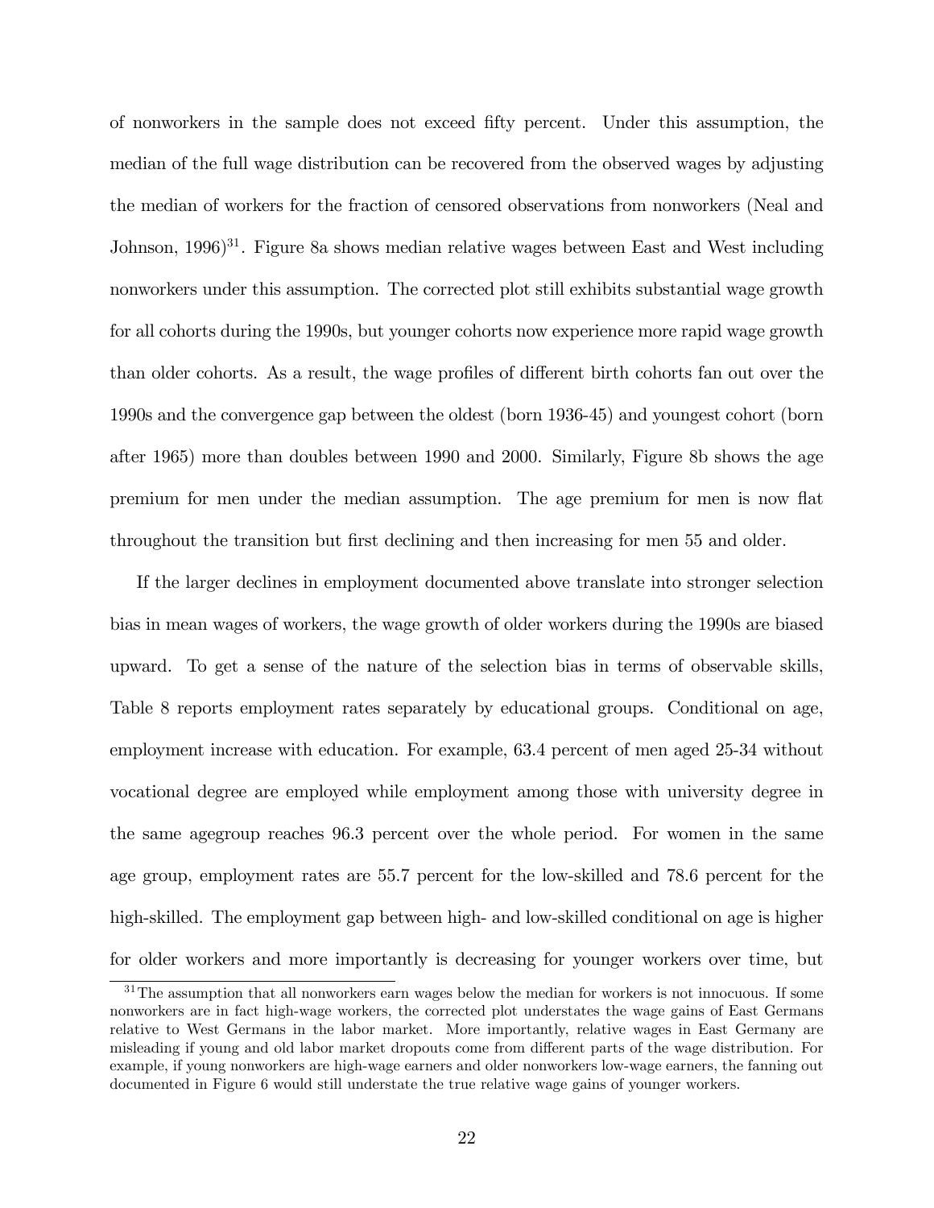of nonworkers in the sample does not exceed fifty percent. Under this assumption, the median of the full wage distribution can be recovered from the observed wages by adjusting the median of workers for the fraction of censored observations from nonworkers (Neal and Johnson, 1996)[31]. Figure 8a shows median relative wages between East and West including nonworkers under this assumption. The corrected plot still exhibits substantial wage growth for all cohorts during the 1990s, but younger cohorts now experience more rapid wage growth than older cohorts. As a result, the wage profiles of different birth cohorts fan out over the 1990s and the convergence gap between the oldest (born 1936-45) and youngest cohort (born after 1965) more than doubles between 1990 and 2000. Similarly, Figure 8b shows the age premium for men under the median assumption. The age premium for men is now flat throughout the transition but first declining and then increasing for men 55 and older.

If the larger declines in employment documented above translate into stronger selection bias in mean wages of workers, the wage growth of older workers during the 1990s are biased upward. To get a sense of the nature of the selection bias in terms of observable skills, Table 8 reports employment rates separately by educational groups. Conditional on age, employment increase with education. For example, 63.4 percent of men aged 25-34 without vocational degree are employed while employment among those with university degree in the same agegroup reaches 96.3 percent over the whole period. For women in the same age group, employment rates are 55.7 percent for the low-skilled and 78.6 percent for the high-skilled. The employment gap between high- and low-skilled conditional on age is higher for older workers and more importantly is decreasing for younger workers over time, but

[31] The assumption that all nonworkers earn wages below the median for workers is not innocuous. If some nonworkers are in fact high-wage workers, the corrected plot understates the wage gains of East Germans relative to West Germans in the labor market. More importantly, relative wages in East Germany are misleading if young and old labor market dropouts come from different parts of the wage distribution. For example, if young nonworkers are high-wage earners and older nonworkers low-wage earners, the fanning out documented in Figure 6 would still understate the true relative wage gains of younger workers.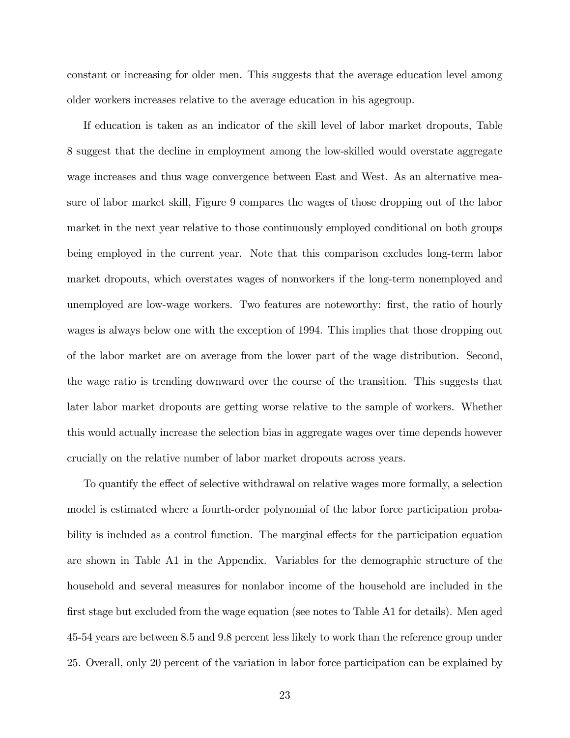constant or increasing for older men. This suggests that the average education level among older workers increases relative to the average education in his agegroup.

If education is taken as an indicator of the skill level of labor market dropouts, Table 8 suggest that the decline in employment among the low-skilled would overstate aggregate wage increases and thus wage convergence between East and West. As an alternative measure of labor market skill, Figure 9 compares the wages of those dropping out of the labor market in the next year relative to those continuously employed conditional on both groups being employed in the current year. Note that this comparison excludes long-term labor market dropouts, which overstates wages of nonworkers if the long-term nonemployed and unemployed are low-wage workers. Two features are noteworthy: first, the ratio of hourly wages is always below one with the exception of 1994. This implies that those dropping out of the labor market are on average from the lower part of the wage distribution. Second, the wage ratio is trending downward over the course of the transition. This suggests that later labor market dropouts are getting worse relative to the sample of workers. Whether this would actually increase the selection bias in aggregate wages over time depends however crucially on the relative number of labor market dropouts across years.

To quantify the effect of selective withdrawal on relative wages more formally, a selection model is estimated where a fourth-order polynomial of the labor force participation probability is included as a control function. The marginal effects for the participation equation are shown in Table A1 in the Appendix. Variables for the demographic structure of the household and several measures for nonlabor income of the household are included in the first stage but excluded from the wage equation (see notes to Table A1 for details). Men aged 45-54 years are between 8.5 and 9.8 percent less likely to work than the reference group under 25. Overall, only 20 percent of the variation in labor force participation can be explained by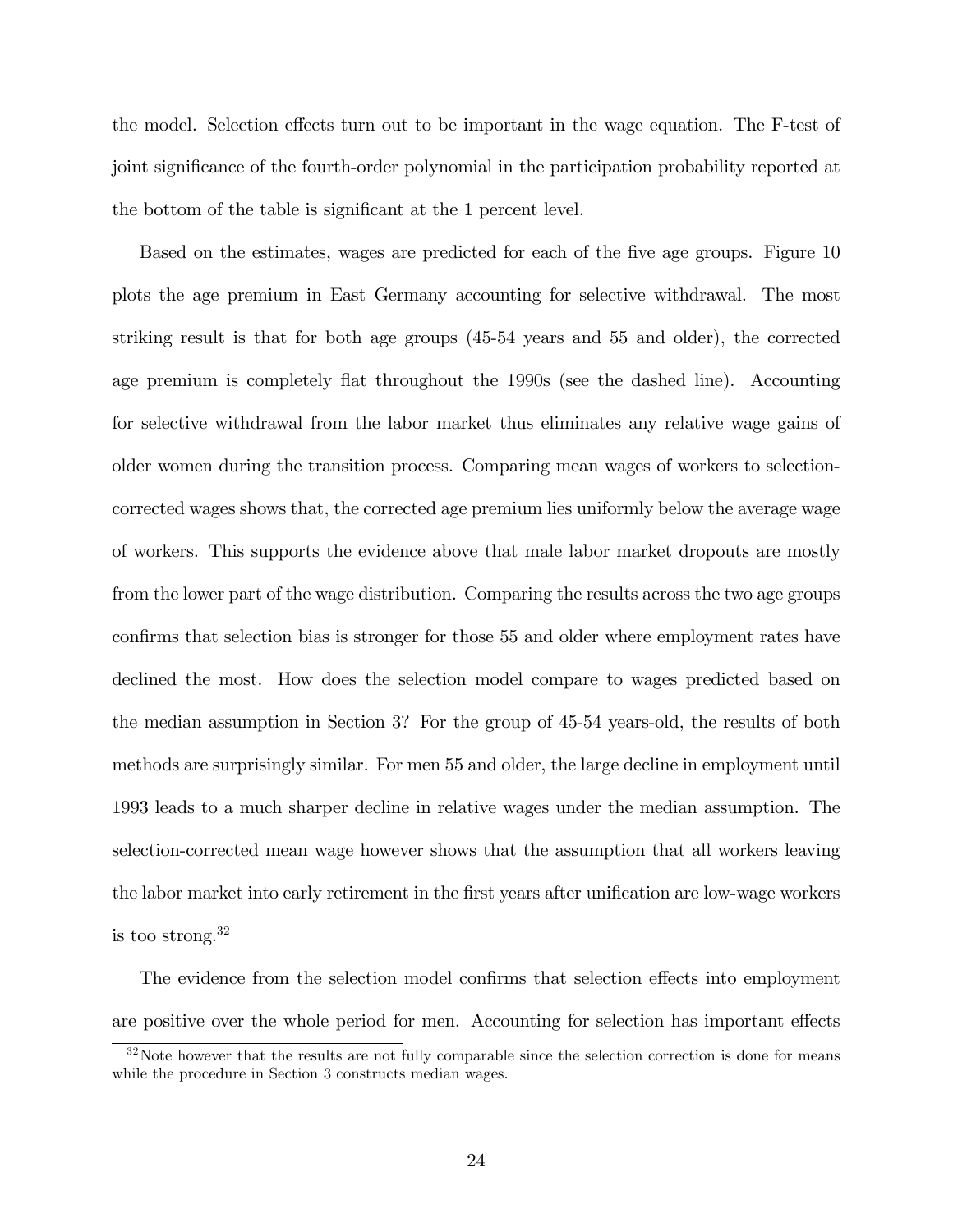the model. Selection effects turn out to be important in the wage equation. The F-test of joint significance of the fourth-order polynomial in the participation probability reported at the bottom of the table is significant at the 1 percent level.

Based on the estimates, wages are predicted for each of the five age groups. Figure 10 plots the age premium in East Germany accounting for selective withdrawal. The most striking result is that for both age groups (45-54 years and 55 and older), the corrected age premium is completely flat throughout the 1990s (see the dashed line). Accounting for selective withdrawal from the labor market thus eliminates any relative wage gains of older women during the transition process. Comparing mean wages of workers to selection-corrected wages shows that, the corrected age premium lies uniformly below the average wage of workers. This supports the evidence above that male labor market dropouts are mostly from the lower part of the wage distribution. Comparing the results across the two age groups confirms that selection bias is stronger for those 55 and older where employment rates have declined the most. How does the selection model compare to wages predicted based on the median assumption in Section 3? For the group of 45-54 years-old, the results of both methods are surprisingly similar. For men 55 and older, the large decline in employment until 1993 leads to a much sharper decline in relative wages under the median assumption. The selection-corrected mean wage however shows that the assumption that all workers leaving the labor market into early retirement in the first years after unification are low-wage workers is too strong.[32]

The evidence from the selection model confirms that selection effects into employment are positive over the whole period for men. Accounting for selection has important effects

[32] Note however that the results are not fully comparable since the selection correction is done for means while the procedure in Section 3 constructs median wages.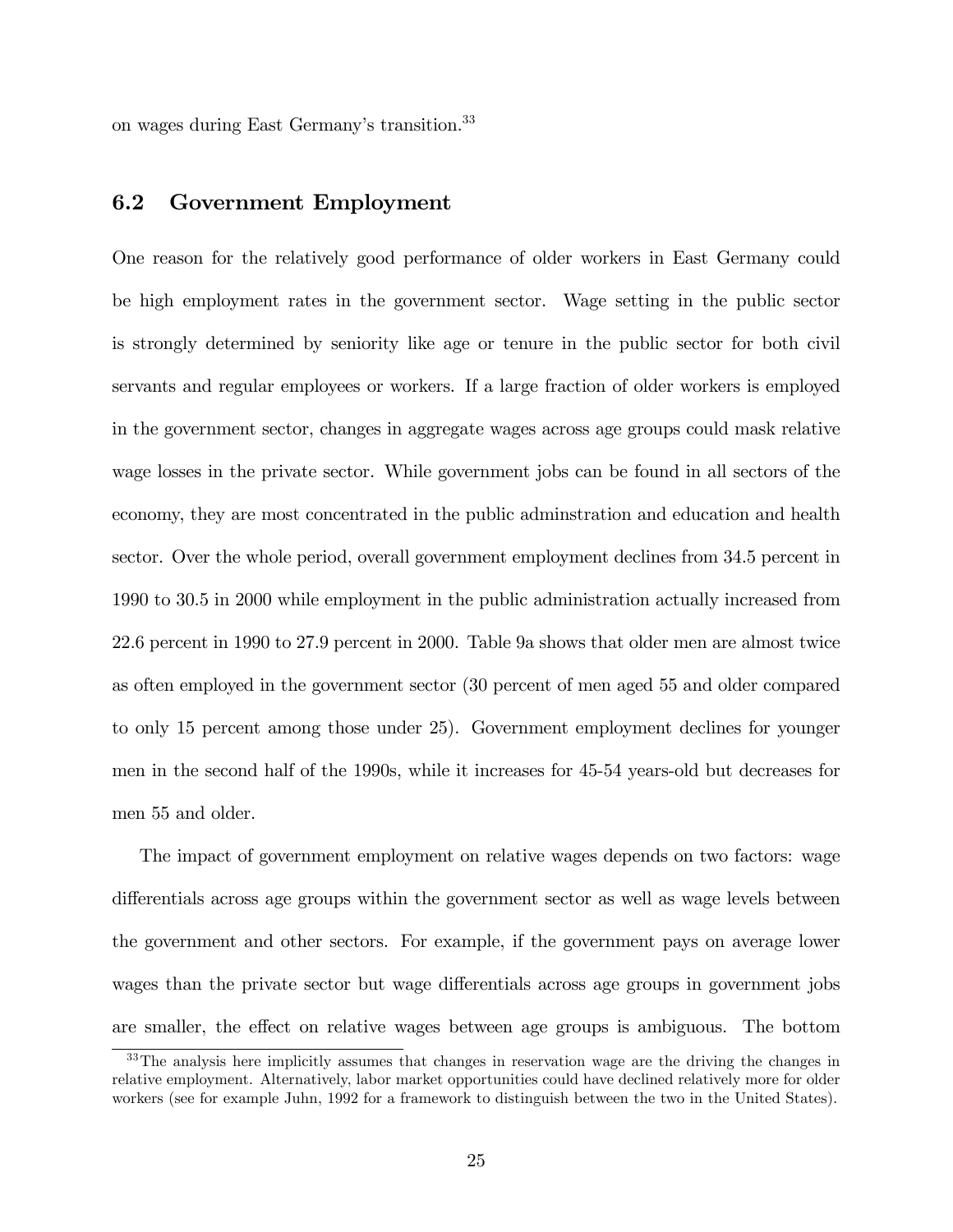on wages during East Germany's transition.[33]

## 6.2 Government Employment

One reason for the relatively good performance of older workers in East Germany could be high employment rates in the government sector. Wage setting in the public sector is strongly determined by seniority like age or tenure in the public sector for both civil servants and regular employees or workers. If a large fraction of older workers is employed in the government sector, changes in aggregate wages across age groups could mask relative wage losses in the private sector. While government jobs can be found in all sectors of the economy, they are most concentrated in the public adminstration and education and health sector. Over the whole period, overall government employment declines from 34.5 percent in 1990 to 30.5 in 2000 while employment in the public administration actually increased from 22.6 percent in 1990 to 27.9 percent in 2000. Table 9a shows that older men are almost twice as often employed in the government sector (30 percent of men aged 55 and older compared to only 15 percent among those under 25). Government employment declines for younger men in the second half of the 1990s, while it increases for 45-54 years-old but decreases for men 55 and older.

The impact of government employment on relative wages depends on two factors: wage differentials across age groups within the government sector as well as wage levels between the government and other sectors. For example, if the government pays on average lower wages than the private sector but wage differentials across age groups in government jobs are smaller, the effect on relative wages between age groups is ambiguous. The bottom

[33] The analysis here implicitly assumes that changes in reservation wage are the driving the changes in relative employment. Alternatively, labor market opportunities could have declined relatively more for older workers (see for example Juhn, 1992 for a framework to distinguish between the two in the United States).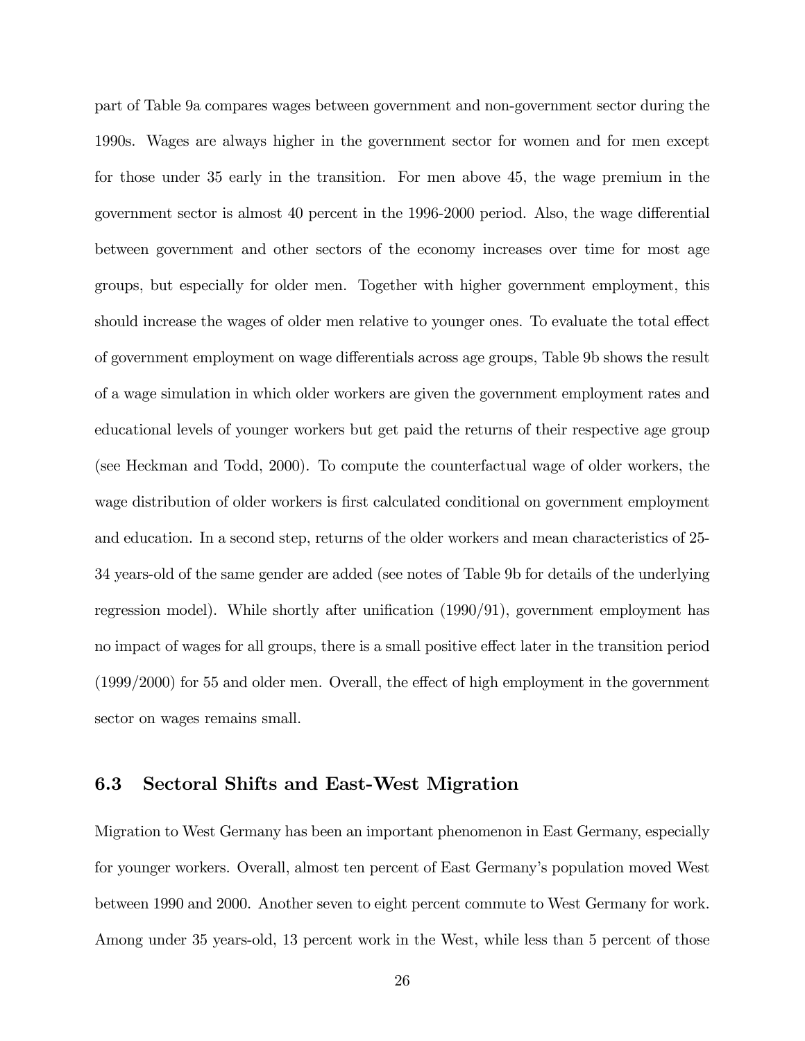part of Table 9a compares wages between government and non-government sector during the 1990s. Wages are always higher in the government sector for women and for men except for those under 35 early in the transition. For men above 45, the wage premium in the government sector is almost 40 percent in the 1996-2000 period. Also, the wage differential between government and other sectors of the economy increases over time for most age groups, but especially for older men. Together with higher government employment, this should increase the wages of older men relative to younger ones. To evaluate the total effect of government employment on wage differentials across age groups, Table 9b shows the result of a wage simulation in which older workers are given the government employment rates and educational levels of younger workers but get paid the returns of their respective age group (see Heckman and Todd, 2000). To compute the counterfactual wage of older workers, the wage distribution of older workers is first calculated conditional on government employment and education. In a second step, returns of the older workers and mean characteristics of 25-34 years-old of the same gender are added (see notes of Table 9b for details of the underlying regression model). While shortly after unification (1990/91), government employment has no impact of wages for all groups, there is a small positive effect later in the transition period (1999/2000) for 55 and older men. Overall, the effect of high employment in the government sector on wages remains small.

### 6.3 Sectoral Shifts and East-West Migration

Migration to West Germany has been an important phenomenon in East Germany, especially for younger workers. Overall, almost ten percent of East Germany's population moved West between 1990 and 2000. Another seven to eight percent commute to West Germany for work. Among under 35 years-old, 13 percent work in the West, while less than 5 percent of those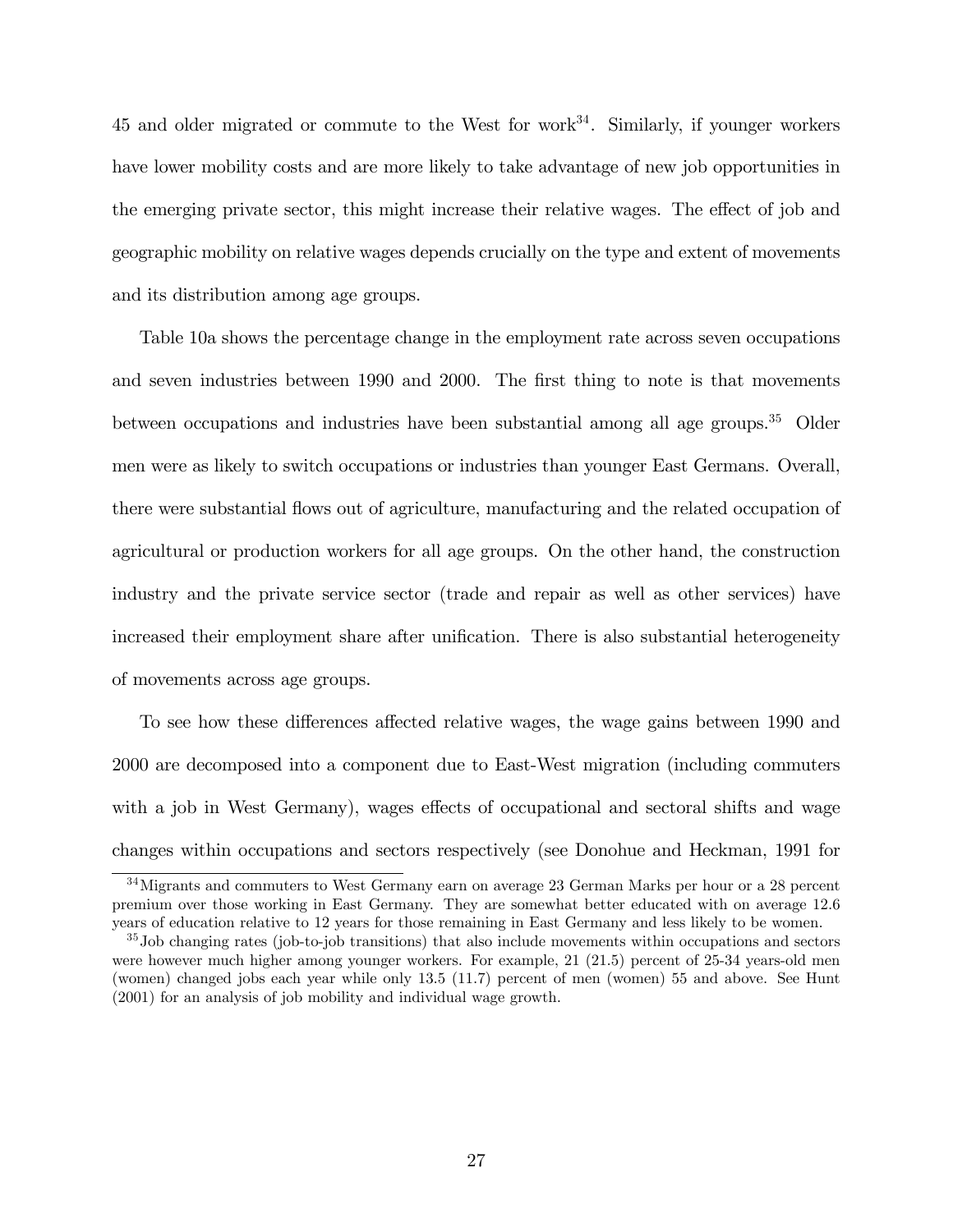45 and older migrated or commute to the West for work[34]. Similarly, if younger workers have lower mobility costs and are more likely to take advantage of new job opportunities in the emerging private sector, this might increase their relative wages. The effect of job and geographic mobility on relative wages depends crucially on the type and extent of movements and its distribution among age groups.

Table 10a shows the percentage change in the employment rate across seven occupations and seven industries between 1990 and 2000. The first thing to note is that movements between occupations and industries have been substantial among all age groups.[35] Older men were as likely to switch occupations or industries than younger East Germans. Overall, there were substantial flows out of agriculture, manufacturing and the related occupation of agricultural or production workers for all age groups. On the other hand, the construction industry and the private service sector (trade and repair as well as other services) have increased their employment share after unification. There is also substantial heterogeneity of movements across age groups.

To see how these differences affected relative wages, the wage gains between 1990 and 2000 are decomposed into a component due to East-West migration (including commuters with a job in West Germany), wages effects of occupational and sectoral shifts and wage changes within occupations and sectors respectively (see Donohue and Heckman, 1991 for

[34] Migrants and commuters to West Germany earn on average 23 German Marks per hour or a 28 percent premium over those working in East Germany. They are somewhat better educated with on average 12.6 years of education relative to 12 years for those remaining in East Germany and less likely to be women.

[35] Job changing rates (job-to-job transitions) that also include movements within occupations and sectors were however much higher among younger workers. For example, 21 (21.5) percent of 25-34 years-old men (women) changed jobs each year while only 13.5 (11.7) percent of men (women) 55 and above. See Hunt (2001) for an analysis of job mobility and individual wage growth.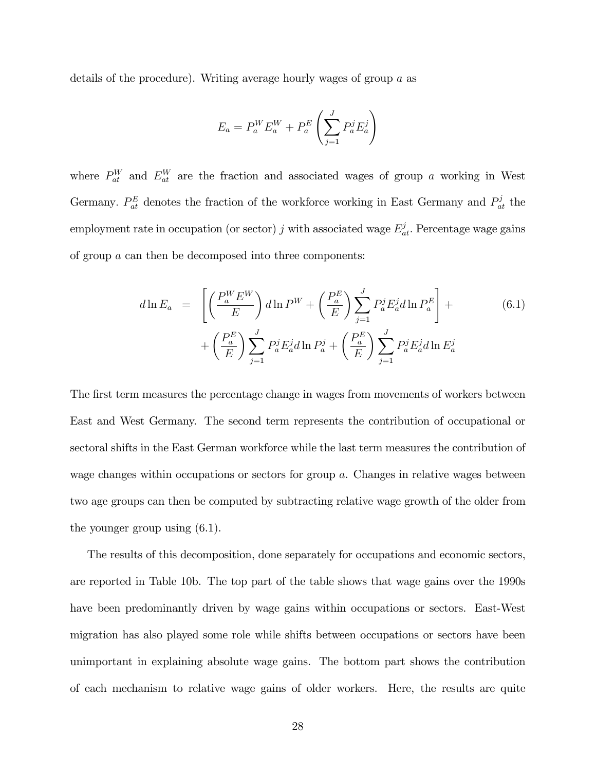details of the procedure). Writing average hourly wages of group $a$ as

$$E_a = P_a^W E_a^W + P_a^E \left( \sum_{j=1}^{J} P_a^j E_a^j \right)$$

where $P_{at}^W$ and $E_{at}^W$ are the fraction and associated wages of group $a$ working in West Germany. $P_{at}^E$ denotes the fraction of the workforce working in East Germany and $P_{at}^j$ the employment rate in occupation (or sector) $j$ with associated wage $E_{at}^j$. Percentage wage gains of group $a$ can then be decomposed into three components:

$$\begin{aligned} d\ln E_a &= \left[ \left( \frac{P_a^W E^W}{E} \right) d\ln P^W + \left( \frac{P_a^E}{E} \right) \sum_{j=1}^{J} P_a^j E_a^j d\ln P_a^E \right] + \\ &+ \left( \frac{P_a^E}{E} \right) \sum_{j=1}^{J} P_a^j E_a^j d\ln P_a^j + \left( \frac{P_a^E}{E} \right) \sum_{j=1}^{J} P_a^j E_a^j d\ln E_a^j \end{aligned} \tag{6.1}$$

The first term measures the percentage change in wages from movements of workers between East and West Germany. The second term represents the contribution of occupational or sectoral shifts in the East German workforce while the last term measures the contribution of wage changes within occupations or sectors for group $a$. Changes in relative wages between two age groups can then be computed by subtracting relative wage growth of the older from the younger group using (6.1).

The results of this decomposition, done separately for occupations and economic sectors, are reported in Table 10b. The top part of the table shows that wage gains over the 1990s have been predominantly driven by wage gains within occupations or sectors. East-West migration has also played some role while shifts between occupations or sectors have been unimportant in explaining absolute wage gains. The bottom part shows the contribution of each mechanism to relative wage gains of older workers. Here, the results are quite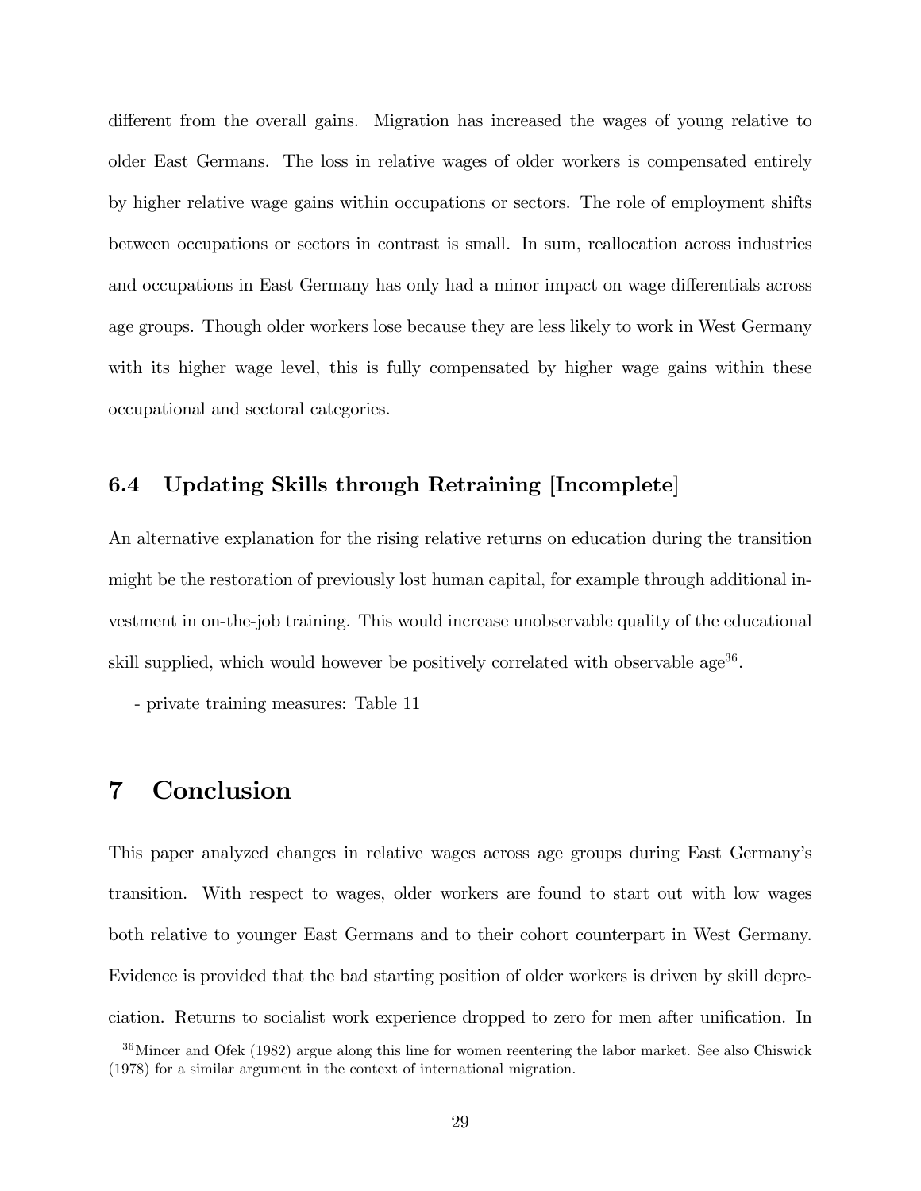different from the overall gains. Migration has increased the wages of young relative to older East Germans. The loss in relative wages of older workers is compensated entirely by higher relative wage gains within occupations or sectors. The role of employment shifts between occupations or sectors in contrast is small. In sum, reallocation across industries and occupations in East Germany has only had a minor impact on wage differentials across age groups. Though older workers lose because they are less likely to work in West Germany with its higher wage level, this is fully compensated by higher wage gains within these occupational and sectoral categories.

### 6.4 Updating Skills through Retraining [Incomplete]

An alternative explanation for the rising relative returns on education during the transition might be the restoration of previously lost human capital, for example through additional investment in on-the-job training. This would increase unobservable quality of the educational skill supplied, which would however be positively correlated with observable age[36].

- private training measures: Table 11

## 7 Conclusion

This paper analyzed changes in relative wages across age groups during East Germany's transition. With respect to wages, older workers are found to start out with low wages both relative to younger East Germans and to their cohort counterpart in West Germany. Evidence is provided that the bad starting position of older workers is driven by skill depreciation. Returns to socialist work experience dropped to zero for men after unification. In

[36] Mincer and Ofek (1982) argue along this line for women reentering the labor market. See also Chiswick (1978) for a similar argument in the context of international migration.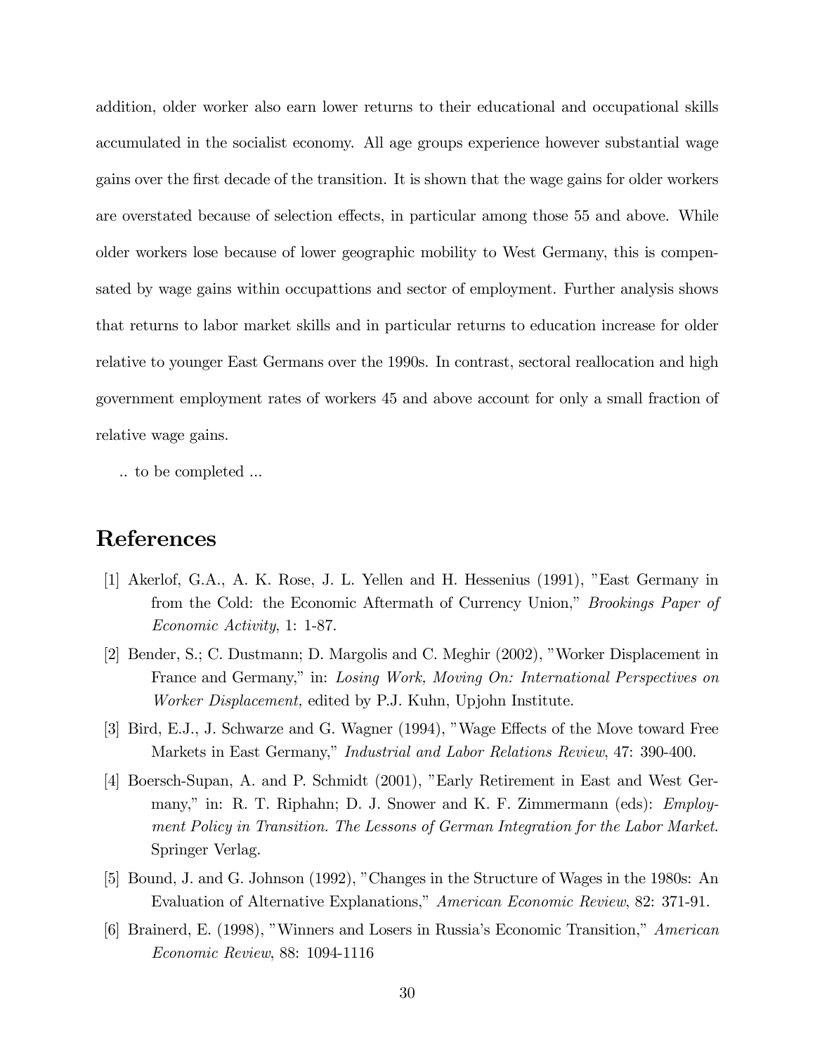addition, older worker also earn lower returns to their educational and occupational skills accumulated in the socialist economy. All age groups experience however substantial wage gains over the first decade of the transition. It is shown that the wage gains for older workers are overstated because of selection effects, in particular among those 55 and above. While older workers lose because of lower geographic mobility to West Germany, this is compensated by wage gains within occupattions and sector of employment. Further analysis shows that returns to labor market skills and in particular returns to education increase for older relative to younger East Germans over the 1990s. In contrast, sectoral reallocation and high government employment rates of workers 45 and above account for only a small fraction of relative wage gains.

.. to be completed ...

# References

[1] Akerlof, G.A., A. K. Rose, J. L. Yellen and H. Hessenius (1991), "East Germany in from the Cold: the Economic Aftermath of Currency Union," *Brookings Paper of Economic Activity*, 1: 1-87.

[2] Bender, S.; C. Dustmann; D. Margolis and C. Meghir (2002), "Worker Displacement in France and Germany," in: *Losing Work, Moving On: International Perspectives on Worker Displacement,* edited by P.J. Kuhn, Upjohn Institute.

[3] Bird, E.J., J. Schwarze and G. Wagner (1994), "Wage Effects of the Move toward Free Markets in East Germany," *Industrial and Labor Relations Review*, 47: 390-400.

[4] Boersch-Supan, A. and P. Schmidt (2001), "Early Retirement in East and West Germany," in: R. T. Riphahn; D. J. Snower and K. F. Zimmermann (eds): *Employment Policy in Transition. The Lessons of German Integration for the Labor Market.* Springer Verlag.

[5] Bound, J. and G. Johnson (1992), "Changes in the Structure of Wages in the 1980s: An Evaluation of Alternative Explanations," *American Economic Review*, 82: 371-91.

[6] Brainerd, E. (1998), "Winners and Losers in Russia's Economic Transition," *American Economic Review*, 88: 1094-1116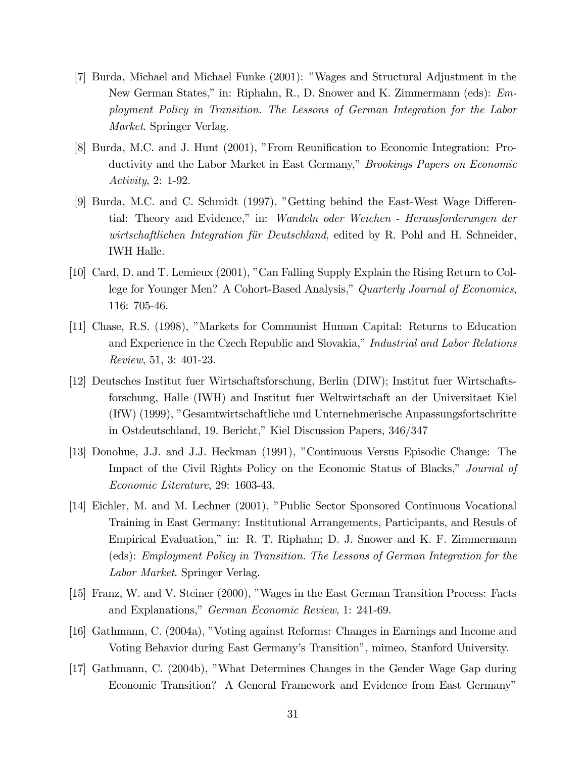[7] Burda, Michael and Michael Funke (2001): "Wages and Structural Adjustment in the New German States," in: Riphahn, R., D. Snower and K. Zimmermann (eds): *Employment Policy in Transition. The Lessons of German Integration for the Labor Market*. Springer Verlag.

[8] Burda, M.C. and J. Hunt (2001), "From Reunification to Economic Integration: Productivity and the Labor Market in East Germany," *Brookings Papers on Economic Activity*, 2: 1-92.

[9] Burda, M.C. and C. Schmidt (1997), "Getting behind the East-West Wage Differential: Theory and Evidence," in: *Wandeln oder Weichen - Herausforderungen der wirtschaftlichen Integration für Deutschland*, edited by R. Pohl and H. Schneider, IWH Halle.

[10] Card, D. and T. Lemieux (2001), "Can Falling Supply Explain the Rising Return to College for Younger Men? A Cohort-Based Analysis," *Quarterly Journal of Economics*, 116: 705-46.

[11] Chase, R.S. (1998), "Markets for Communist Human Capital: Returns to Education and Experience in the Czech Republic and Slovakia," *Industrial and Labor Relations Review*, 51, 3: 401-23.

[12] Deutsches Institut fuer Wirtschaftsforschung, Berlin (DIW); Institut fuer Wirtschaftsforschung, Halle (IWH) and Institut fuer Weltwirtschaft an der Universitaet Kiel (IfW) (1999), "Gesamtwirtschaftliche und Unternehmerische Anpassungsfortschritte in Ostdeutschland, 19. Bericht," Kiel Discussion Papers, 346/347

[13] Donohue, J.J. and J.J. Heckman (1991), "Continuous Versus Episodic Change: The Impact of the Civil Rights Policy on the Economic Status of Blacks," *Journal of Economic Literature*, 29: 1603-43.

[14] Eichler, M. and M. Lechner (2001), "Public Sector Sponsored Continuous Vocational Training in East Germany: Institutional Arrangements, Participants, and Resuls of Empirical Evaluation," in: R. T. Riphahn; D. J. Snower and K. F. Zimmermann (eds): *Employment Policy in Transition. The Lessons of German Integration for the Labor Market*. Springer Verlag.

[15] Franz, W. and V. Steiner (2000), "Wages in the East German Transition Process: Facts and Explanations," *German Economic Review*, 1: 241-69.

[16] Gathmann, C. (2004a), "Voting against Reforms: Changes in Earnings and Income and Voting Behavior during East Germany's Transition", mimeo, Stanford University.

[17] Gathmann, C. (2004b), "What Determines Changes in the Gender Wage Gap during Economic Transition? A General Framework and Evidence from East Germany"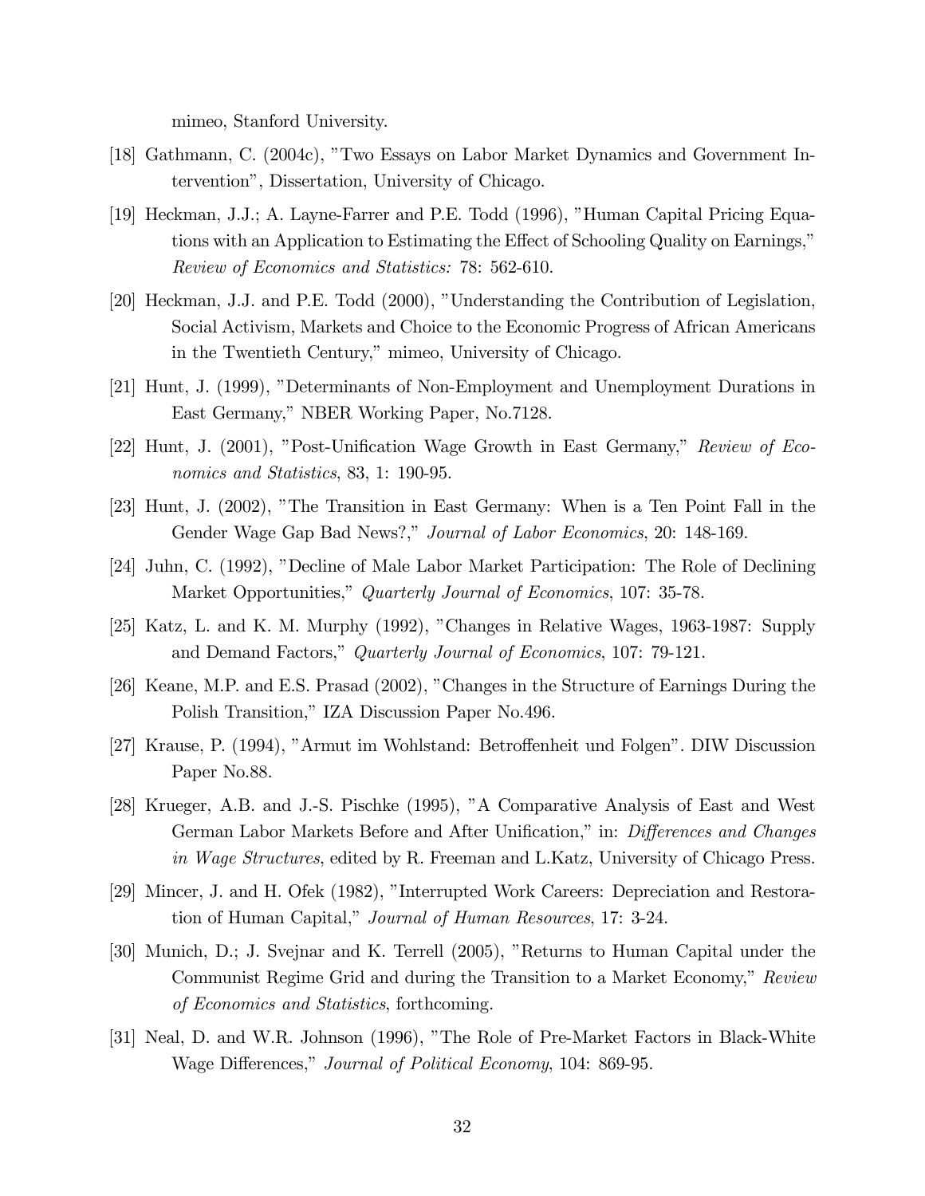mimeo, Stanford University.

[18] Gathmann, C. (2004c), "Two Essays on Labor Market Dynamics and Government Intervention", Dissertation, University of Chicago.

[19] Heckman, J.J.; A. Layne-Farrer and P.E. Todd (1996), "Human Capital Pricing Equations with an Application to Estimating the Effect of Schooling Quality on Earnings," *Review of Economics and Statistics:* 78: 562-610.

[20] Heckman, J.J. and P.E. Todd (2000), "Understanding the Contribution of Legislation, Social Activism, Markets and Choice to the Economic Progress of African Americans in the Twentieth Century," mimeo, University of Chicago.

[21] Hunt, J. (1999), "Determinants of Non-Employment and Unemployment Durations in East Germany," NBER Working Paper, No.7128.

[22] Hunt, J. (2001), "Post-Unification Wage Growth in East Germany," *Review of Economics and Statistics*, 83, 1: 190-95.

[23] Hunt, J. (2002), "The Transition in East Germany: When is a Ten Point Fall in the Gender Wage Gap Bad News?," *Journal of Labor Economics*, 20: 148-169.

[24] Juhn, C. (1992), "Decline of Male Labor Market Participation: The Role of Declining Market Opportunities," *Quarterly Journal of Economics*, 107: 35-78.

[25] Katz, L. and K. M. Murphy (1992), "Changes in Relative Wages, 1963-1987: Supply and Demand Factors," *Quarterly Journal of Economics*, 107: 79-121.

[26] Keane, M.P. and E.S. Prasad (2002), "Changes in the Structure of Earnings During the Polish Transition," IZA Discussion Paper No.496.

[27] Krause, P. (1994), "Armut im Wohlstand: Betroffenheit und Folgen". DIW Discussion Paper No.88.

[28] Krueger, A.B. and J.-S. Pischke (1995), "A Comparative Analysis of East and West German Labor Markets Before and After Unification," in: *Differences and Changes in Wage Structures*, edited by R. Freeman and L.Katz, University of Chicago Press.

[29] Mincer, J. and H. Ofek (1982), "Interrupted Work Careers: Depreciation and Restoration of Human Capital," *Journal of Human Resources*, 17: 3-24.

[30] Munich, D.; J. Svejnar and K. Terrell (2005), "Returns to Human Capital under the Communist Regime Grid and during the Transition to a Market Economy," *Review of Economics and Statistics*, forthcoming.

[31] Neal, D. and W.R. Johnson (1996), "The Role of Pre-Market Factors in Black-White Wage Differences," *Journal of Political Economy*, 104: 869-95.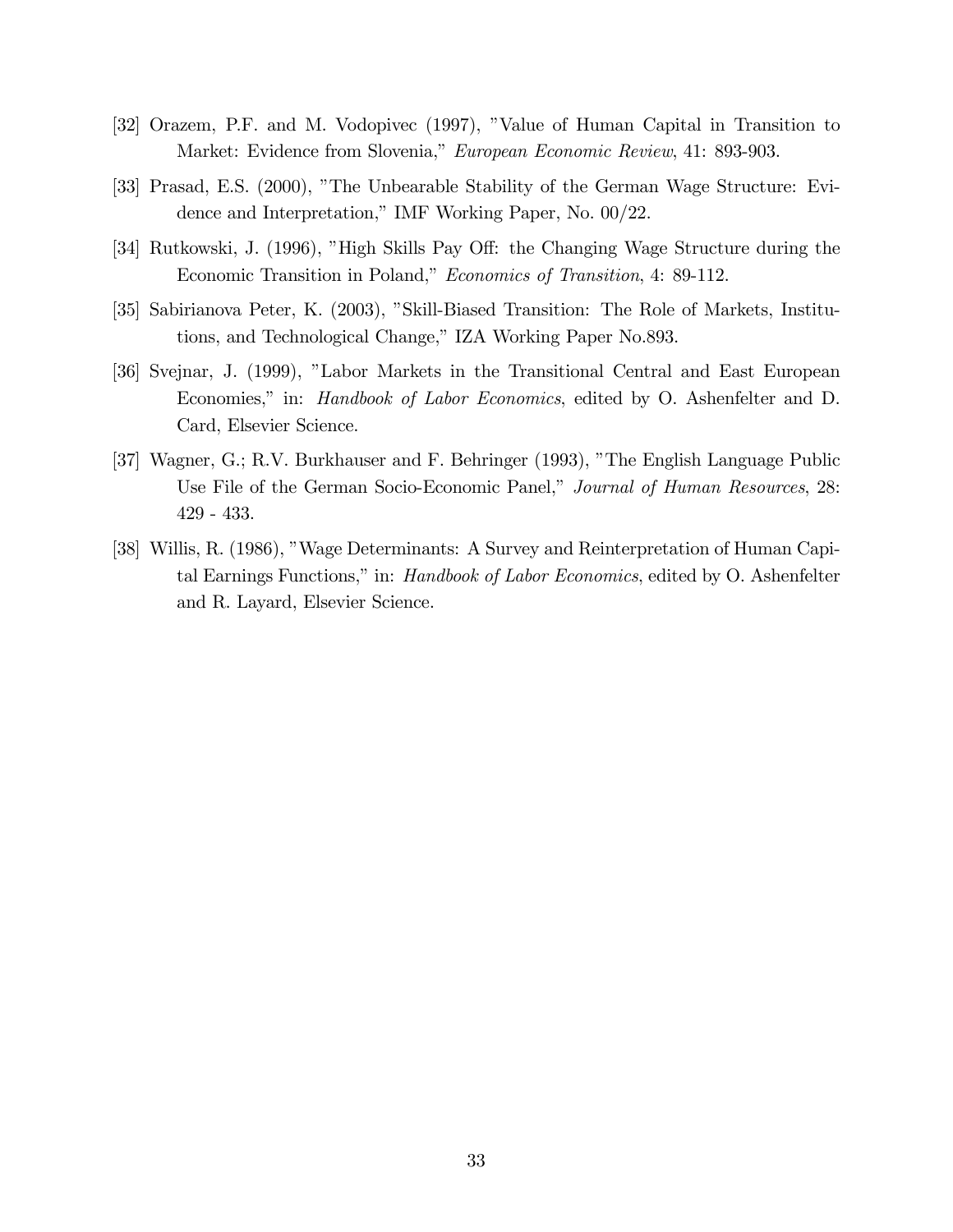[32] Orazem, P.F. and M. Vodopivec (1997), "Value of Human Capital in Transition to Market: Evidence from Slovenia," *European Economic Review*, 41: 893-903.

[33] Prasad, E.S. (2000), "The Unbearable Stability of the German Wage Structure: Evidence and Interpretation," IMF Working Paper, No. 00/22.

[34] Rutkowski, J. (1996), "High Skills Pay Off: the Changing Wage Structure during the Economic Transition in Poland," *Economics of Transition*, 4: 89-112.

[35] Sabirianova Peter, K. (2003), "Skill-Biased Transition: The Role of Markets, Institutions, and Technological Change," IZA Working Paper No.893.

[36] Svejnar, J. (1999), "Labor Markets in the Transitional Central and East European Economies," in: *Handbook of Labor Economics*, edited by O. Ashenfelter and D. Card, Elsevier Science.

[37] Wagner, G.; R.V. Burkhauser and F. Behringer (1993), "The English Language Public Use File of the German Socio-Economic Panel," *Journal of Human Resources*, 28: 429 - 433.

[38] Willis, R. (1986), "Wage Determinants: A Survey and Reinterpretation of Human Capital Earnings Functions," in: *Handbook of Labor Economics*, edited by O. Ashenfelter and R. Layard, Elsevier Science.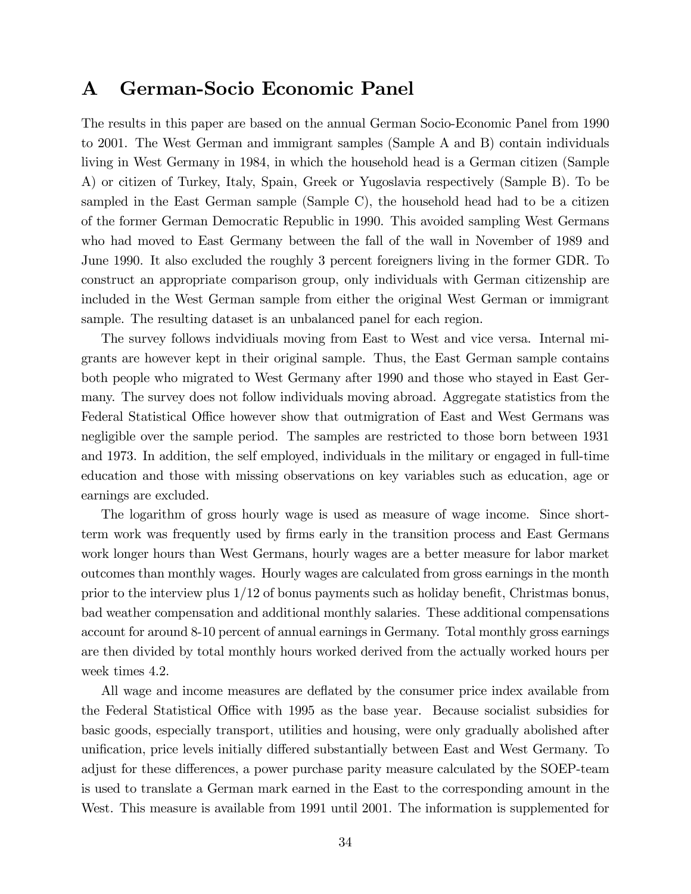# A German-Socio Economic Panel

The results in this paper are based on the annual German Socio-Economic Panel from 1990 to 2001. The West German and immigrant samples (Sample A and B) contain individuals living in West Germany in 1984, in which the household head is a German citizen (Sample A) or citizen of Turkey, Italy, Spain, Greek or Yugoslavia respectively (Sample B). To be sampled in the East German sample (Sample C), the household head had to be a citizen of the former German Democratic Republic in 1990. This avoided sampling West Germans who had moved to East Germany between the fall of the wall in November of 1989 and June 1990. It also excluded the roughly 3 percent foreigners living in the former GDR. To construct an appropriate comparison group, only individuals with German citizenship are included in the West German sample from either the original West German or immigrant sample. The resulting dataset is an unbalanced panel for each region.

The survey follows indvidiuals moving from East to West and vice versa. Internal migrants are however kept in their original sample. Thus, the East German sample contains both people who migrated to West Germany after 1990 and those who stayed in East Germany. The survey does not follow individuals moving abroad. Aggregate statistics from the Federal Statistical Office however show that outmigration of East and West Germans was negligible over the sample period. The samples are restricted to those born between 1931 and 1973. In addition, the self employed, individuals in the military or engaged in full-time education and those with missing observations on key variables such as education, age or earnings are excluded.

The logarithm of gross hourly wage is used as measure of wage income. Since short-term work was frequently used by firms early in the transition process and East Germans work longer hours than West Germans, hourly wages are a better measure for labor market outcomes than monthly wages. Hourly wages are calculated from gross earnings in the month prior to the interview plus 1/12 of bonus payments such as holiday benefit, Christmas bonus, bad weather compensation and additional monthly salaries. These additional compensations account for around 8-10 percent of annual earnings in Germany. Total monthly gross earnings are then divided by total monthly hours worked derived from the actually worked hours per week times 4.2.

All wage and income measures are deflated by the consumer price index available from the Federal Statistical Office with 1995 as the base year. Because socialist subsidies for basic goods, especially transport, utilities and housing, were only gradually abolished after unification, price levels initially differed substantially between East and West Germany. To adjust for these differences, a power purchase parity measure calculated by the SOEP-team is used to translate a German mark earned in the East to the corresponding amount in the West. This measure is available from 1991 until 2001. The information is supplemented for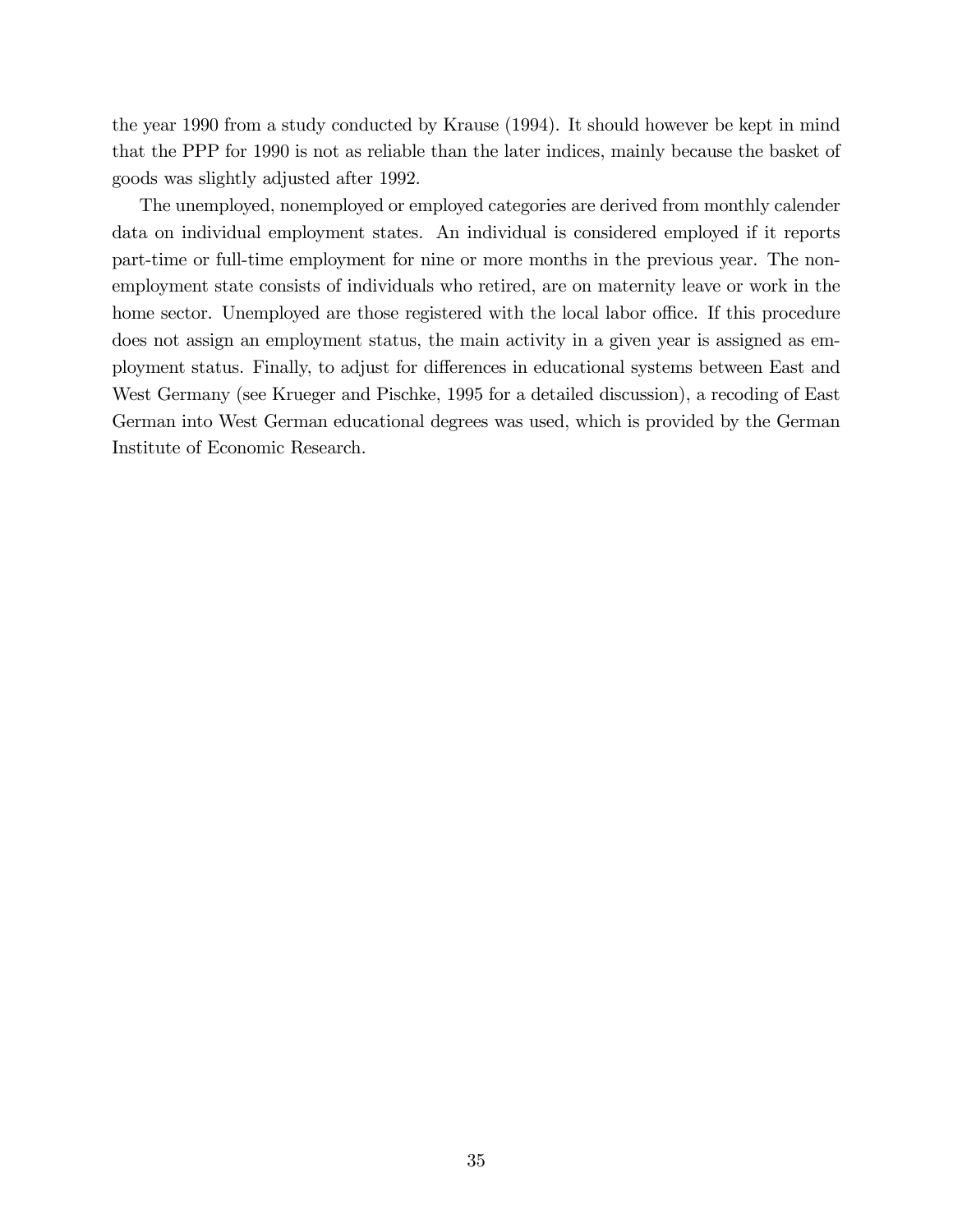the year 1990 from a study conducted by Krause (1994). It should however be kept in mind that the PPP for 1990 is not as reliable than the later indices, mainly because the basket of goods was slightly adjusted after 1992.

The unemployed, nonemployed or employed categories are derived from monthly calender data on individual employment states. An individual is considered employed if it reports part-time or full-time employment for nine or more months in the previous year. The non-employment state consists of individuals who retired, are on maternity leave or work in the home sector. Unemployed are those registered with the local labor office. If this procedure does not assign an employment status, the main activity in a given year is assigned as employment status. Finally, to adjust for differences in educational systems between East and West Germany (see Krueger and Pischke, 1995 for a detailed discussion), a recoding of East German into West German educational degrees was used, which is provided by the German Institute of Economic Research.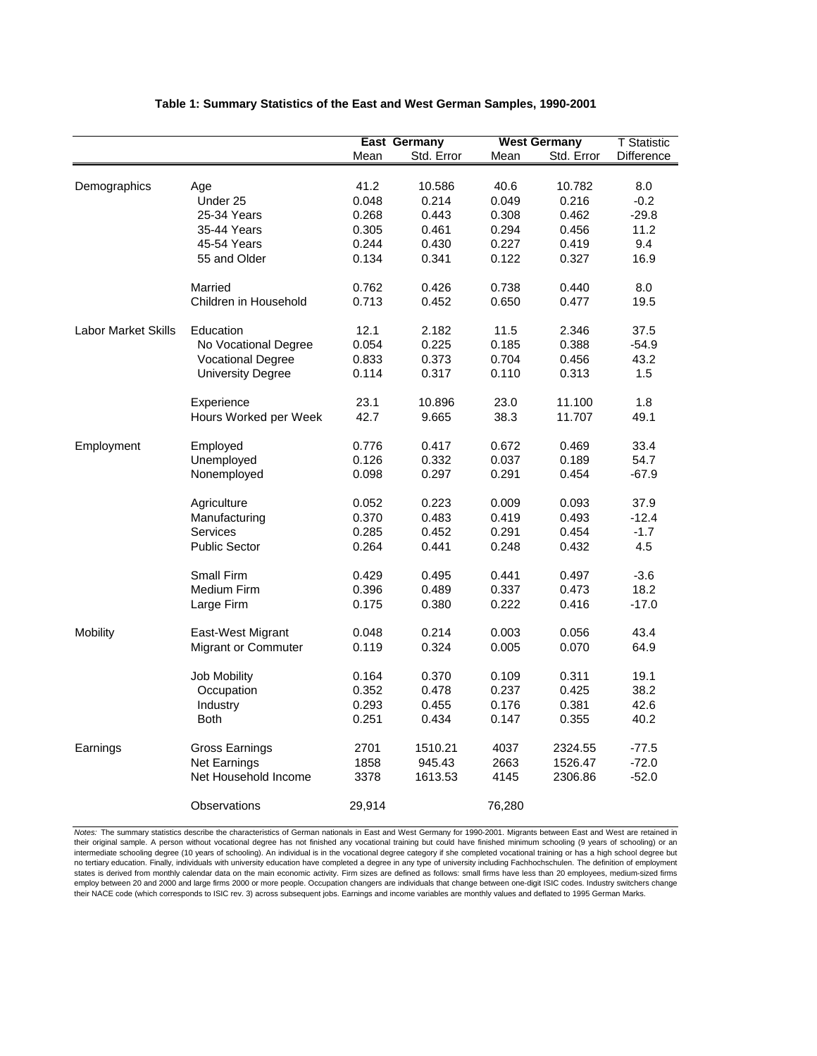**Table 1: Summary Statistics of the East and West German Samples, 1990-2001**

| | | East Germany | | West Germany | | T Statistic |
|---|---|---|---|---|---|---|
| | | Mean | Std. Error | Mean | Std. Error | Difference |
| Demographics | Age | 41.2 | 10.586 | 40.6 | 10.782 | 8.0 |
| | Under 25 | 0.048 | 0.214 | 0.049 | 0.216 | -0.2 |
| | 25-34 Years | 0.268 | 0.443 | 0.308 | 0.462 | -29.8 |
| | 35-44 Years | 0.305 | 0.461 | 0.294 | 0.456 | 11.2 |
| | 45-54 Years | 0.244 | 0.430 | 0.227 | 0.419 | 9.4 |
| | 55 and Older | 0.134 | 0.341 | 0.122 | 0.327 | 16.9 |
| | Married | 0.762 | 0.426 | 0.738 | 0.440 | 8.0 |
| | Children in Household | 0.713 | 0.452 | 0.650 | 0.477 | 19.5 |
| Labor Market Skills | Education | 12.1 | 2.182 | 11.5 | 2.346 | 37.5 |
| | No Vocational Degree | 0.054 | 0.225 | 0.185 | 0.388 | -54.9 |
| | Vocational Degree | 0.833 | 0.373 | 0.704 | 0.456 | 43.2 |
| | University Degree | 0.114 | 0.317 | 0.110 | 0.313 | 1.5 |
| | Experience | 23.1 | 10.896 | 23.0 | 11.100 | 1.8 |
| | Hours Worked per Week | 42.7 | 9.665 | 38.3 | 11.707 | 49.1 |
| Employment | Employed | 0.776 | 0.417 | 0.672 | 0.469 | 33.4 |
| | Unemployed | 0.126 | 0.332 | 0.037 | 0.189 | 54.7 |
| | Nonemployed | 0.098 | 0.297 | 0.291 | 0.454 | -67.9 |
| | Agriculture | 0.052 | 0.223 | 0.009 | 0.093 | 37.9 |
| | Manufacturing | 0.370 | 0.483 | 0.419 | 0.493 | -12.4 |
| | Services | 0.285 | 0.452 | 0.291 | 0.454 | -1.7 |
| | Public Sector | 0.264 | 0.441 | 0.248 | 0.432 | 4.5 |
| | Small Firm | 0.429 | 0.495 | 0.441 | 0.497 | -3.6 |
| | Medium Firm | 0.396 | 0.489 | 0.337 | 0.473 | 18.2 |
| | Large Firm | 0.175 | 0.380 | 0.222 | 0.416 | -17.0 |
| Mobility | East-West Migrant | 0.048 | 0.214 | 0.003 | 0.056 | 43.4 |
| | Migrant or Commuter | 0.119 | 0.324 | 0.005 | 0.070 | 64.9 |
| | Job Mobility | 0.164 | 0.370 | 0.109 | 0.311 | 19.1 |
| | Occupation | 0.352 | 0.478 | 0.237 | 0.425 | 38.2 |
| | Industry | 0.293 | 0.455 | 0.176 | 0.381 | 42.6 |
| | Both | 0.251 | 0.434 | 0.147 | 0.355 | 40.2 |
| Earnings | Gross Earnings | 2701 | 1510.21 | 4037 | 2324.55 | -77.5 |
| | Net Earnings | 1858 | 945.43 | 2663 | 1526.47 | -72.0 |
| | Net Household Income | 3378 | 1613.53 | 4145 | 2306.86 | -52.0 |
| | Observations | 29,914 | | 76,280 | | |

*Notes:* The summary statistics describe the characteristics of German nationals in East and West Germany for 1990-2001. Migrants between East and West are retained in their original sample. A person without vocational degree has not finished any vocational training but could have finished minimum schooling (9 years of schooling) or an intermediate schooling degree (10 years of schooling). An individual is in the vocational degree category if she completed vocational training or has a high school degree but no tertiary education. Finally, individuals with university education have completed a degree in any type of university including Fachhochschulen. The definition of employment states is derived from monthly calendar data on the main economic activity. Firm sizes are defined as follows: small firms have less than 20 employees, medium-sized firms employ between 20 and 2000 and large firms 2000 or more people. Occupation changers are individuals that change between one-digit ISIC codes. Industry switchers change their NACE code (which corresponds to ISIC rev. 3) across subsequent jobs. Earnings and income variables are monthly values and deflated to 1995 German Marks.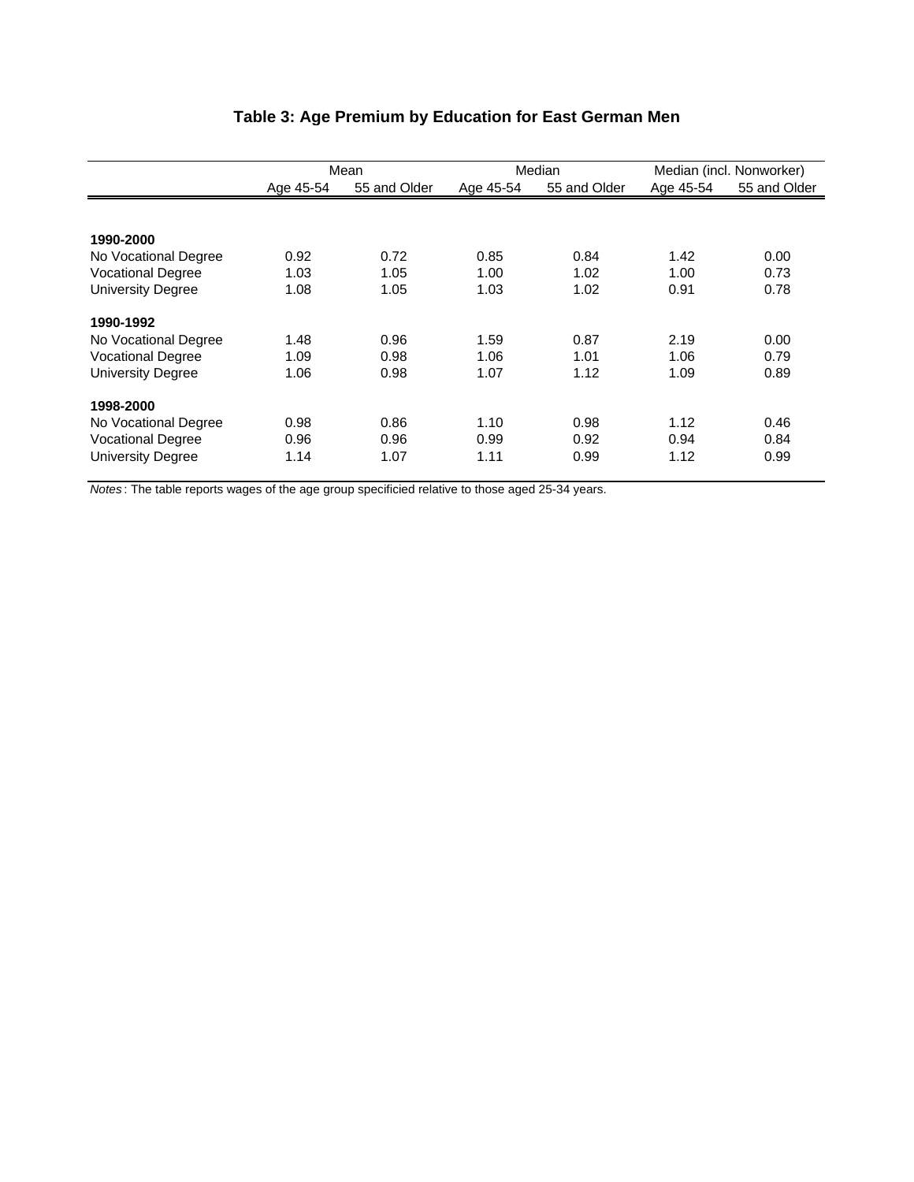## Table 3: Age Premium by Education for East German Men

| | Mean | | Median | | Median (incl. Nonworker) | |
|---|---|---|---|---|---|---|
| | Age 45-54 | 55 and Older | Age 45-54 | 55 and Older | Age 45-54 | 55 and Older |
| **1990-2000** | | | | | | |
| No Vocational Degree | 0.92 | 0.72 | 0.85 | 0.84 | 1.42 | 0.00 |
| Vocational Degree | 1.03 | 1.05 | 1.00 | 1.02 | 1.00 | 0.73 |
| University Degree | 1.08 | 1.05 | 1.03 | 1.02 | 0.91 | 0.78 |
| **1990-1992** | | | | | | |
| No Vocational Degree | 1.48 | 0.96 | 1.59 | 0.87 | 2.19 | 0.00 |
| Vocational Degree | 1.09 | 0.98 | 1.06 | 1.01 | 1.06 | 0.79 |
| University Degree | 1.06 | 0.98 | 1.07 | 1.12 | 1.09 | 0.89 |
| **1998-2000** | | | | | | |
| No Vocational Degree | 0.98 | 0.86 | 1.10 | 0.98 | 1.12 | 0.46 |
| Vocational Degree | 0.96 | 0.96 | 0.99 | 0.92 | 0.94 | 0.84 |
| University Degree | 1.14 | 1.07 | 1.11 | 0.99 | 1.12 | 0.99 |

*Notes*: The table reports wages of the age group specificied relative to those aged 25-34 years.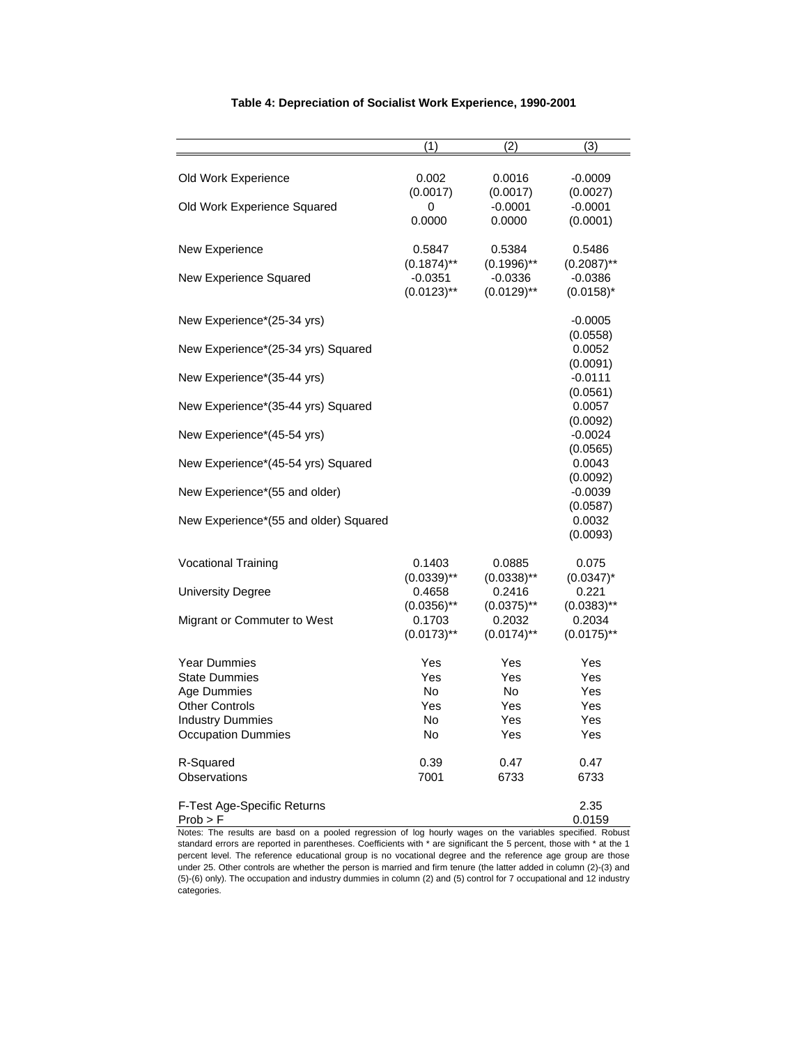**Table 4: Depreciation of Socialist Work Experience, 1990-2001**

| | (1) | (2) | (3) |
|---|---|---|---|
| Old Work Experience | 0.002 | 0.0016 | -0.0009 |
| | (0.0017) | (0.0017) | (0.0027) |
| Old Work Experience Squared | 0 | -0.0001 | -0.0001 |
| | 0.0000 | 0.0000 | (0.0001) |
| New Experience | 0.5847 | 0.5384 | 0.5486 |
| | (0.1874)** | (0.1996)** | (0.2087)** |
| New Experience Squared | -0.0351 | -0.0336 | -0.0386 |
| | (0.0123)** | (0.0129)** | (0.0158)* |
| New Experience*(25-34 yrs) | | | -0.0005 |
| | | | (0.0558) |
| New Experience*(25-34 yrs) Squared | | | 0.0052 |
| | | | (0.0091) |
| New Experience*(35-44 yrs) | | | -0.0111 |
| | | | (0.0561) |
| New Experience*(35-44 yrs) Squared | | | 0.0057 |
| | | | (0.0092) |
| New Experience*(45-54 yrs) | | | -0.0024 |
| | | | (0.0565) |
| New Experience*(45-54 yrs) Squared | | | 0.0043 |
| | | | (0.0092) |
| New Experience*(55 and older) | | | -0.0039 |
| | | | (0.0587) |
| New Experience*(55 and older) Squared | | | 0.0032 |
| | | | (0.0093) |
| Vocational Training | 0.1403 | 0.0885 | 0.075 |
| | (0.0339)** | (0.0338)** | (0.0347)* |
| University Degree | 0.4658 | 0.2416 | 0.221 |
| | (0.0356)** | (0.0375)** | (0.0383)** |
| Migrant or Commuter to West | 0.1703 | 0.2032 | 0.2034 |
| | (0.0173)** | (0.0174)** | (0.0175)** |
| Year Dummies | Yes | Yes | Yes |
| State Dummies | Yes | Yes | Yes |
| Age Dummies | No | No | Yes |
| Other Controls | Yes | Yes | Yes |
| Industry Dummies | No | Yes | Yes |
| Occupation Dummies | No | Yes | Yes |
| R-Squared | 0.39 | 0.47 | 0.47 |
| Observations | 7001 | 6733 | 6733 |
| F-Test Age-Specific Returns | | | 2.35 |
| Prob > F | | | 0.0159 |

Notes: The results are basd on a pooled regression of log hourly wages on the variables specified. Robust standard errors are reported in parentheses. Coefficients with * are significant the 5 percent, those with * at the 1 percent level. The reference educational group is no vocational degree and the reference age group are those under 25. Other controls are whether the person is married and firm tenure (the latter added in column (2)-(3) and (5)-(6) only). The occupation and industry dummies in column (2) and (5) control for 7 occupational and 12 industry categories.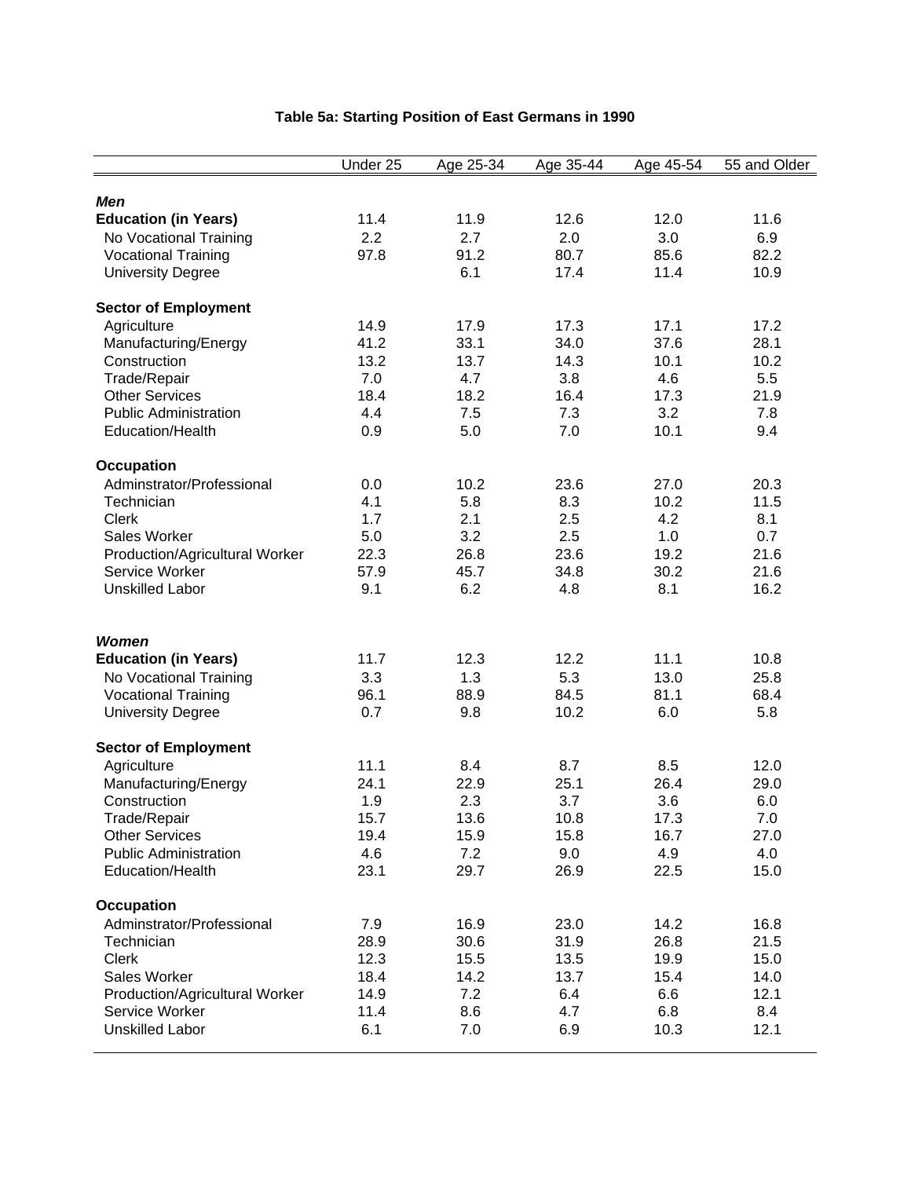**Table 5a: Starting Position of East Germans in 1990**

| | Under 25 | Age 25-34 | Age 35-44 | Age 45-54 | 55 and Older |
|---|---|---|---|---|---|
| ***Men*** | | | | | |
| **Education (in Years)** | 11.4 | 11.9 | 12.6 | 12.0 | 11.6 |
| No Vocational Training | 2.2 | 2.7 | 2.0 | 3.0 | 6.9 |
| Vocational Training | 97.8 | 91.2 | 80.7 | 85.6 | 82.2 |
| University Degree | | 6.1 | 17.4 | 11.4 | 10.9 |
| **Sector of Employment** | | | | | |
| Agriculture | 14.9 | 17.9 | 17.3 | 17.1 | 17.2 |
| Manufacturing/Energy | 41.2 | 33.1 | 34.0 | 37.6 | 28.1 |
| Construction | 13.2 | 13.7 | 14.3 | 10.1 | 10.2 |
| Trade/Repair | 7.0 | 4.7 | 3.8 | 4.6 | 5.5 |
| Other Services | 18.4 | 18.2 | 16.4 | 17.3 | 21.9 |
| Public Administration | 4.4 | 7.5 | 7.3 | 3.2 | 7.8 |
| Education/Health | 0.9 | 5.0 | 7.0 | 10.1 | 9.4 |
| **Occupation** | | | | | |
| Adminstrator/Professional | 0.0 | 10.2 | 23.6 | 27.0 | 20.3 |
| Technician | 4.1 | 5.8 | 8.3 | 10.2 | 11.5 |
| Clerk | 1.7 | 2.1 | 2.5 | 4.2 | 8.1 |
| Sales Worker | 5.0 | 3.2 | 2.5 | 1.0 | 0.7 |
| Production/Agricultural Worker | 22.3 | 26.8 | 23.6 | 19.2 | 21.6 |
| Service Worker | 57.9 | 45.7 | 34.8 | 30.2 | 21.6 |
| Unskilled Labor | 9.1 | 6.2 | 4.8 | 8.1 | 16.2 |
| ***Women*** | | | | | |
| **Education (in Years)** | 11.7 | 12.3 | 12.2 | 11.1 | 10.8 |
| No Vocational Training | 3.3 | 1.3 | 5.3 | 13.0 | 25.8 |
| Vocational Training | 96.1 | 88.9 | 84.5 | 81.1 | 68.4 |
| University Degree | 0.7 | 9.8 | 10.2 | 6.0 | 5.8 |
| **Sector of Employment** | | | | | |
| Agriculture | 11.1 | 8.4 | 8.7 | 8.5 | 12.0 |
| Manufacturing/Energy | 24.1 | 22.9 | 25.1 | 26.4 | 29.0 |
| Construction | 1.9 | 2.3 | 3.7 | 3.6 | 6.0 |
| Trade/Repair | 15.7 | 13.6 | 10.8 | 17.3 | 7.0 |
| Other Services | 19.4 | 15.9 | 15.8 | 16.7 | 27.0 |
| Public Administration | 4.6 | 7.2 | 9.0 | 4.9 | 4.0 |
| Education/Health | 23.1 | 29.7 | 26.9 | 22.5 | 15.0 |
| **Occupation** | | | | | |
| Adminstrator/Professional | 7.9 | 16.9 | 23.0 | 14.2 | 16.8 |
| Technician | 28.9 | 30.6 | 31.9 | 26.8 | 21.5 |
| Clerk | 12.3 | 15.5 | 13.5 | 19.9 | 15.0 |
| Sales Worker | 18.4 | 14.2 | 13.7 | 15.4 | 14.0 |
| Production/Agricultural Worker | 14.9 | 7.2 | 6.4 | 6.6 | 12.1 |
| Service Worker | 11.4 | 8.6 | 4.7 | 6.8 | 8.4 |
| Unskilled Labor | 6.1 | 7.0 | 6.9 | 10.3 | 12.1 |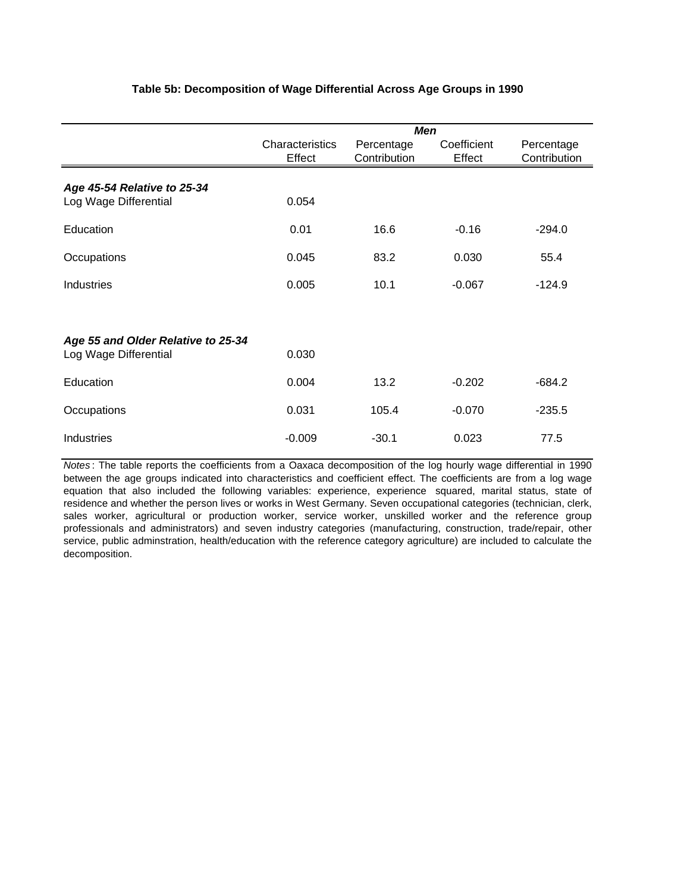**Table 5b: Decomposition of Wage Differential Across Age Groups in 1990**

| | *Men* | | | |
|---|---|---|---|---|
| | Characteristics Effect | Percentage Contribution | Coefficient Effect | Percentage Contribution |
| ***Age 45-54 Relative to 25-34*** | | | | |
| Log Wage Differential | 0.054 | | | |
| Education | 0.01 | 16.6 | -0.16 | -294.0 |
| Occupations | 0.045 | 83.2 | 0.030 | 55.4 |
| Industries | 0.005 | 10.1 | -0.067 | -124.9 |
| ***Age 55 and Older Relative to 25-34*** | | | | |
| Log Wage Differential | 0.030 | | | |
| Education | 0.004 | 13.2 | -0.202 | -684.2 |
| Occupations | 0.031 | 105.4 | -0.070 | -235.5 |
| Industries | -0.009 | -30.1 | 0.023 | 77.5 |

*Notes*: The table reports the coefficients from a Oaxaca decomposition of the log hourly wage differential in 1990 between the age groups indicated into characteristics and coefficient effect. The coefficients are from a log wage equation that also included the following variables: experience, experience squared, marital status, state of residence and whether the person lives or works in West Germany. Seven occupational categories (technician, clerk, sales worker, agricultural or production worker, service worker, unskilled worker and the reference group professionals and administrators) and seven industry categories (manufacturing, construction, trade/repair, other service, public adminstration, health/education with the reference category agriculture) are included to calculate the decomposition.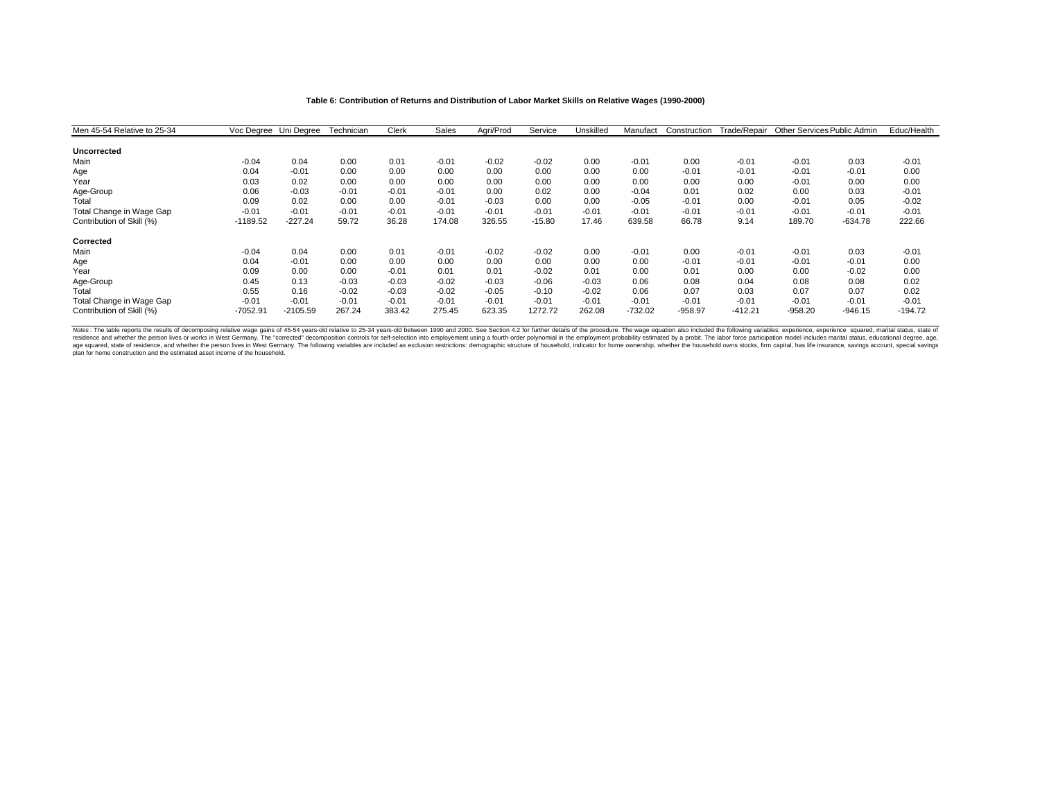**Table 6: Contribution of Returns and Distribution of Labor Market Skills on Relative Wages (1990-2000)**

| Men 45-54 Relative to 25-34 | Voc Degree | Uni Degree | Technician | Clerk | Sales | Agri/Prod | Service | Unskilled | Manufact | Construction | Trade/Repair | Other Services | Public Admin | Educ/Health |
|---|---|---|---|---|---|---|---|---|---|---|---|---|---|---|
| **Uncorrected** | | | | | | | | | | | | | | |
| Main | -0.04 | 0.04 | 0.00 | 0.01 | -0.01 | -0.02 | -0.02 | 0.00 | -0.01 | 0.00 | -0.01 | -0.01 | 0.03 | -0.01 |
| Age | 0.04 | -0.01 | 0.00 | 0.00 | 0.00 | 0.00 | 0.00 | 0.00 | 0.00 | -0.01 | -0.01 | -0.01 | -0.01 | 0.00 |
| Year | 0.03 | 0.02 | 0.00 | 0.00 | 0.00 | 0.00 | 0.00 | 0.00 | 0.00 | 0.00 | 0.00 | -0.01 | 0.00 | 0.00 |
| Age-Group | 0.06 | -0.03 | -0.01 | -0.01 | -0.01 | 0.00 | 0.02 | 0.00 | -0.04 | 0.01 | 0.02 | 0.00 | 0.03 | -0.01 |
| Total | 0.09 | 0.02 | 0.00 | 0.00 | -0.01 | -0.03 | 0.00 | 0.00 | -0.05 | -0.01 | 0.00 | -0.01 | 0.05 | -0.02 |
| Total Change in Wage Gap | -0.01 | -0.01 | -0.01 | -0.01 | -0.01 | -0.01 | -0.01 | -0.01 | -0.01 | -0.01 | -0.01 | -0.01 | -0.01 | -0.01 |
| Contribution of Skill (%) | -1189.52 | -227.24 | 59.72 | 36.28 | 174.08 | 326.55 | -15.80 | 17.46 | 639.58 | 66.78 | 9.14 | 189.70 | -634.78 | 222.66 |
| **Corrected** | | | | | | | | | | | | | | |
| Main | -0.04 | 0.04 | 0.00 | 0.01 | -0.01 | -0.02 | -0.02 | 0.00 | -0.01 | 0.00 | -0.01 | -0.01 | 0.03 | -0.01 |
| Age | 0.04 | -0.01 | 0.00 | 0.00 | 0.00 | 0.00 | 0.00 | 0.00 | 0.00 | -0.01 | -0.01 | -0.01 | -0.01 | 0.00 |
| Year | 0.09 | 0.00 | 0.00 | -0.01 | 0.01 | 0.01 | -0.02 | 0.01 | 0.00 | 0.01 | 0.00 | 0.00 | -0.02 | 0.00 |
| Age-Group | 0.45 | 0.13 | -0.03 | -0.03 | -0.02 | -0.03 | -0.06 | -0.03 | 0.06 | 0.08 | 0.04 | 0.08 | 0.08 | 0.02 |
| Total | 0.55 | 0.16 | -0.02 | -0.03 | -0.02 | -0.05 | -0.10 | -0.02 | 0.06 | 0.07 | 0.03 | 0.07 | 0.07 | 0.02 |
| Total Change in Wage Gap | -0.01 | -0.01 | -0.01 | -0.01 | -0.01 | -0.01 | -0.01 | -0.01 | -0.01 | -0.01 | -0.01 | -0.01 | -0.01 | -0.01 |
| Contribution of Skill (%) | -7052.91 | -2105.59 | 267.24 | 383.42 | 275.45 | 623.35 | 1272.72 | 262.08 | -732.02 | -958.97 | -412.21 | -958.20 | -946.15 | -194.72 |

*Notes*: The table reports the results of decomposing relative wage gains of 45-54 years-old relative to 25-34 years-old between 1990 and 2000. See Section 4.2 for further details of the procedure. The wage equation also included the following variables: experience, experience squared, marital status, state of residence and whether the person lives or works in West Germany. The "corrected" decomposition controls for self-selection into employement using a fourth-order polynomial in the employment probability estimated by a probit. The labor force participation model includes marital status, educational degree, age, age squared, state of residence, and whether the person lives in West Germany. The following variables are included as exclusion restrictions: demographic structure of household, indicator for home ownership, whether the household owns stocks, firm capital, has life insurance, savings account, special savings plan for home construction and the estimated asset income of the household.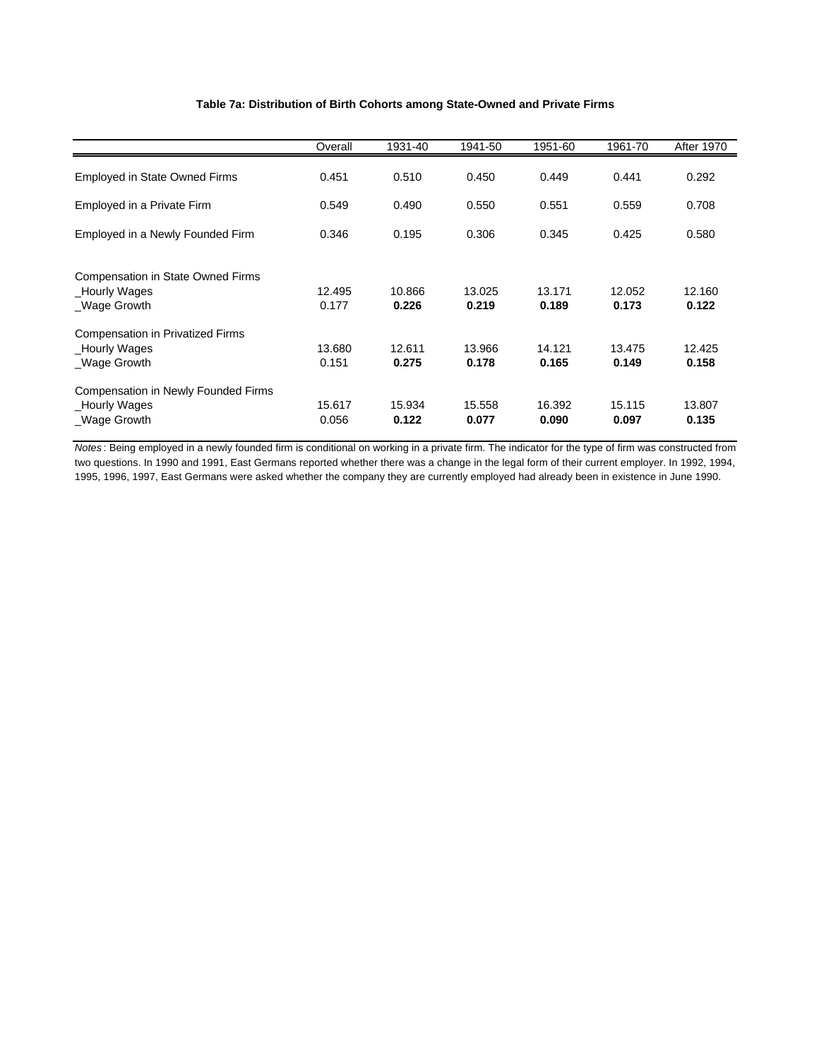**Table 7a: Distribution of Birth Cohorts among State-Owned and Private Firms**

| | Overall | 1931-40 | 1941-50 | 1951-60 | 1961-70 | After 1970 |
|---|---|---|---|---|---|---|
| Employed in State Owned Firms | 0.451 | 0.510 | 0.450 | 0.449 | 0.441 | 0.292 |
| Employed in a Private Firm | 0.549 | 0.490 | 0.550 | 0.551 | 0.559 | 0.708 |
| Employed in a Newly Founded Firm | 0.346 | 0.195 | 0.306 | 0.345 | 0.425 | 0.580 |
| Compensation in State Owned Firms | | | | | | |
| _Hourly Wages | 12.495 | 10.866 | 13.025 | 13.171 | 12.052 | 12.160 |
| _Wage Growth | 0.177 | **0.226** | **0.219** | **0.189** | **0.173** | **0.122** |
| Compensation in Privatized Firms | | | | | | |
| _Hourly Wages | 13.680 | 12.611 | 13.966 | 14.121 | 13.475 | 12.425 |
| _Wage Growth | 0.151 | **0.275** | **0.178** | **0.165** | **0.149** | **0.158** |
| Compensation in Newly Founded Firms | | | | | | |
| _Hourly Wages | 15.617 | 15.934 | 15.558 | 16.392 | 15.115 | 13.807 |
| _Wage Growth | 0.056 | **0.122** | **0.077** | **0.090** | **0.097** | **0.135** |

*Notes*: Being employed in a newly founded firm is conditional on working in a private firm. The indicator for the type of firm was constructed from two questions. In 1990 and 1991, East Germans reported whether there was a change in the legal form of their current employer. In 1992, 1994, 1995, 1996, 1997, East Germans were asked whether the company they are currently employed had already been in existence in June 1990.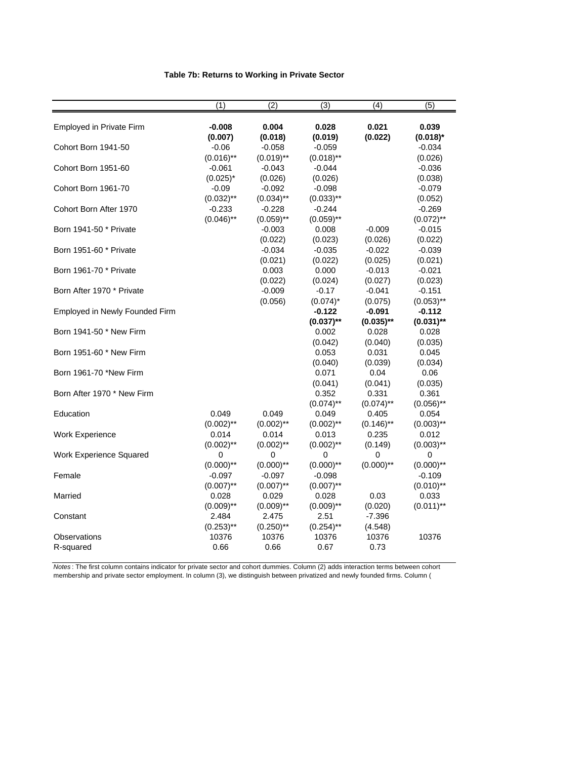**Table 7b: Returns to Working in Private Sector**

| | (1) | (2) | (3) | (4) | (5) |
|---|---|---|---|---|---|
| Employed in Private Firm | **-0.008** | **0.004** | **0.028** | **0.021** | **0.039** |
| | **(0.007)** | **(0.018)** | **(0.019)** | **(0.022)** | **(0.018)*** |
| Cohort Born 1941-50 | -0.06 | -0.058 | -0.059 | | -0.034 |
| | (0.016)** | (0.019)** | (0.018)** | | (0.026) |
| Cohort Born 1951-60 | -0.061 | -0.043 | -0.044 | | -0.036 |
| | (0.025)* | (0.026) | (0.026) | | (0.038) |
| Cohort Born 1961-70 | -0.09 | -0.092 | -0.098 | | -0.079 |
| | (0.032)** | (0.034)** | (0.033)** | | (0.052) |
| Cohort Born After 1970 | -0.233 | -0.228 | -0.244 | | -0.269 |
| | (0.046)** | (0.059)** | (0.059)** | | (0.072)** |
| Born 1941-50 * Private | | -0.003 | 0.008 | -0.009 | -0.015 |
| | | (0.022) | (0.023) | (0.026) | (0.022) |
| Born 1951-60 * Private | | -0.034 | -0.035 | -0.022 | -0.039 |
| | | (0.021) | (0.022) | (0.025) | (0.021) |
| Born 1961-70 * Private | | 0.003 | 0.000 | -0.013 | -0.021 |
| | | (0.022) | (0.024) | (0.027) | (0.023) |
| Born After 1970 * Private | | -0.009 | -0.17 | -0.041 | -0.151 |
| | | (0.056) | (0.074)* | (0.075) | (0.053)** |
| Employed in Newly Founded Firm | | | **-0.122** | **-0.091** | **-0.112** |
| | | | **(0.037)**** | **(0.035)**** | **(0.031)**** |
| Born 1941-50 * New Firm | | | 0.002 | 0.028 | 0.028 |
| | | | (0.042) | (0.040) | (0.035) |
| Born 1951-60 * New Firm | | | 0.053 | 0.031 | 0.045 |
| | | | (0.040) | (0.039) | (0.034) |
| Born 1961-70 *New Firm | | | 0.071 | 0.04 | 0.06 |
| | | | (0.041) | (0.041) | (0.035) |
| Born After 1970 * New Firm | | | 0.352 | 0.331 | 0.361 |
| | | | (0.074)** | (0.074)** | (0.056)** |
| Education | 0.049 | 0.049 | 0.049 | 0.405 | 0.054 |
| | (0.002)** | (0.002)** | (0.002)** | (0.146)** | (0.003)** |
| Work Experience | 0.014 | 0.014 | 0.013 | 0.235 | 0.012 |
| | (0.002)** | (0.002)** | (0.002)** | (0.149) | (0.003)** |
| Work Experience Squared | 0 | 0 | 0 | 0 | 0 |
| | (0.000)** | (0.000)** | (0.000)** | (0.000)** | (0.000)** |
| Female | -0.097 | -0.097 | -0.098 | | -0.109 |
| | (0.007)** | (0.007)** | (0.007)** | | (0.010)** |
| Married | 0.028 | 0.029 | 0.028 | 0.03 | 0.033 |
| | (0.009)** | (0.009)** | (0.009)** | (0.020) | (0.011)** |
| Constant | 2.484 | 2.475 | 2.51 | -7.396 | |
| | (0.253)** | (0.250)** | (0.254)** | (4.548) | |
| Observations | 10376 | 10376 | 10376 | 10376 | 10376 |
| R-squared | 0.66 | 0.66 | 0.67 | 0.73 | |

*Notes* : The first column contains indicator for private sector and cohort dummies. Column (2) adds interaction terms between cohort membership and private sector employment. In column (3), we distinguish between privatized and newly founded firms. Column (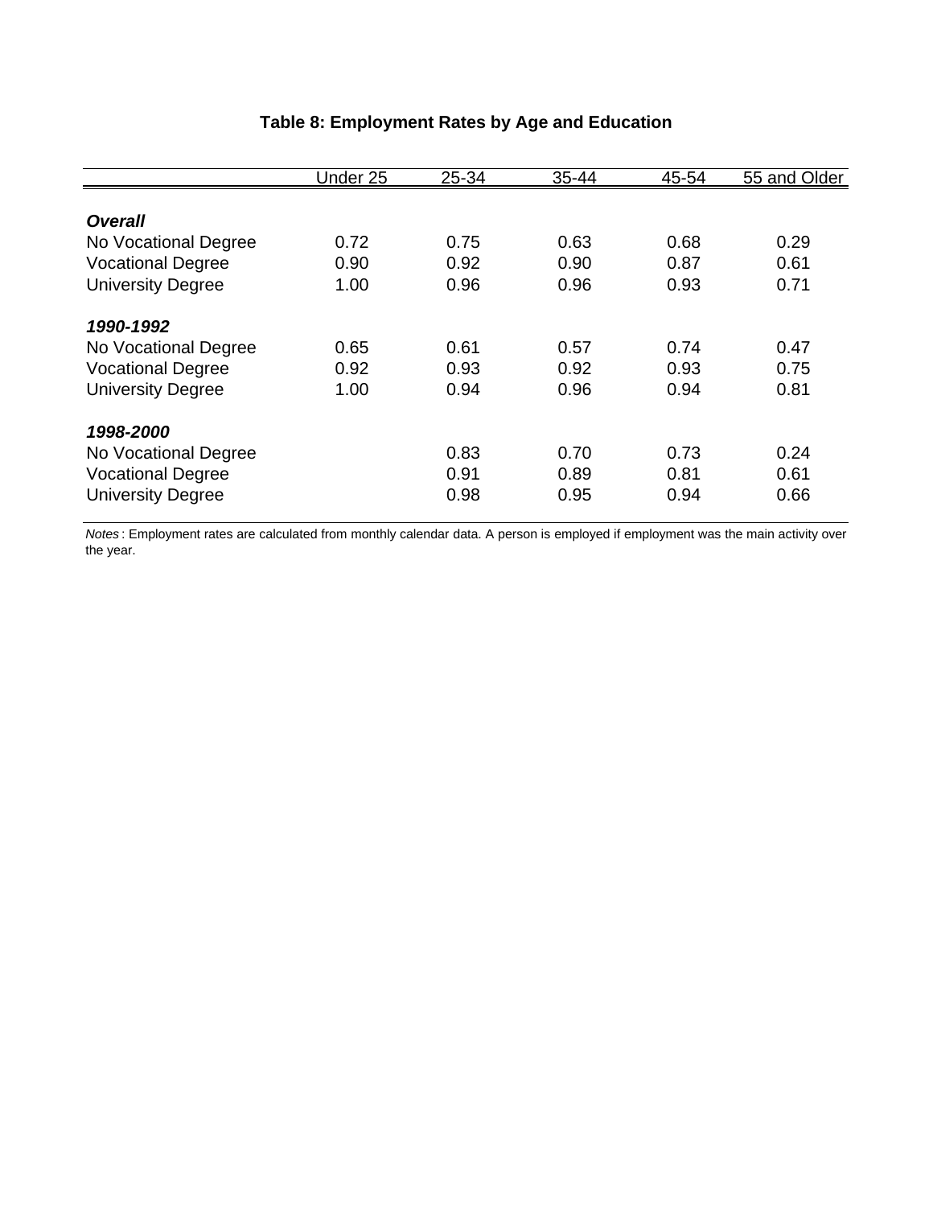**Table 8: Employment Rates by Age and Education**

| | Under 25 | 25-34 | 35-44 | 45-54 | 55 and Older |
|---|---|---|---|---|---|
| ***Overall*** | | | | | |
| No Vocational Degree | 0.72 | 0.75 | 0.63 | 0.68 | 0.29 |
| Vocational Degree | 0.90 | 0.92 | 0.90 | 0.87 | 0.61 |
| University Degree | 1.00 | 0.96 | 0.96 | 0.93 | 0.71 |
| ***1990-1992*** | | | | | |
| No Vocational Degree | 0.65 | 0.61 | 0.57 | 0.74 | 0.47 |
| Vocational Degree | 0.92 | 0.93 | 0.92 | 0.93 | 0.75 |
| University Degree | 1.00 | 0.94 | 0.96 | 0.94 | 0.81 |
| ***1998-2000*** | | | | | |
| No Vocational Degree | | 0.83 | 0.70 | 0.73 | 0.24 |
| Vocational Degree | | 0.91 | 0.89 | 0.81 | 0.61 |
| University Degree | | 0.98 | 0.95 | 0.94 | 0.66 |

*Notes* : Employment rates are calculated from monthly calendar data. A person is employed if employment was the main activity over the year.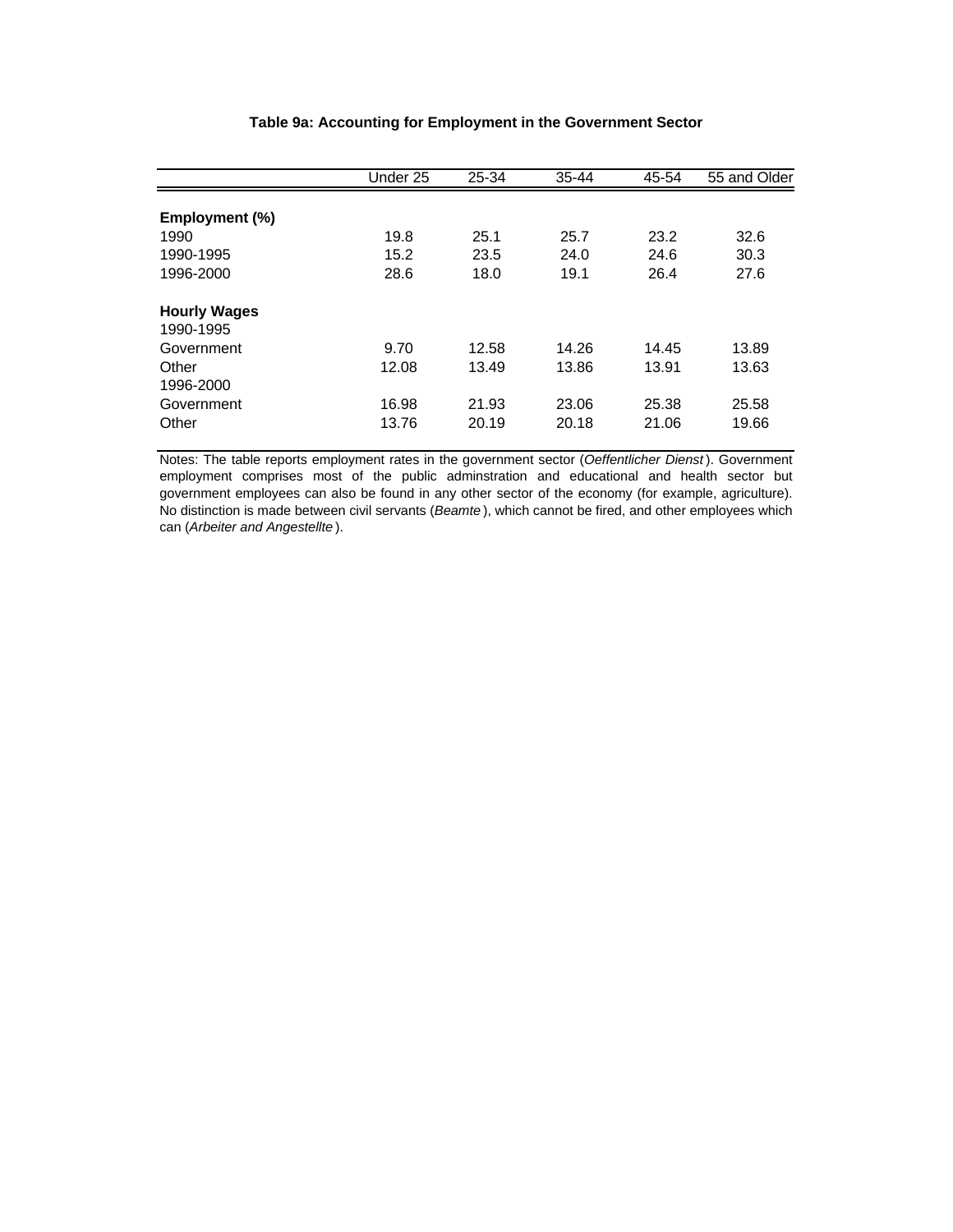**Table 9a: Accounting for Employment in the Government Sector**

| | Under 25 | 25-34 | 35-44 | 45-54 | 55 and Older |
|---|---|---|---|---|---|
| **Employment (%)** | | | | | |
| 1990 | 19.8 | 25.1 | 25.7 | 23.2 | 32.6 |
| 1990-1995 | 15.2 | 23.5 | 24.0 | 24.6 | 30.3 |
| 1996-2000 | 28.6 | 18.0 | 19.1 | 26.4 | 27.6 |
| **Hourly Wages** | | | | | |
| 1990-1995 | | | | | |
| Government | 9.70 | 12.58 | 14.26 | 14.45 | 13.89 |
| Other | 12.08 | 13.49 | 13.86 | 13.91 | 13.63 |
| 1996-2000 | | | | | |
| Government | 16.98 | 21.93 | 23.06 | 25.38 | 25.58 |
| Other | 13.76 | 20.19 | 20.18 | 21.06 | 19.66 |

Notes: The table reports employment rates in the government sector (*Oeffentlicher Dienst*). Government employment comprises most of the public adminstration and educational and health sector but government employees can also be found in any other sector of the economy (for example, agriculture). No distinction is made between civil servants (*Beamte*), which cannot be fired, and other employees which can (*Arbeiter and Angestellte*).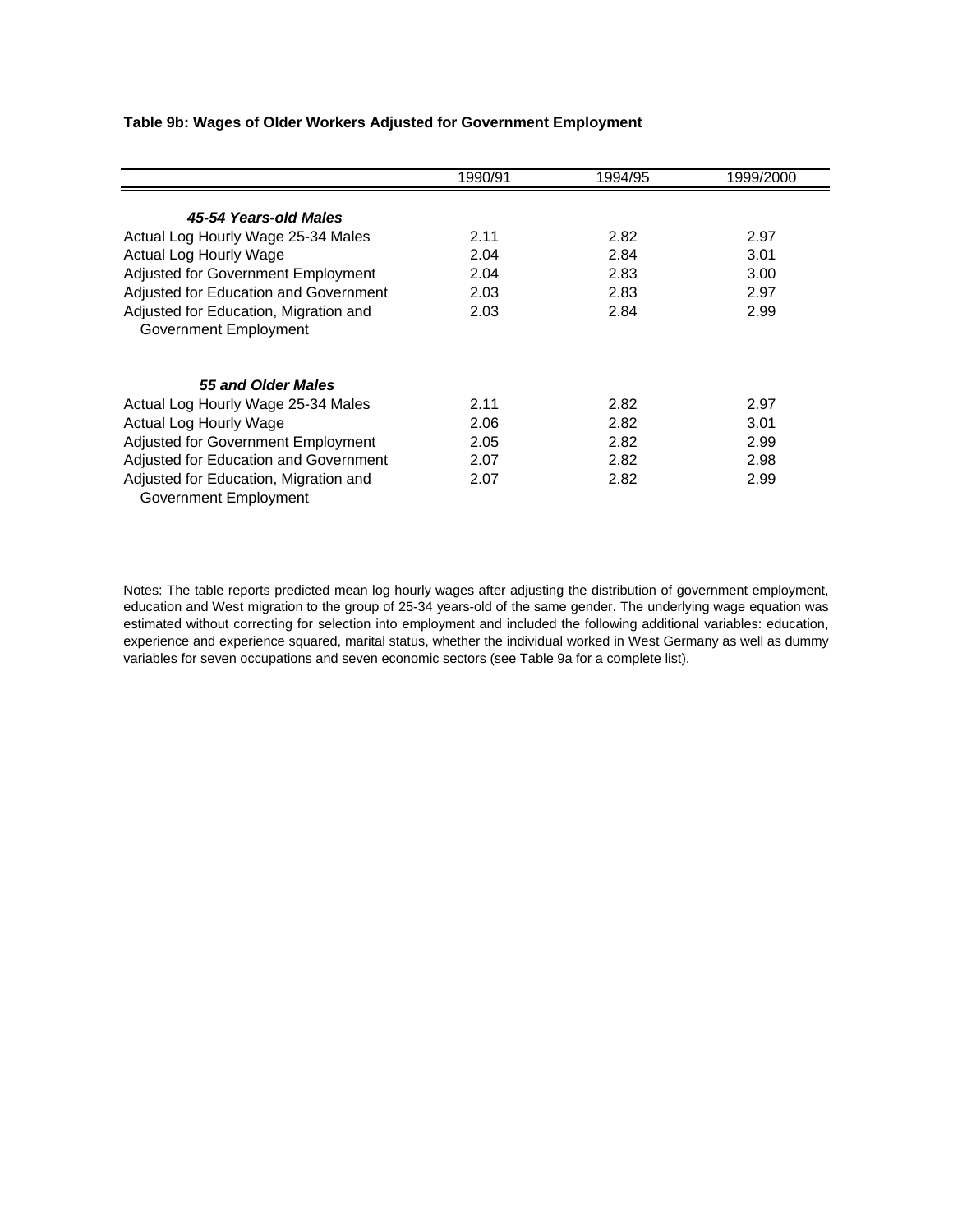**Table 9b: Wages of Older Workers Adjusted for Government Employment**

| | 1990/91 | 1994/95 | 1999/2000 |
|---|---|---|---|
| ***45-54 Years-old Males*** | | | |
| Actual Log Hourly Wage 25-34 Males | 2.11 | 2.82 | 2.97 |
| Actual Log Hourly Wage | 2.04 | 2.84 | 3.01 |
| Adjusted for Government Employment | 2.04 | 2.83 | 3.00 |
| Adjusted for Education and Government | 2.03 | 2.83 | 2.97 |
| Adjusted for Education, Migration and Government Employment | 2.03 | 2.84 | 2.99 |
| ***55 and Older Males*** | | | |
| Actual Log Hourly Wage 25-34 Males | 2.11 | 2.82 | 2.97 |
| Actual Log Hourly Wage | 2.06 | 2.82 | 3.01 |
| Adjusted for Government Employment | 2.05 | 2.82 | 2.99 |
| Adjusted for Education and Government | 2.07 | 2.82 | 2.98 |
| Adjusted for Education, Migration and Government Employment | 2.07 | 2.82 | 2.99 |

Notes: The table reports predicted mean log hourly wages after adjusting the distribution of government employment, education and West migration to the group of 25-34 years-old of the same gender. The underlying wage equation was estimated without correcting for selection into employment and included the following additional variables: education, experience and experience squared, marital status, whether the individual worked in West Germany as well as dummy variables for seven occupations and seven economic sectors (see Table 9a for a complete list).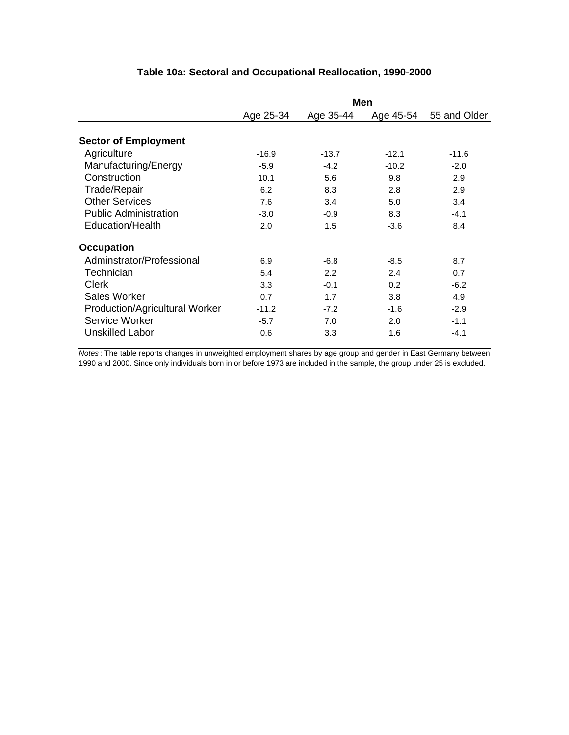## Table 10a: Sectoral and Occupational Reallocation, 1990-2000

| | Men | | | |
|---|---|---|---|---|
| | Age 25-34 | Age 35-44 | Age 45-54 | 55 and Older |
| **Sector of Employment** | | | | |
| Agriculture | -16.9 | -13.7 | -12.1 | -11.6 |
| Manufacturing/Energy | -5.9 | -4.2 | -10.2 | -2.0 |
| Construction | 10.1 | 5.6 | 9.8 | 2.9 |
| Trade/Repair | 6.2 | 8.3 | 2.8 | 2.9 |
| Other Services | 7.6 | 3.4 | 5.0 | 3.4 |
| Public Administration | -3.0 | -0.9 | 8.3 | -4.1 |
| Education/Health | 2.0 | 1.5 | -3.6 | 8.4 |
| **Occupation** | | | | |
| Adminstrator/Professional | 6.9 | -6.8 | -8.5 | 8.7 |
| Technician | 5.4 | 2.2 | 2.4 | 0.7 |
| Clerk | 3.3 | -0.1 | 0.2 | -6.2 |
| Sales Worker | 0.7 | 1.7 | 3.8 | 4.9 |
| Production/Agricultural Worker | -11.2 | -7.2 | -1.6 | -2.9 |
| Service Worker | -5.7 | 7.0 | 2.0 | -1.1 |
| Unskilled Labor | 0.6 | 3.3 | 1.6 | -4.1 |

*Notes*: The table reports changes in unweighted employment shares by age group and gender in East Germany between 1990 and 2000. Since only individuals born in or before 1973 are included in the sample, the group under 25 is excluded.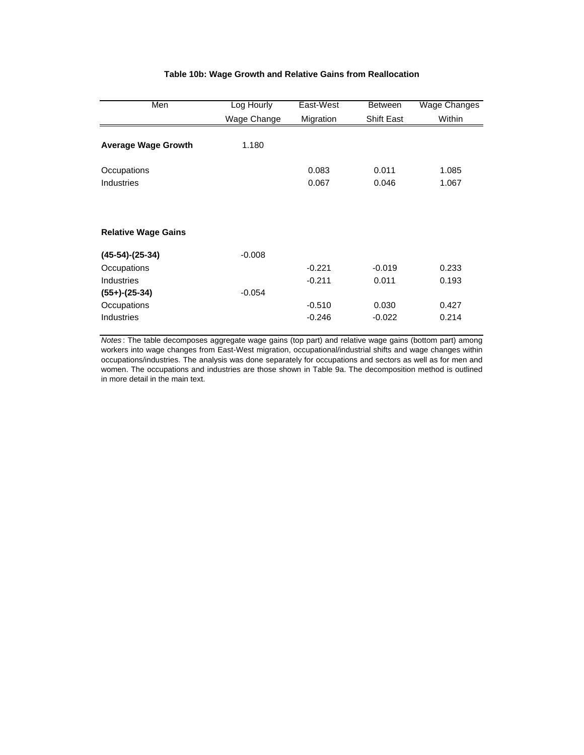**Table 10b: Wage Growth and Relative Gains from Reallocation**

| Men | Log Hourly Wage Change | East-West Migration | Between Shift East | Wage Changes Within |
|---|---|---|---|---|
| **Average Wage Growth** | 1.180 | | | |
| Occupations | | 0.083 | 0.011 | 1.085 |
| Industries | | 0.067 | 0.046 | 1.067 |
| **Relative Wage Gains** | | | | |
| **(45-54)-(25-34)** | -0.008 | | | |
| Occupations | | -0.221 | -0.019 | 0.233 |
| Industries | | -0.211 | 0.011 | 0.193 |
| **(55+)-(25-34)** | -0.054 | | | |
| Occupations | | -0.510 | 0.030 | 0.427 |
| Industries | | -0.246 | -0.022 | 0.214 |

*Notes*: The table decomposes aggregate wage gains (top part) and relative wage gains (bottom part) among workers into wage changes from East-West migration, occupational/industrial shifts and wage changes within occupations/industries. The analysis was done separately for occupations and sectors as well as for men and women. The occupations and industries are those shown in Table 9a. The decomposition method is outlined in more detail in the main text.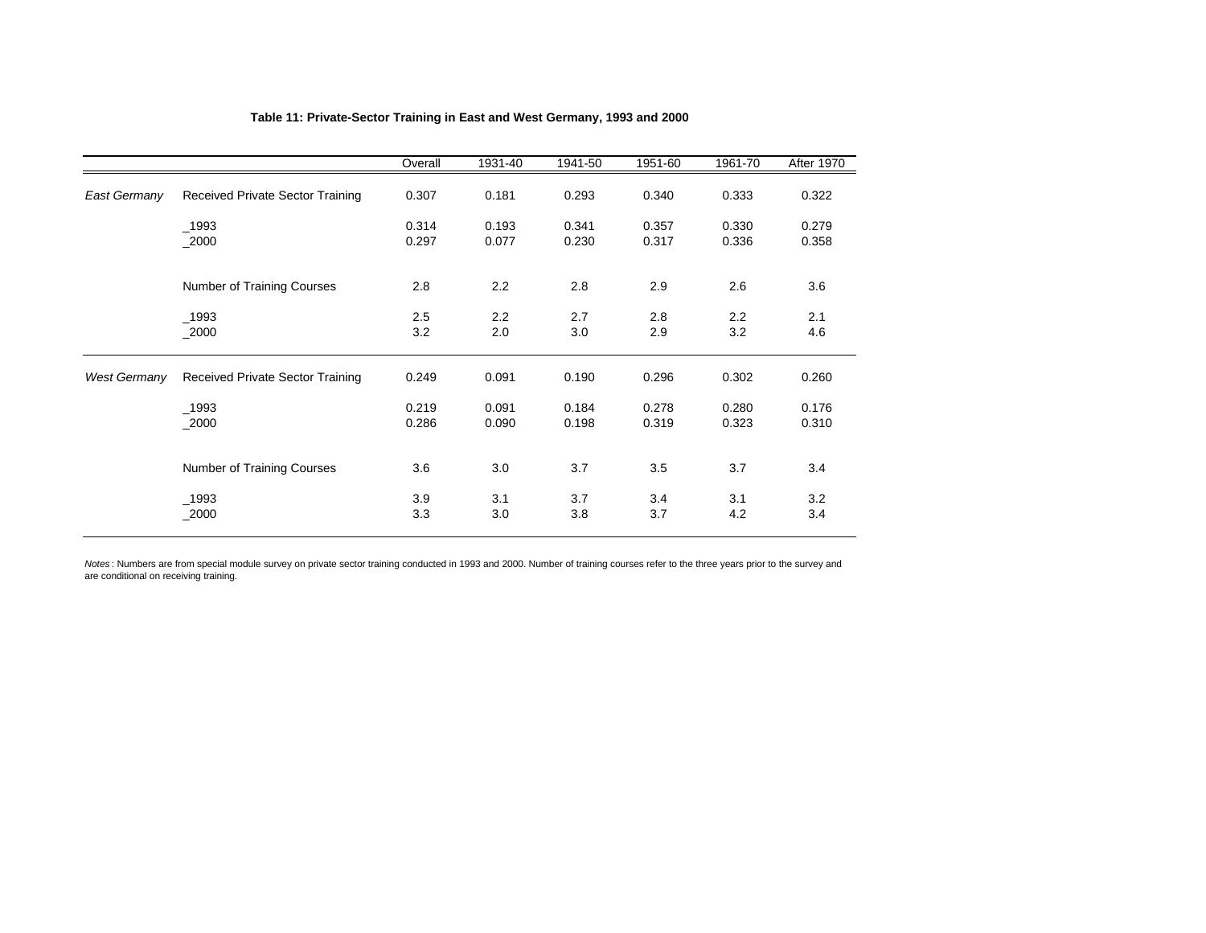**Table 11: Private-Sector Training in East and West Germany, 1993 and 2000**

| | | Overall | 1931-40 | 1941-50 | 1951-60 | 1961-70 | After 1970 |
|---|---|---|---|---|---|---|---|
| *East Germany* | Received Private Sector Training | 0.307 | 0.181 | 0.293 | 0.340 | 0.333 | 0.322 |
| | _1993 | 0.314 | 0.193 | 0.341 | 0.357 | 0.330 | 0.279 |
| | _2000 | 0.297 | 0.077 | 0.230 | 0.317 | 0.336 | 0.358 |
| | Number of Training Courses | 2.8 | 2.2 | 2.8 | 2.9 | 2.6 | 3.6 |
| | _1993 | 2.5 | 2.2 | 2.7 | 2.8 | 2.2 | 2.1 |
| | _2000 | 3.2 | 2.0 | 3.0 | 2.9 | 3.2 | 4.6 |
| *West Germany* | Received Private Sector Training | 0.249 | 0.091 | 0.190 | 0.296 | 0.302 | 0.260 |
| | _1993 | 0.219 | 0.091 | 0.184 | 0.278 | 0.280 | 0.176 |
| | _2000 | 0.286 | 0.090 | 0.198 | 0.319 | 0.323 | 0.310 |
| | Number of Training Courses | 3.6 | 3.0 | 3.7 | 3.5 | 3.7 | 3.4 |
| | _1993 | 3.9 | 3.1 | 3.7 | 3.4 | 3.1 | 3.2 |
| | _2000 | 3.3 | 3.0 | 3.8 | 3.7 | 4.2 | 3.4 |

*Notes*: Numbers are from special module survey on private sector training conducted in 1993 and 2000. Number of training courses refer to the three years prior to the survey and are conditional on receiving training.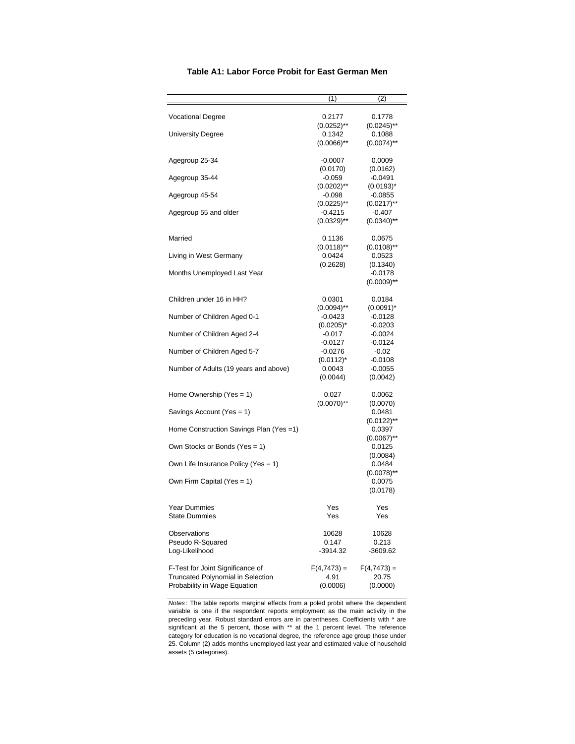### Table A1: Labor Force Probit for East German Men

| | (1) | (2) |
|---|---|---|
| Vocational Degree | 0.2177 | 0.1778 |
| | (0.0252)** | (0.0245)** |
| University Degree | 0.1342 | 0.1088 |
| | (0.0066)** | (0.0074)** |
| Agegroup 25-34 | -0.0007 | 0.0009 |
| | (0.0170) | (0.0162) |
| Agegroup 35-44 | -0.059 | -0.0491 |
| | (0.0202)** | (0.0193)* |
| Agegroup 45-54 | -0.098 | -0.0855 |
| | (0.0225)** | (0.0217)** |
| Agegroup 55 and older | -0.4215 | -0.407 |
| | (0.0329)** | (0.0340)** |
| Married | 0.1136 | 0.0675 |
| | (0.0118)** | (0.0108)** |
| Living in West Germany | 0.0424 | 0.0523 |
| | (0.2628) | (0.1340) |
| Months Unemployed Last Year | | -0.0178 |
| | | (0.0009)** |
| Children under 16 in HH? | 0.0301 | 0.0184 |
| | (0.0094)** | (0.0091)* |
| Number of Children Aged 0-1 | -0.0423 | -0.0128 |
| | (0.0205)* | -0.0203 |
| Number of Children Aged 2-4 | -0.017 | -0.0024 |
| | -0.0127 | -0.0124 |
| Number of Children Aged 5-7 | -0.0276 | -0.02 |
| | (0.0112)* | -0.0108 |
| Number of Adults (19 years and above) | 0.0043 | -0.0055 |
| | (0.0044) | (0.0042) |
| Home Ownership (Yes = 1) | 0.027 | 0.0062 |
| | (0.0070)** | (0.0070) |
| Savings Account (Yes = 1) | | 0.0481 |
| | | (0.0122)** |
| Home Construction Savings Plan (Yes =1) | | 0.0397 |
| | | (0.0067)** |
| Own Stocks or Bonds (Yes = 1) | | 0.0125 |
| | | (0.0084) |
| Own Life Insurance Policy (Yes = 1) | | 0.0484 |
| | | (0.0078)** |
| Own Firm Capital (Yes = 1) | | 0.0075 |
| | | (0.0178) |
| Year Dummies | Yes | Yes |
| State Dummies | Yes | Yes |
| Observations | 10628 | 10628 |
| Pseudo R-Squared | 0.147 | 0.213 |
| Log-Likelihood | -3914.32 | -3609.62 |
| F-Test for Joint Significance of Truncated Polynomial in Selection Probability in Wage Equation | $F(4,7473) =$ 4.91 (0.0006) | $F(4,7473) =$ 20.75 (0.0000) |

*Notes*: The table reports marginal effects from a poled probit where the dependent variable is one if the respondent reports employment as the main activity in the preceding year. Robust standard errors are in parentheses. Coefficients with * are significant at the 5 percent, those with ** at the 1 percent level. The reference category for education is no vocational degree, the reference age group those under 25. Column (2) adds months unemployed last year and estimated value of household assets (5 categories).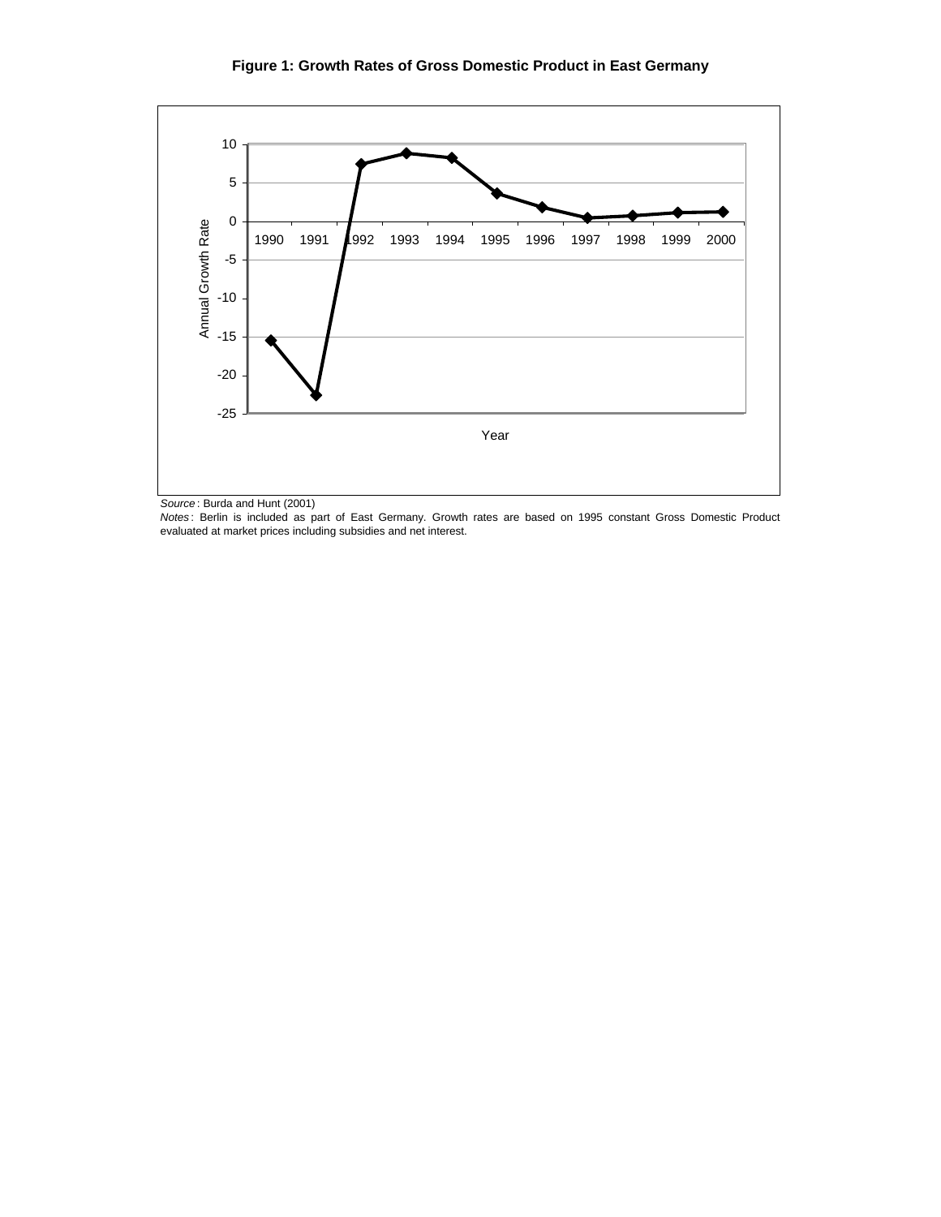**Figure 1: Growth Rates of Gross Domestic Product in East Germany**

*Source*: Burda and Hunt (2001)

*Notes*: Berlin is included as part of East Germany. Growth rates are based on 1995 constant Gross Domestic Product evaluated at market prices including subsidies and net interest.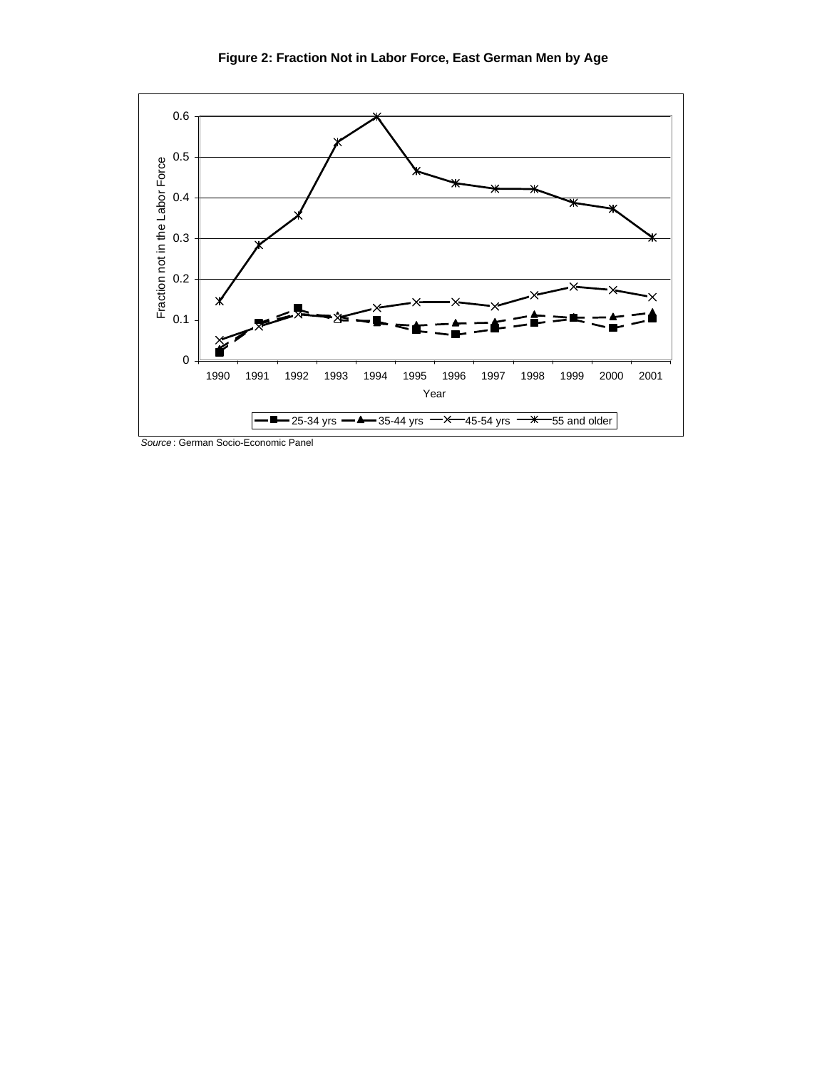**Figure 2: Fraction Not in Labor Force, East German Men by Age**

*Source*: German Socio-Economic Panel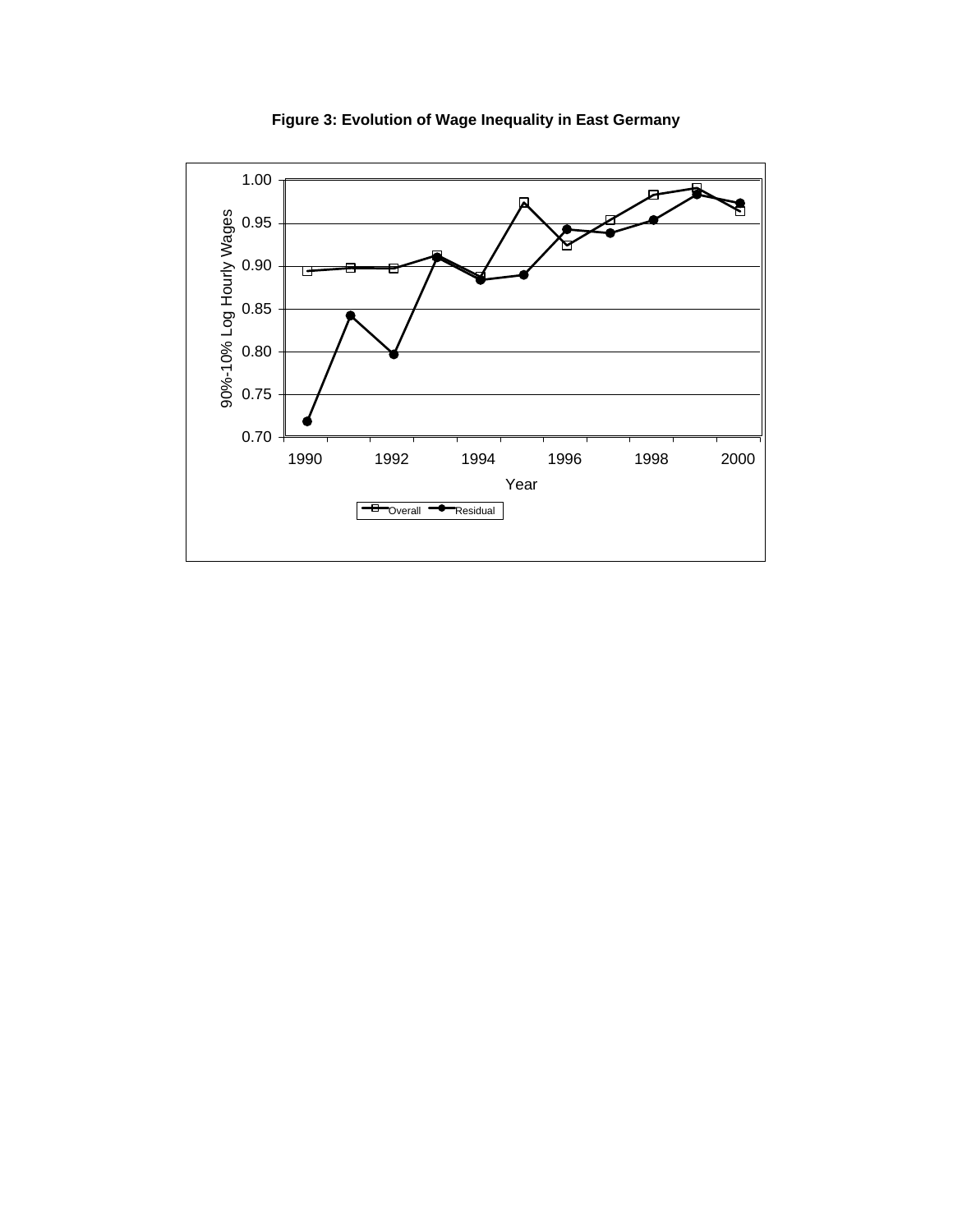**Figure 3: Evolution of Wage Inequality in East Germany**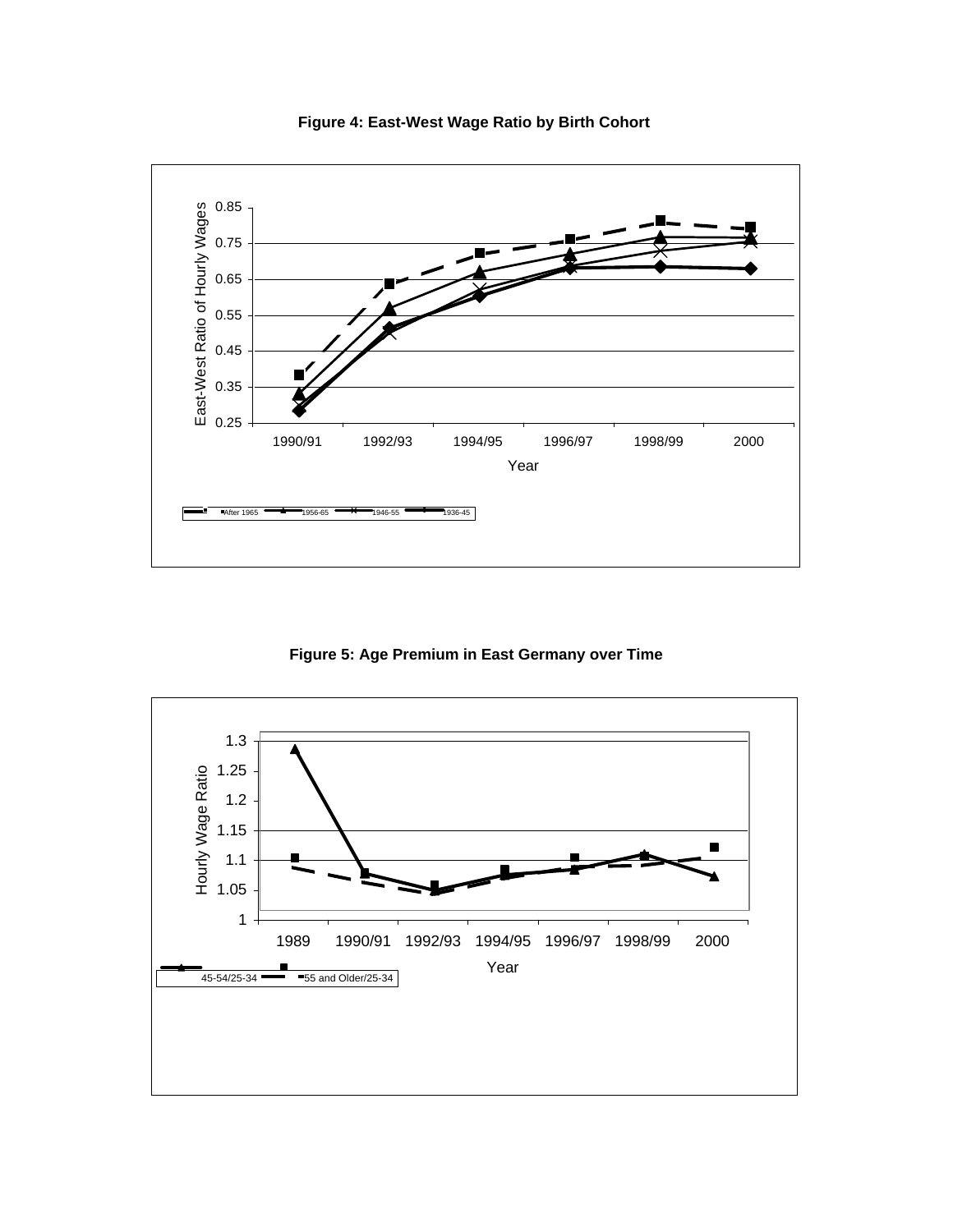**Figure 4: East-West Wage Ratio by Birth Cohort**

**Figure 5: Age Premium in East Germany over Time**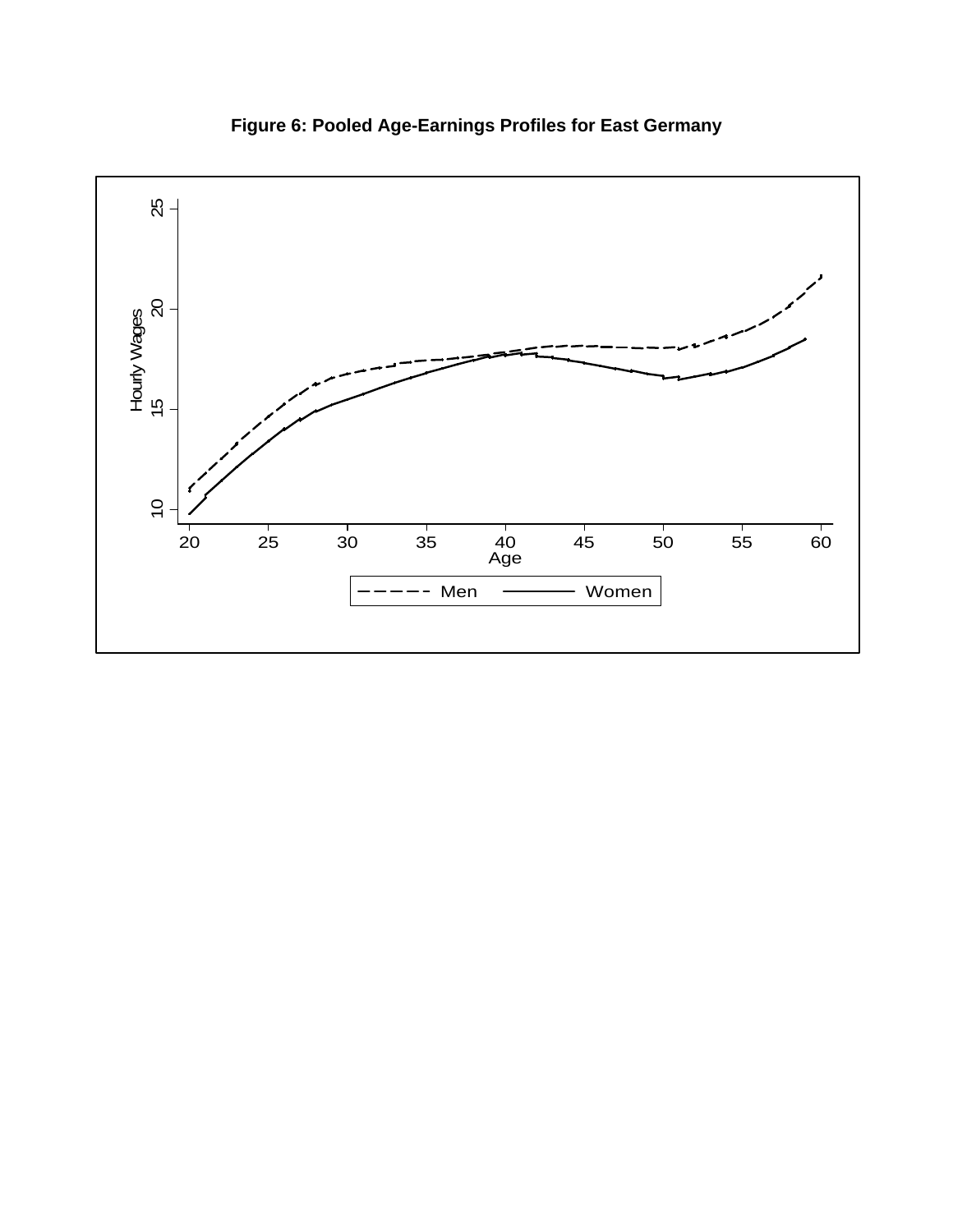**Figure 6: Pooled Age-Earnings Profiles for East Germany**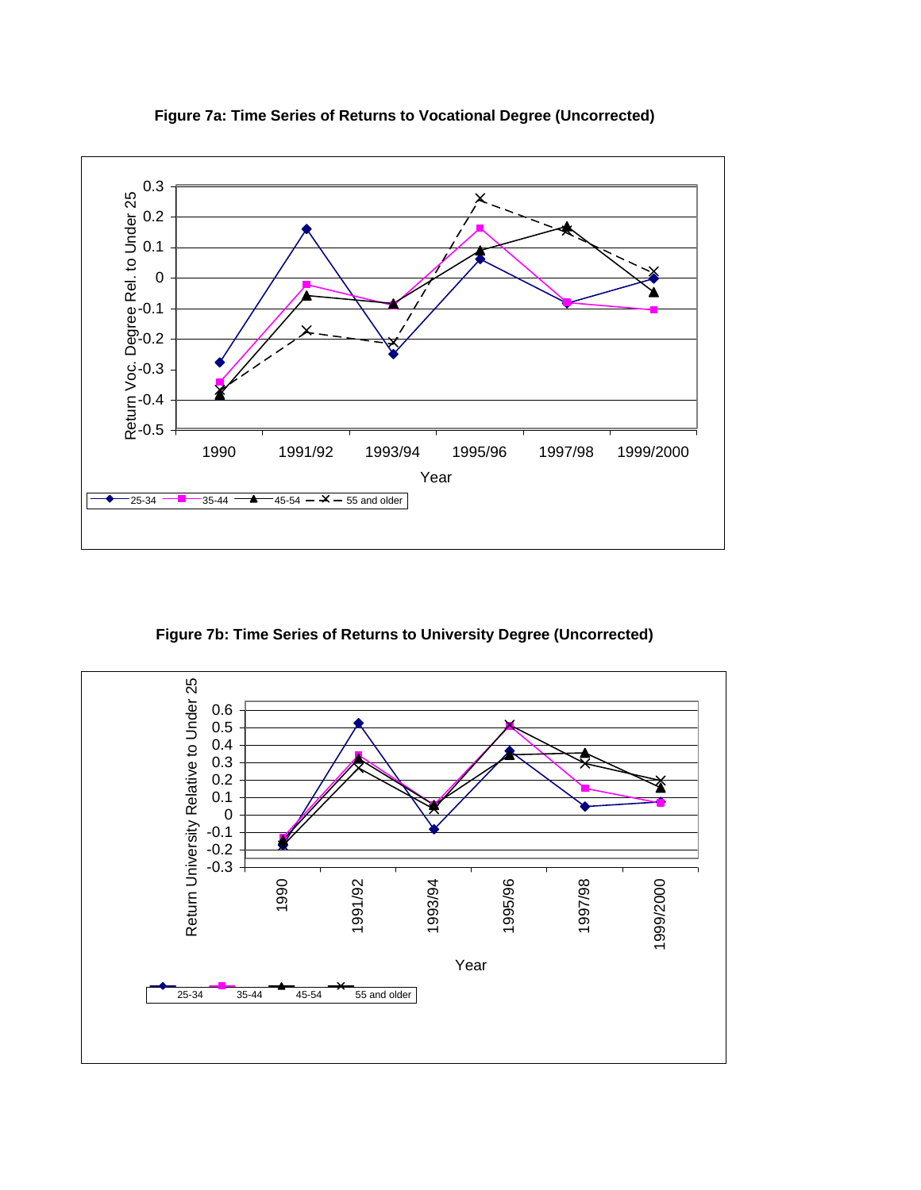**Figure 7a: Time Series of Returns to Vocational Degree (Uncorrected)**

**Figure 7b: Time Series of Returns to University Degree (Uncorrected)**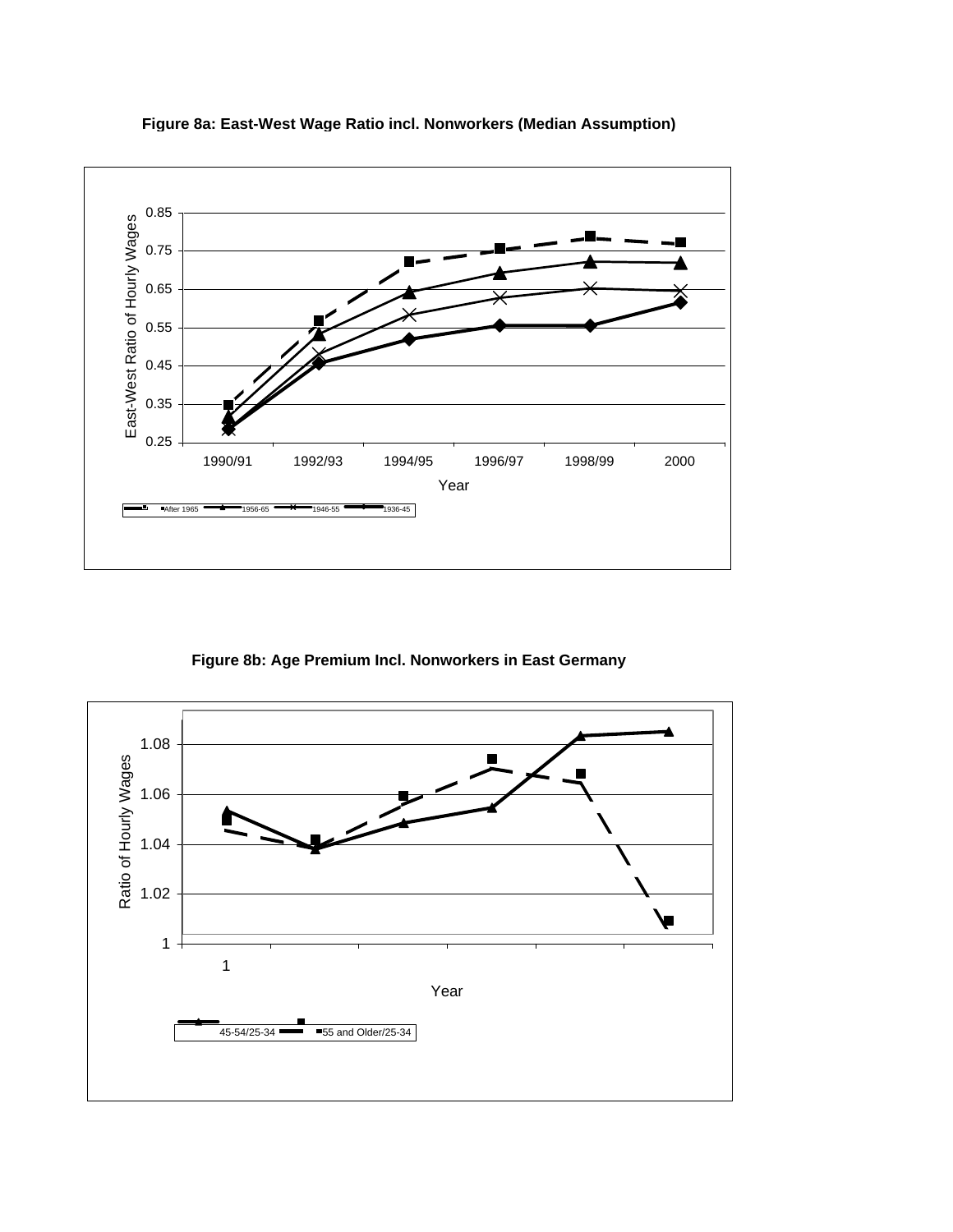**Figure 8a: East-West Wage Ratio incl. Nonworkers (Median Assumption)**

East-West Ratio of Hourly Wages

0.85, 0.75, 0.65, 0.55, 0.45, 0.35, 0.25

1990/91, 1992/93, 1994/95, 1996/97, 1998/99, 2000

Year

After 1965, 1956-65, 1946-55, 1936-45

**Figure 8b: Age Premium Incl. Nonworkers in East Germany**

Ratio of Hourly Wages

1.08, 1.06, 1.04, 1.02, 1

1

Year

45-54/25-34, 55 and Older/25-34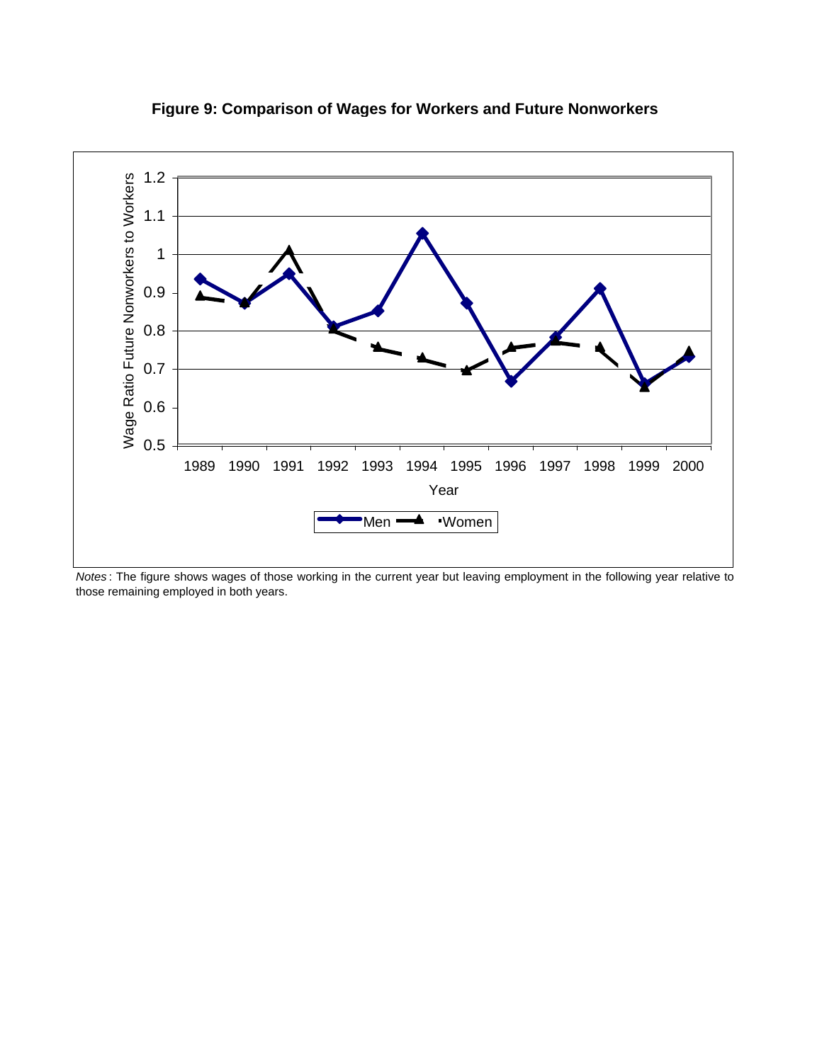**Figure 9: Comparison of Wages for Workers and Future Nonworkers**

*Notes*: The figure shows wages of those working in the current year but leaving employment in the following year relative to those remaining employed in both years.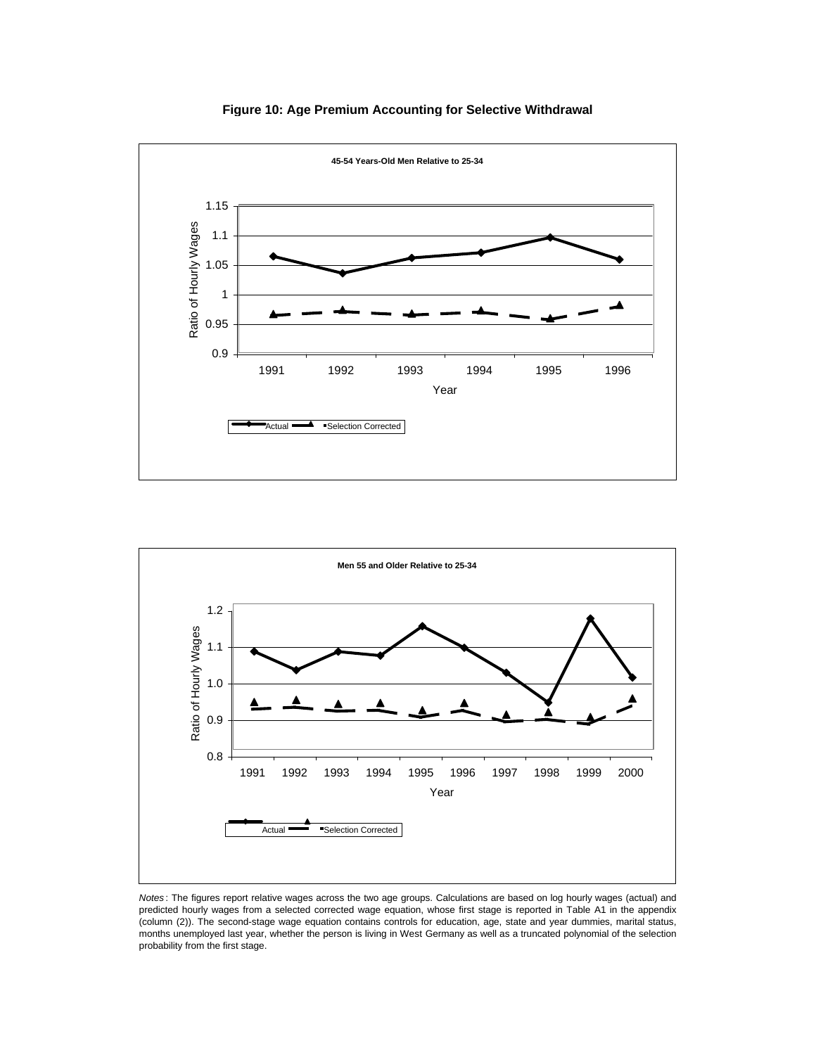**Figure 10: Age Premium Accounting for Selective Withdrawal**

45-54 Years-Old Men Relative to 25-34

Ratio of Hourly Wages

1.15
1.1
1.05
1
0.95
0.9

1991 1992 1993 1994 1995 1996

Year

Actual Selection Corrected

Men 55 and Older Relative to 25-34

Ratio of Hourly Wages

1.2
1.1
1.0
0.9
0.8

1991 1992 1993 1994 1995 1996 1997 1998 1999 2000

Year

Actual Selection Corrected

*Notes*: The figures report relative wages across the two age groups. Calculations are based on log hourly wages (actual) and predicted hourly wages from a selected corrected wage equation, whose first stage is reported in Table A1 in the appendix (column (2)). The second-stage wage equation contains controls for education, age, state and year dummies, marital status, months unemployed last year, whether the person is living in West Germany as well as a truncated polynomial of the selection probability from the first stage.